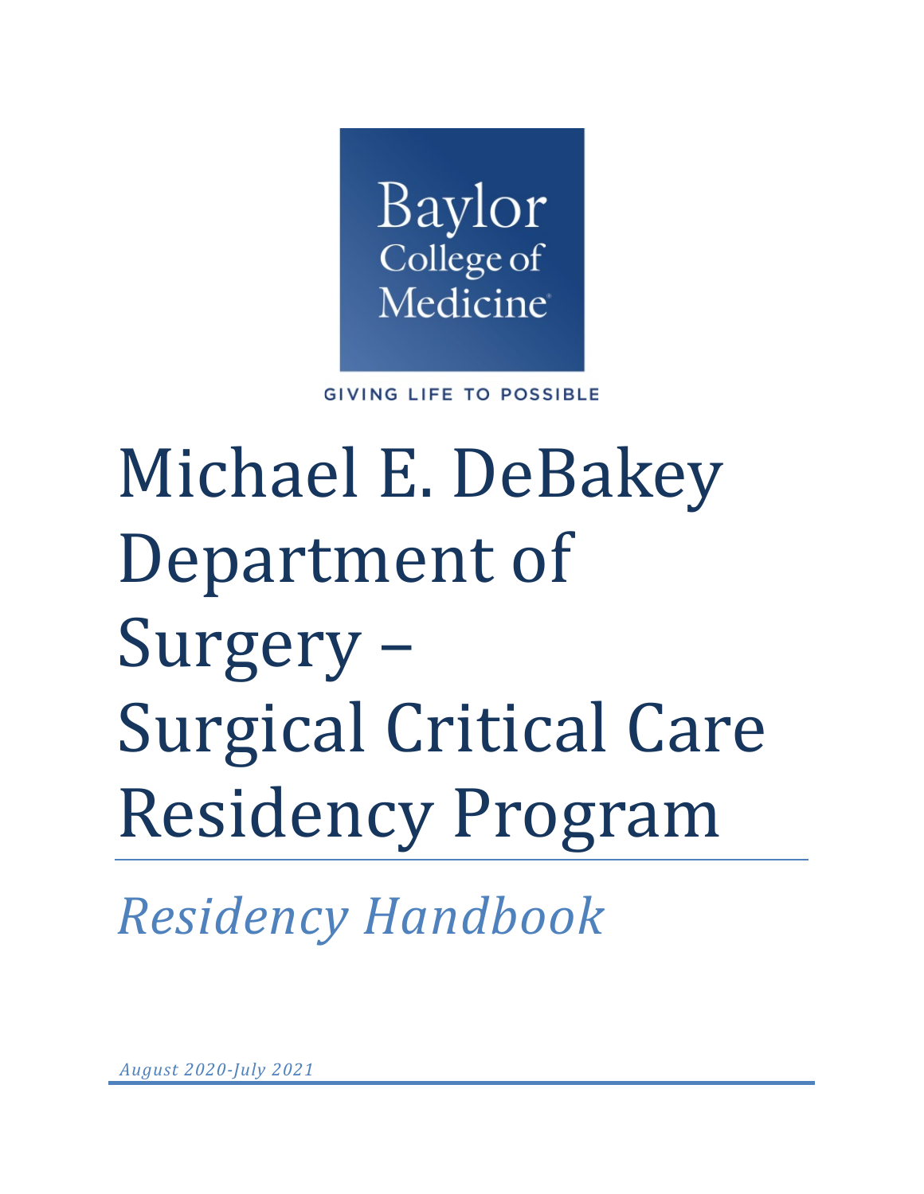Baylor College of Medicine

GIVING LIFE TO POSSIBLE

# Michael E. DeBakey Department of Surgery – Surgical Critical Care Residency Program

## *Residency Handbook*

*August 2020-July 2021*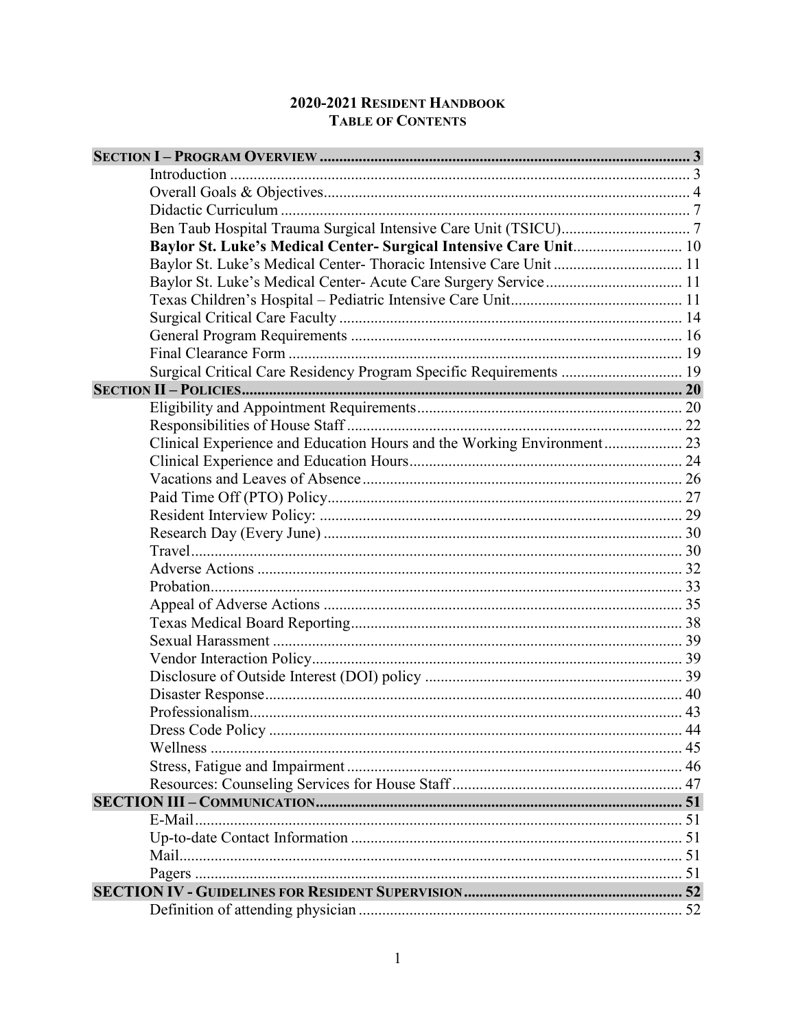# 2020-2021 Resident Handbook
## Table of Contents

| | |
|---|---|
| **SECTION I – PROGRAM OVERVIEW** | **3** |
| Introduction | 3 |
| Overall Goals & Objectives | 4 |
| Didactic Curriculum | 7 |
| Ben Taub Hospital Trauma Surgical Intensive Care Unit (TSICU) | 7 |
| **Baylor St. Luke's Medical Center- Surgical Intensive Care Unit** | 10 |
| Baylor St. Luke's Medical Center- Thoracic Intensive Care Unit | 11 |
| Baylor St. Luke's Medical Center- Acute Care Surgery Service | 11 |
| Texas Children's Hospital – Pediatric Intensive Care Unit | 11 |
| Surgical Critical Care Faculty | 14 |
| General Program Requirements | 16 |
| Final Clearance Form | 19 |
| Surgical Critical Care Residency Program Specific Requirements | 19 |
| **SECTION II – POLICIES** | **20** |
| Eligibility and Appointment Requirements | 20 |
| Responsibilities of House Staff | 22 |
| Clinical Experience and Education Hours and the Working Environment | 23 |
| Clinical Experience and Education Hours | 24 |
| Vacations and Leaves of Absence | 26 |
| Paid Time Off (PTO) Policy | 27 |
| Resident Interview Policy: | 29 |
| Research Day (Every June) | 30 |
| Travel | 30 |
| Adverse Actions | 32 |
| Probation | 33 |
| Appeal of Adverse Actions | 35 |
| Texas Medical Board Reporting | 38 |
| Sexual Harassment | 39 |
| Vendor Interaction Policy | 39 |
| Disclosure of Outside Interest (DOI) policy | 39 |
| Disaster Response | 40 |
| Professionalism | 43 |
| Dress Code Policy | 44 |
| Wellness | 45 |
| Stress, Fatigue and Impairment | 46 |
| Resources: Counseling Services for House Staff | 47 |
| **SECTION III – COMMUNICATION** | **51** |
| E-Mail | 51 |
| Up-to-date Contact Information | 51 |
| Mail | 51 |
| Pagers | 51 |
| **SECTION IV - GUIDELINES FOR RESIDENT SUPERVISION** | **52** |
| Definition of attending physician | 52 |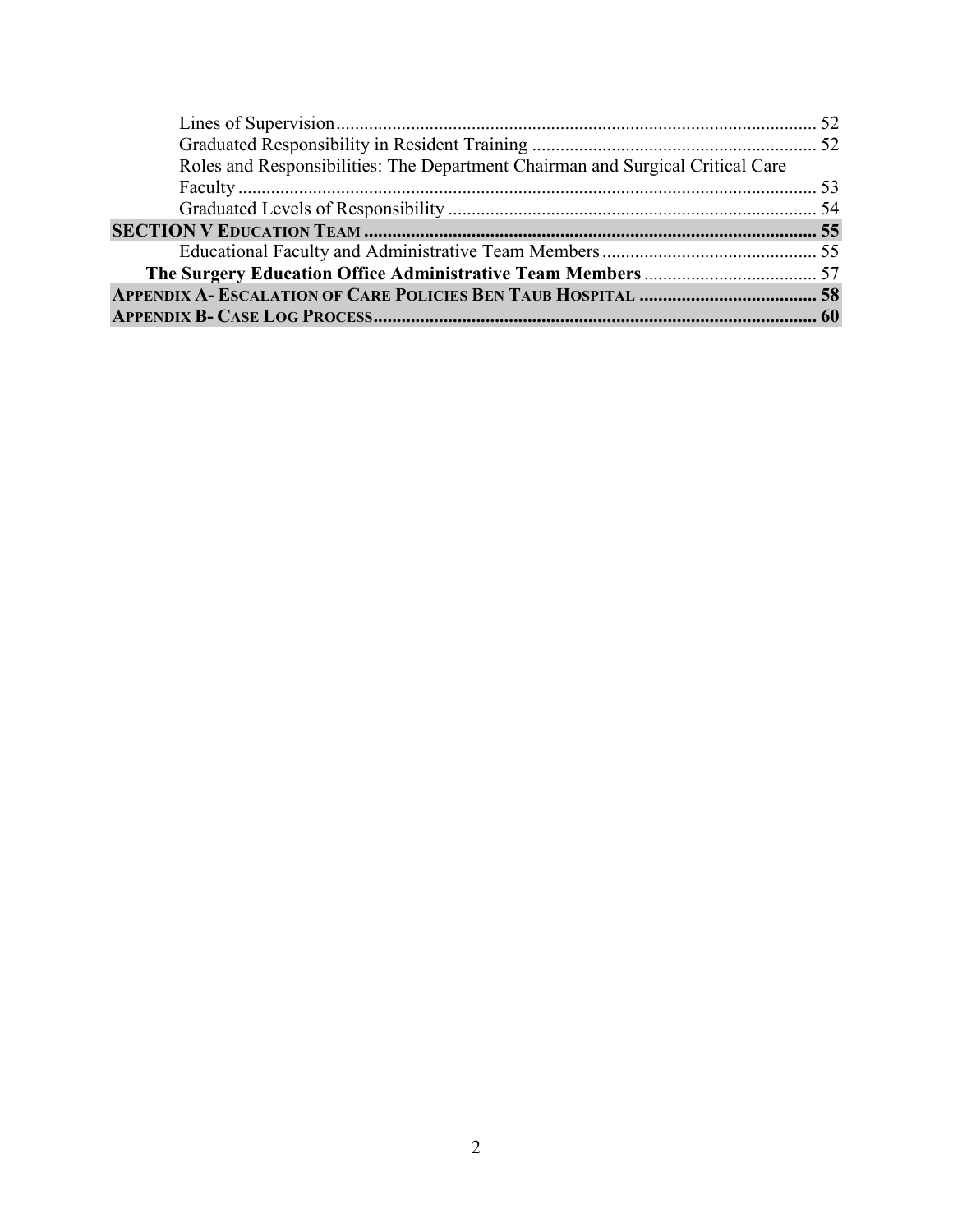Lines of Supervision ........................................................................................................ 52
Graduated Responsibility in Resident Training ............................................................. 52
Roles and Responsibilities: The Department Chairman and Surgical Critical Care Faculty ........................................................................................................................... 53
Graduated Levels of Responsibility ............................................................................... 54

**SECTION V EDUCATION TEAM ................................................................................................ 55**

Educational Faculty and Administrative Team Members ............................................... 55

**The Surgery Education Office Administrative Team Members ...................................... 57**

**APPENDIX A- ESCALATION OF CARE POLICIES BEN TAUB HOSPITAL ...................................... 58**

**APPENDIX B- CASE LOG PROCESS............................................................................................... 60**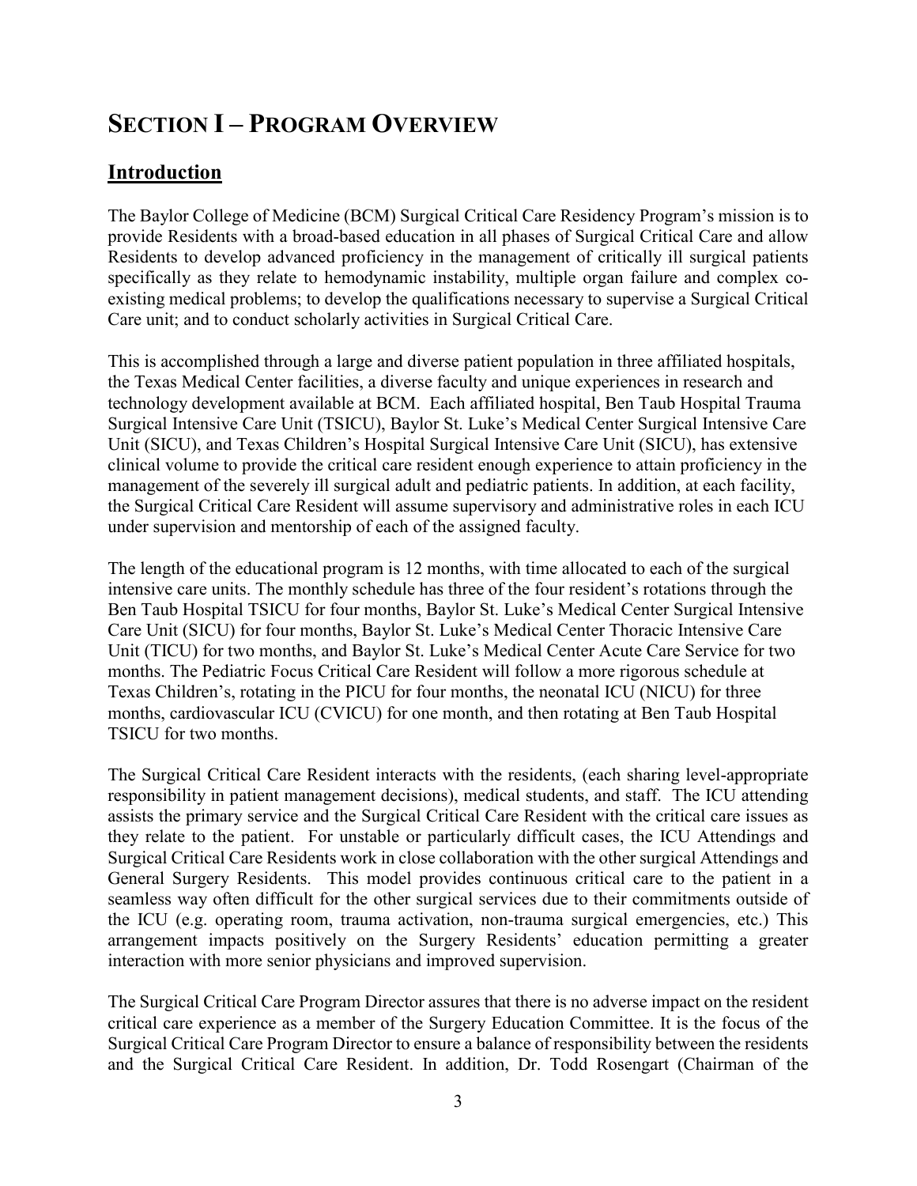# SECTION I – PROGRAM OVERVIEW

## Introduction

The Baylor College of Medicine (BCM) Surgical Critical Care Residency Program's mission is to provide Residents with a broad-based education in all phases of Surgical Critical Care and allow Residents to develop advanced proficiency in the management of critically ill surgical patients specifically as they relate to hemodynamic instability, multiple organ failure and complex co-existing medical problems; to develop the qualifications necessary to supervise a Surgical Critical Care unit; and to conduct scholarly activities in Surgical Critical Care.

This is accomplished through a large and diverse patient population in three affiliated hospitals, the Texas Medical Center facilities, a diverse faculty and unique experiences in research and technology development available at BCM. Each affiliated hospital, Ben Taub Hospital Trauma Surgical Intensive Care Unit (TSICU), Baylor St. Luke's Medical Center Surgical Intensive Care Unit (SICU), and Texas Children's Hospital Surgical Intensive Care Unit (SICU), has extensive clinical volume to provide the critical care resident enough experience to attain proficiency in the management of the severely ill surgical adult and pediatric patients. In addition, at each facility, the Surgical Critical Care Resident will assume supervisory and administrative roles in each ICU under supervision and mentorship of each of the assigned faculty.

The length of the educational program is 12 months, with time allocated to each of the surgical intensive care units. The monthly schedule has three of the four resident's rotations through the Ben Taub Hospital TSICU for four months, Baylor St. Luke's Medical Center Surgical Intensive Care Unit (SICU) for four months, Baylor St. Luke's Medical Center Thoracic Intensive Care Unit (TICU) for two months, and Baylor St. Luke's Medical Center Acute Care Service for two months. The Pediatric Focus Critical Care Resident will follow a more rigorous schedule at Texas Children's, rotating in the PICU for four months, the neonatal ICU (NICU) for three months, cardiovascular ICU (CVICU) for one month, and then rotating at Ben Taub Hospital TSICU for two months.

The Surgical Critical Care Resident interacts with the residents, (each sharing level-appropriate responsibility in patient management decisions), medical students, and staff. The ICU attending assists the primary service and the Surgical Critical Care Resident with the critical care issues as they relate to the patient. For unstable or particularly difficult cases, the ICU Attendings and Surgical Critical Care Residents work in close collaboration with the other surgical Attendings and General Surgery Residents. This model provides continuous critical care to the patient in a seamless way often difficult for the other surgical services due to their commitments outside of the ICU (e.g. operating room, trauma activation, non-trauma surgical emergencies, etc.) This arrangement impacts positively on the Surgery Residents' education permitting a greater interaction with more senior physicians and improved supervision.

The Surgical Critical Care Program Director assures that there is no adverse impact on the resident critical care experience as a member of the Surgery Education Committee. It is the focus of the Surgical Critical Care Program Director to ensure a balance of responsibility between the residents and the Surgical Critical Care Resident. In addition, Dr. Todd Rosengart (Chairman of the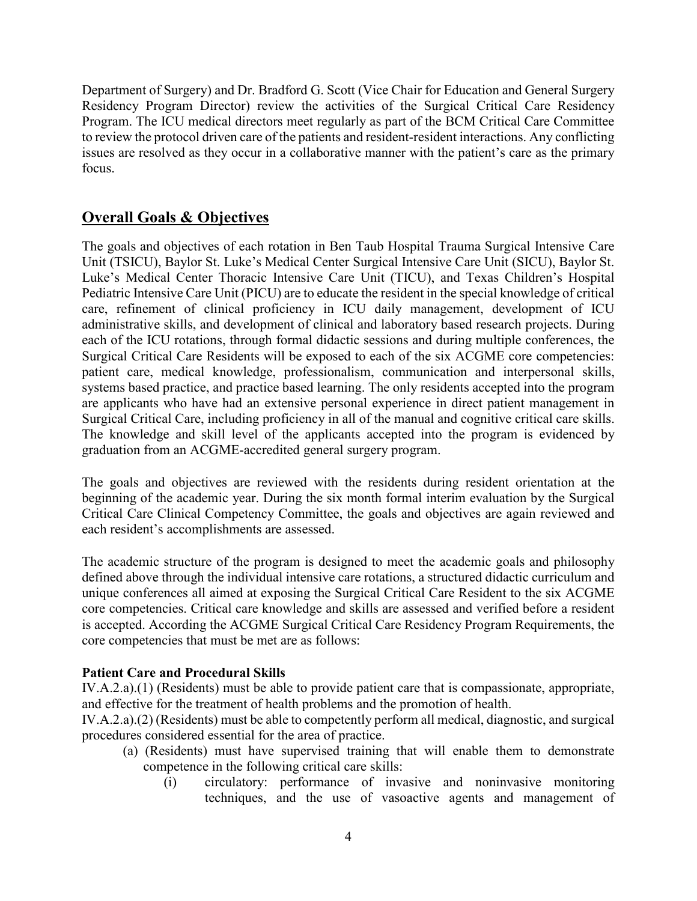Department of Surgery) and Dr. Bradford G. Scott (Vice Chair for Education and General Surgery Residency Program Director) review the activities of the Surgical Critical Care Residency Program. The ICU medical directors meet regularly as part of the BCM Critical Care Committee to review the protocol driven care of the patients and resident-resident interactions. Any conflicting issues are resolved as they occur in a collaborative manner with the patient's care as the primary focus.

## Overall Goals & Objectives

The goals and objectives of each rotation in Ben Taub Hospital Trauma Surgical Intensive Care Unit (TSICU), Baylor St. Luke's Medical Center Surgical Intensive Care Unit (SICU), Baylor St. Luke's Medical Center Thoracic Intensive Care Unit (TICU), and Texas Children's Hospital Pediatric Intensive Care Unit (PICU) are to educate the resident in the special knowledge of critical care, refinement of clinical proficiency in ICU daily management, development of ICU administrative skills, and development of clinical and laboratory based research projects. During each of the ICU rotations, through formal didactic sessions and during multiple conferences, the Surgical Critical Care Residents will be exposed to each of the six ACGME core competencies: patient care, medical knowledge, professionalism, communication and interpersonal skills, systems based practice, and practice based learning. The only residents accepted into the program are applicants who have had an extensive personal experience in direct patient management in Surgical Critical Care, including proficiency in all of the manual and cognitive critical care skills. The knowledge and skill level of the applicants accepted into the program is evidenced by graduation from an ACGME-accredited general surgery program.

The goals and objectives are reviewed with the residents during resident orientation at the beginning of the academic year. During the six month formal interim evaluation by the Surgical Critical Care Clinical Competency Committee, the goals and objectives are again reviewed and each resident's accomplishments are assessed.

The academic structure of the program is designed to meet the academic goals and philosophy defined above through the individual intensive care rotations, a structured didactic curriculum and unique conferences all aimed at exposing the Surgical Critical Care Resident to the six ACGME core competencies. Critical care knowledge and skills are assessed and verified before a resident is accepted. According the ACGME Surgical Critical Care Residency Program Requirements, the core competencies that must be met are as follows:

**Patient Care and Procedural Skills**

IV.A.2.a).(1) (Residents) must be able to provide patient care that is compassionate, appropriate, and effective for the treatment of health problems and the promotion of health.

IV.A.2.a).(2) (Residents) must be able to competently perform all medical, diagnostic, and surgical procedures considered essential for the area of practice.

- (a) (Residents) must have supervised training that will enable them to demonstrate competence in the following critical care skills:
  - (i) circulatory: performance of invasive and noninvasive monitoring techniques, and the use of vasoactive agents and management of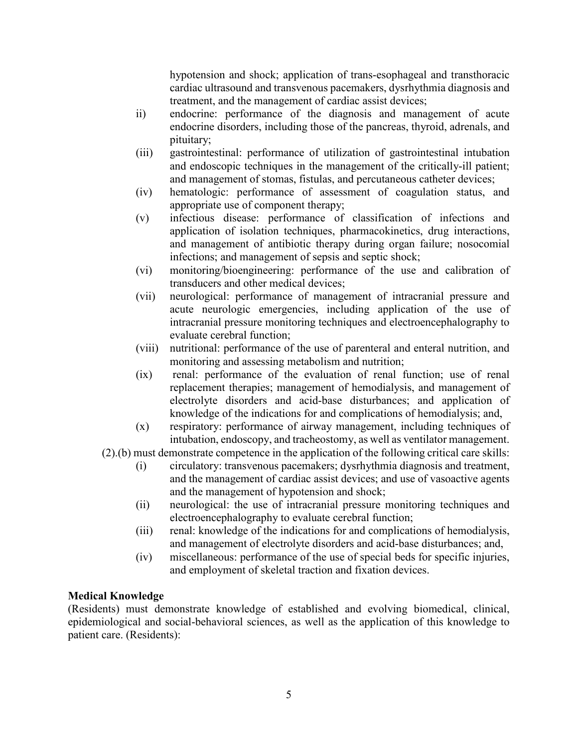hypotension and shock; application of trans-esophageal and transthoracic cardiac ultrasound and transvenous pacemakers, dysrhythmia diagnosis and treatment, and the management of cardiac assist devices;

ii) endocrine: performance of the diagnosis and management of acute endocrine disorders, including those of the pancreas, thyroid, adrenals, and pituitary;

(iii) gastrointestinal: performance of utilization of gastrointestinal intubation and endoscopic techniques in the management of the critically-ill patient; and management of stomas, fistulas, and percutaneous catheter devices;

(iv) hematologic: performance of assessment of coagulation status, and appropriate use of component therapy;

(v) infectious disease: performance of classification of infections and application of isolation techniques, pharmacokinetics, drug interactions, and management of antibiotic therapy during organ failure; nosocomial infections; and management of sepsis and septic shock;

(vi) monitoring/bioengineering: performance of the use and calibration of transducers and other medical devices;

(vii) neurological: performance of management of intracranial pressure and acute neurologic emergencies, including application of the use of intracranial pressure monitoring techniques and electroencephalography to evaluate cerebral function;

(viii) nutritional: performance of the use of parenteral and enteral nutrition, and monitoring and assessing metabolism and nutrition;

(ix) renal: performance of the evaluation of renal function; use of renal replacement therapies; management of hemodialysis, and management of electrolyte disorders and acid-base disturbances; and application of knowledge of the indications for and complications of hemodialysis; and,

(x) respiratory: performance of airway management, including techniques of intubation, endoscopy, and tracheostomy, as well as ventilator management.

(2).(b) must demonstrate competence in the application of the following critical care skills:

(i) circulatory: transvenous pacemakers; dysrhythmia diagnosis and treatment, and the management of cardiac assist devices; and use of vasoactive agents and the management of hypotension and shock;

(ii) neurological: the use of intracranial pressure monitoring techniques and electroencephalography to evaluate cerebral function;

(iii) renal: knowledge of the indications for and complications of hemodialysis, and management of electrolyte disorders and acid-base disturbances; and,

(iv) miscellaneous: performance of the use of special beds for specific injuries, and employment of skeletal traction and fixation devices.

**Medical Knowledge**

(Residents) must demonstrate knowledge of established and evolving biomedical, clinical, epidemiological and social-behavioral sciences, as well as the application of this knowledge to patient care. (Residents):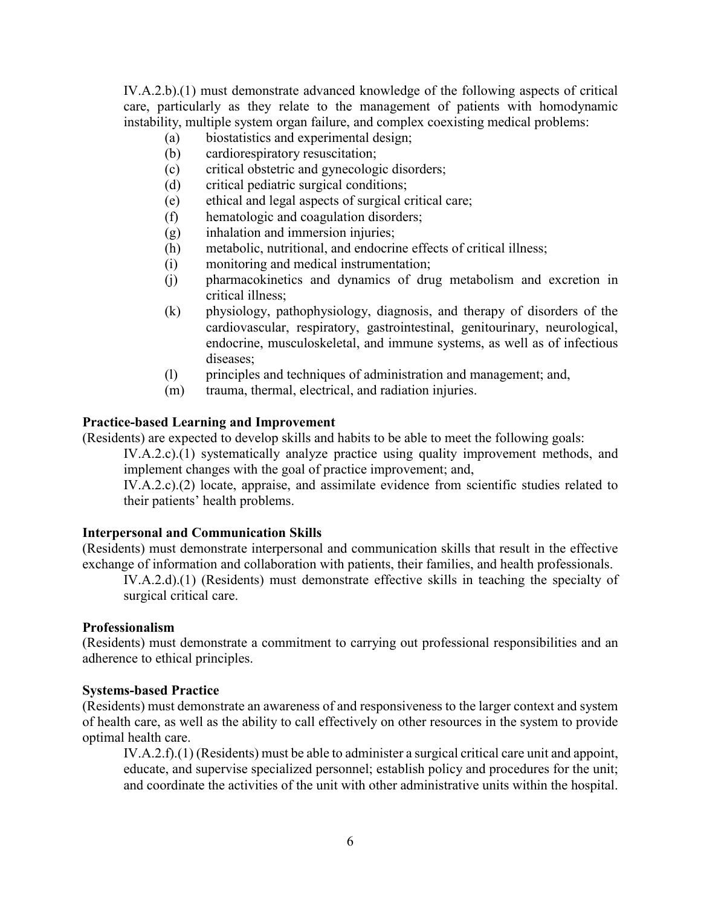IV.A.2.b).(1) must demonstrate advanced knowledge of the following aspects of critical care, particularly as they relate to the management of patients with homodynamic instability, multiple system organ failure, and complex coexisting medical problems:

- (a) biostatistics and experimental design;
- (b) cardiorespiratory resuscitation;
- (c) critical obstetric and gynecologic disorders;
- (d) critical pediatric surgical conditions;
- (e) ethical and legal aspects of surgical critical care;
- (f) hematologic and coagulation disorders;
- (g) inhalation and immersion injuries;
- (h) metabolic, nutritional, and endocrine effects of critical illness;
- (i) monitoring and medical instrumentation;
- (j) pharmacokinetics and dynamics of drug metabolism and excretion in critical illness;
- (k) physiology, pathophysiology, diagnosis, and therapy of disorders of the cardiovascular, respiratory, gastrointestinal, genitourinary, neurological, endocrine, musculoskeletal, and immune systems, as well as of infectious diseases;
- (l) principles and techniques of administration and management; and,
- (m) trauma, thermal, electrical, and radiation injuries.

**Practice-based Learning and Improvement**

(Residents) are expected to develop skills and habits to be able to meet the following goals:

IV.A.2.c).(1) systematically analyze practice using quality improvement methods, and implement changes with the goal of practice improvement; and,

IV.A.2.c).(2) locate, appraise, and assimilate evidence from scientific studies related to their patients' health problems.

**Interpersonal and Communication Skills**

(Residents) must demonstrate interpersonal and communication skills that result in the effective exchange of information and collaboration with patients, their families, and health professionals.

IV.A.2.d).(1) (Residents) must demonstrate effective skills in teaching the specialty of surgical critical care.

**Professionalism**

(Residents) must demonstrate a commitment to carrying out professional responsibilities and an adherence to ethical principles.

**Systems-based Practice**

(Residents) must demonstrate an awareness of and responsiveness to the larger context and system of health care, as well as the ability to call effectively on other resources in the system to provide optimal health care.

IV.A.2.f).(1) (Residents) must be able to administer a surgical critical care unit and appoint, educate, and supervise specialized personnel; establish policy and procedures for the unit; and coordinate the activities of the unit with other administrative units within the hospital.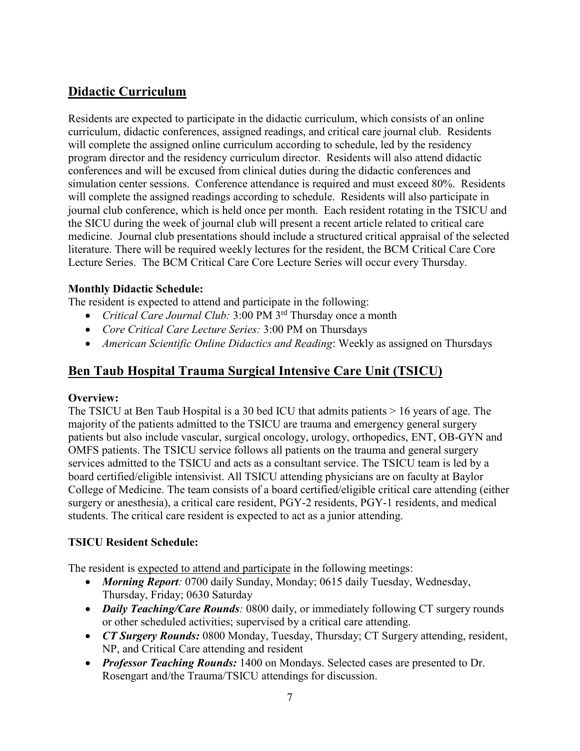## Didactic Curriculum

Residents are expected to participate in the didactic curriculum, which consists of an online curriculum, didactic conferences, assigned readings, and critical care journal club. Residents will complete the assigned online curriculum according to schedule, led by the residency program director and the residency curriculum director. Residents will also attend didactic conferences and will be excused from clinical duties during the didactic conferences and simulation center sessions. Conference attendance is required and must exceed 80%. Residents will complete the assigned readings according to schedule. Residents will also participate in journal club conference, which is held once per month. Each resident rotating in the TSICU and the SICU during the week of journal club will present a recent article related to critical care medicine. Journal club presentations should include a structured critical appraisal of the selected literature. There will be required weekly lectures for the resident, the BCM Critical Care Core Lecture Series. The BCM Critical Care Core Lecture Series will occur every Thursday.

### Monthly Didactic Schedule:

The resident is expected to attend and participate in the following:

- *Critical Care Journal Club:* 3:00 PM 3rd Thursday once a month
- *Core Critical Care Lecture Series:* 3:00 PM on Thursdays
- *American Scientific Online Didactics and Reading*: Weekly as assigned on Thursdays

## Ben Taub Hospital Trauma Surgical Intensive Care Unit (TSICU)

### Overview:

The TSICU at Ben Taub Hospital is a 30 bed ICU that admits patients > 16 years of age. The majority of the patients admitted to the TSICU are trauma and emergency general surgery patients but also include vascular, surgical oncology, urology, orthopedics, ENT, OB-GYN and OMFS patients. The TSICU service follows all patients on the trauma and general surgery services admitted to the TSICU and acts as a consultant service. The TSICU team is led by a board certified/eligible intensivist. All TSICU attending physicians are on faculty at Baylor College of Medicine. The team consists of a board certified/eligible critical care attending (either surgery or anesthesia), a critical care resident, PGY-2 residents, PGY-1 residents, and medical students. The critical care resident is expected to act as a junior attending.

### TSICU Resident Schedule:

The resident is expected to attend and participate in the following meetings:

- ***Morning Report****:* 0700 daily Sunday, Monday; 0615 daily Tuesday, Wednesday, Thursday, Friday; 0630 Saturday
- ***Daily Teaching/Care Rounds****:* 0800 daily, or immediately following CT surgery rounds or other scheduled activities; supervised by a critical care attending.
- ***CT Surgery Rounds:*** 0800 Monday, Tuesday, Thursday; CT Surgery attending, resident, NP, and Critical Care attending and resident
- ***Professor Teaching Rounds:*** 1400 on Mondays. Selected cases are presented to Dr. Rosengart and/the Trauma/TSICU attendings for discussion.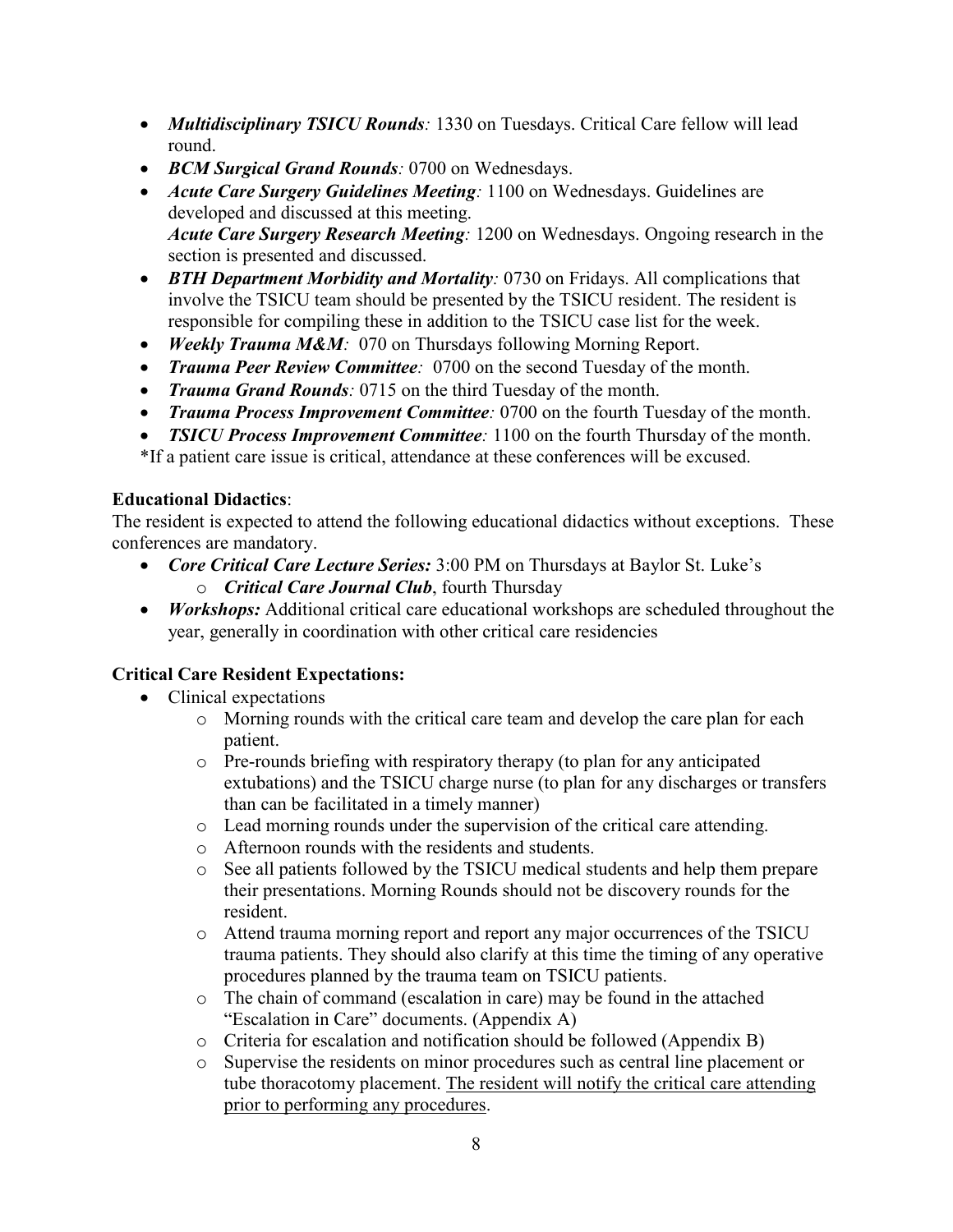- ***Multidisciplinary TSICU Rounds****:* 1330 on Tuesdays. Critical Care fellow will lead round.
- ***BCM Surgical Grand Rounds****:* 0700 on Wednesdays.
- ***Acute Care Surgery Guidelines Meeting****:* 1100 on Wednesdays. Guidelines are developed and discussed at this meeting.
  ***Acute Care Surgery Research Meeting****:* 1200 on Wednesdays. Ongoing research in the section is presented and discussed.
- ***BTH Department Morbidity and Mortality****:* 0730 on Fridays. All complications that involve the TSICU team should be presented by the TSICU resident. The resident is responsible for compiling these in addition to the TSICU case list for the week.
- ***Weekly Trauma M&M****:* 070 on Thursdays following Morning Report.
- ***Trauma Peer Review Committee****:* 0700 on the second Tuesday of the month.
- ***Trauma Grand Rounds****:* 0715 on the third Tuesday of the month.
- ***Trauma Process Improvement Committee****:* 0700 on the fourth Tuesday of the month.
- ***TSICU Process Improvement Committee****:* 1100 on the fourth Thursday of the month.

*If a patient care issue is critical, attendance at these conferences will be excused.

**Educational Didactics**:

The resident is expected to attend the following educational didactics without exceptions. These conferences are mandatory.

- ***Core Critical Care Lecture Series:*** 3:00 PM on Thursdays at Baylor St. Luke's
  - ***Critical Care Journal Club***, fourth Thursday
- ***Workshops:*** Additional critical care educational workshops are scheduled throughout the year, generally in coordination with other critical care residencies

**Critical Care Resident Expectations:**

- Clinical expectations
  - Morning rounds with the critical care team and develop the care plan for each patient.
  - Pre-rounds briefing with respiratory therapy (to plan for any anticipated extubations) and the TSICU charge nurse (to plan for any discharges or transfers than can be facilitated in a timely manner)
  - Lead morning rounds under the supervision of the critical care attending.
  - Afternoon rounds with the residents and students.
  - See all patients followed by the TSICU medical students and help them prepare their presentations. Morning Rounds should not be discovery rounds for the resident.
  - Attend trauma morning report and report any major occurrences of the TSICU trauma patients. They should also clarify at this time the timing of any operative procedures planned by the trauma team on TSICU patients.
  - The chain of command (escalation in care) may be found in the attached "Escalation in Care" documents. (Appendix A)
  - Criteria for escalation and notification should be followed (Appendix B)
  - Supervise the residents on minor procedures such as central line placement or tube thoracotomy placement. <u>The resident will notify the critical care attending prior to performing any procedures</u>.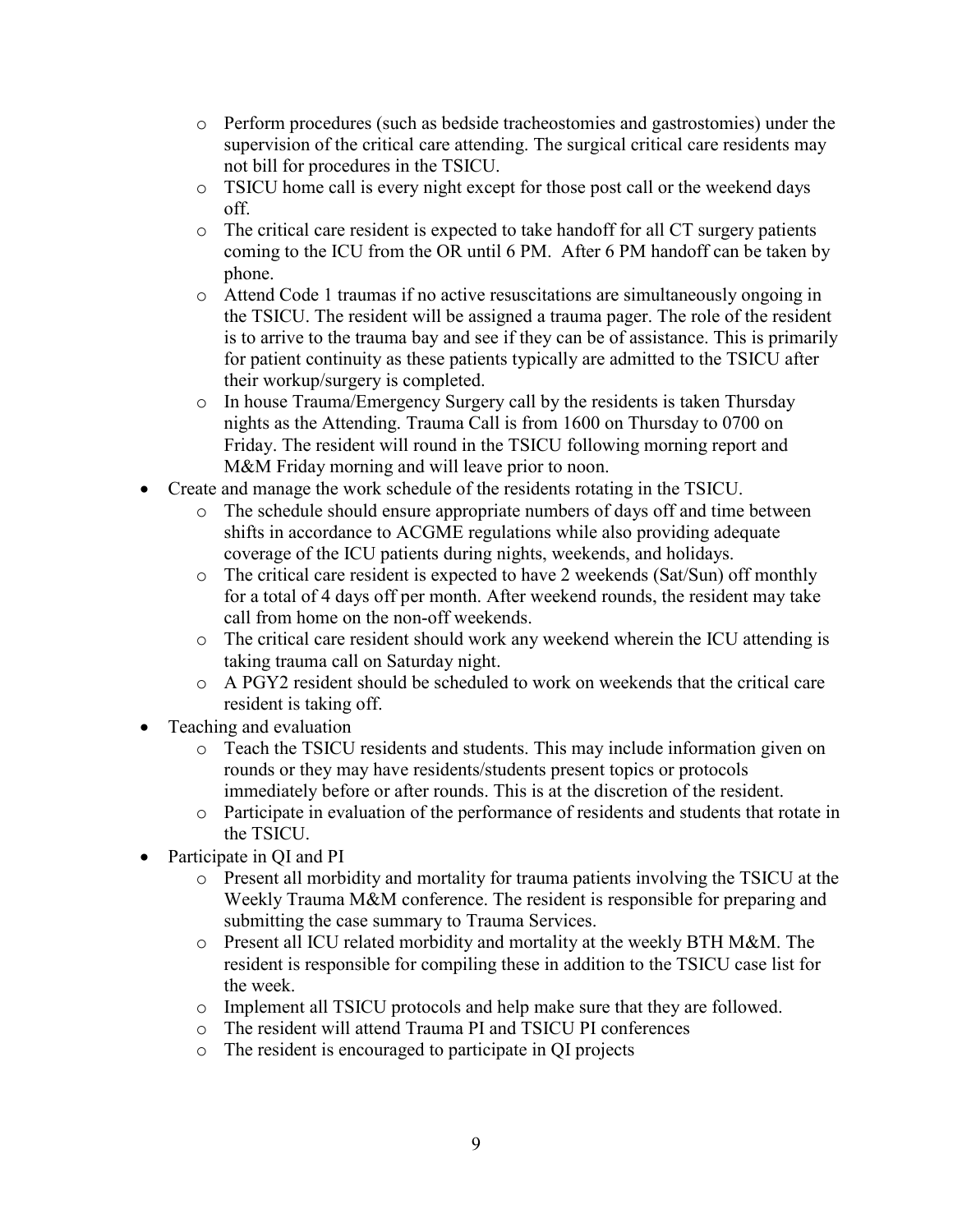- Perform procedures (such as bedside tracheostomies and gastrostomies) under the supervision of the critical care attending. The surgical critical care residents may not bill for procedures in the TSICU.
  - TSICU home call is every night except for those post call or the weekend days off.
  - The critical care resident is expected to take handoff for all CT surgery patients coming to the ICU from the OR until 6 PM. After 6 PM handoff can be taken by phone.
  - Attend Code 1 traumas if no active resuscitations are simultaneously ongoing in the TSICU. The resident will be assigned a trauma pager. The role of the resident is to arrive to the trauma bay and see if they can be of assistance. This is primarily for patient continuity as these patients typically are admitted to the TSICU after their workup/surgery is completed.
  - In house Trauma/Emergency Surgery call by the residents is taken Thursday nights as the Attending. Trauma Call is from 1600 on Thursday to 0700 on Friday. The resident will round in the TSICU following morning report and M&M Friday morning and will leave prior to noon.
- Create and manage the work schedule of the residents rotating in the TSICU.
  - The schedule should ensure appropriate numbers of days off and time between shifts in accordance to ACGME regulations while also providing adequate coverage of the ICU patients during nights, weekends, and holidays.
  - The critical care resident is expected to have 2 weekends (Sat/Sun) off monthly for a total of 4 days off per month. After weekend rounds, the resident may take call from home on the non-off weekends.
  - The critical care resident should work any weekend wherein the ICU attending is taking trauma call on Saturday night.
  - A PGY2 resident should be scheduled to work on weekends that the critical care resident is taking off.
- Teaching and evaluation
  - Teach the TSICU residents and students. This may include information given on rounds or they may have residents/students present topics or protocols immediately before or after rounds. This is at the discretion of the resident.
  - Participate in evaluation of the performance of residents and students that rotate in the TSICU.
- Participate in QI and PI
  - Present all morbidity and mortality for trauma patients involving the TSICU at the Weekly Trauma M&M conference. The resident is responsible for preparing and submitting the case summary to Trauma Services.
  - Present all ICU related morbidity and mortality at the weekly BTH M&M. The resident is responsible for compiling these in addition to the TSICU case list for the week.
  - Implement all TSICU protocols and help make sure that they are followed.
  - The resident will attend Trauma PI and TSICU PI conferences
  - The resident is encouraged to participate in QI projects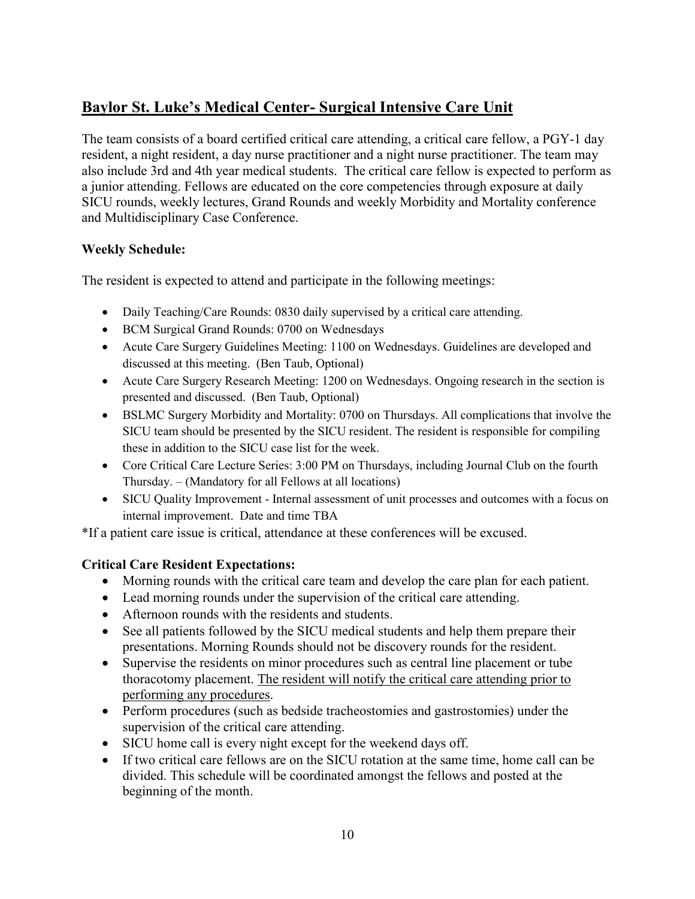## Baylor St. Luke's Medical Center- Surgical Intensive Care Unit

The team consists of a board certified critical care attending, a critical care fellow, a PGY-1 day resident, a night resident, a day nurse practitioner and a night nurse practitioner. The team may also include 3rd and 4th year medical students. The critical care fellow is expected to perform as a junior attending. Fellows are educated on the core competencies through exposure at daily SICU rounds, weekly lectures, Grand Rounds and weekly Morbidity and Mortality conference and Multidisciplinary Case Conference.

**Weekly Schedule:**

The resident is expected to attend and participate in the following meetings:

- Daily Teaching/Care Rounds: 0830 daily supervised by a critical care attending.
- BCM Surgical Grand Rounds: 0700 on Wednesdays
- Acute Care Surgery Guidelines Meeting: 1100 on Wednesdays. Guidelines are developed and discussed at this meeting. (Ben Taub, Optional)
- Acute Care Surgery Research Meeting: 1200 on Wednesdays. Ongoing research in the section is presented and discussed. (Ben Taub, Optional)
- BSLMC Surgery Morbidity and Mortality: 0700 on Thursdays. All complications that involve the SICU team should be presented by the SICU resident. The resident is responsible for compiling these in addition to the SICU case list for the week.
- Core Critical Care Lecture Series: 3:00 PM on Thursdays, including Journal Club on the fourth Thursday. – (Mandatory for all Fellows at all locations)
- SICU Quality Improvement - Internal assessment of unit processes and outcomes with a focus on internal improvement. Date and time TBA

*If a patient care issue is critical, attendance at these conferences will be excused.

**Critical Care Resident Expectations:**

- Morning rounds with the critical care team and develop the care plan for each patient.
- Lead morning rounds under the supervision of the critical care attending.
- Afternoon rounds with the residents and students.
- See all patients followed by the SICU medical students and help them prepare their presentations. Morning Rounds should not be discovery rounds for the resident.
- Supervise the residents on minor procedures such as central line placement or tube thoracotomy placement. <u>The resident will notify the critical care attending prior to performing any procedures</u>.
- Perform procedures (such as bedside tracheostomies and gastrostomies) under the supervision of the critical care attending.
- SICU home call is every night except for the weekend days off.
- If two critical care fellows are on the SICU rotation at the same time, home call can be divided. This schedule will be coordinated amongst the fellows and posted at the beginning of the month.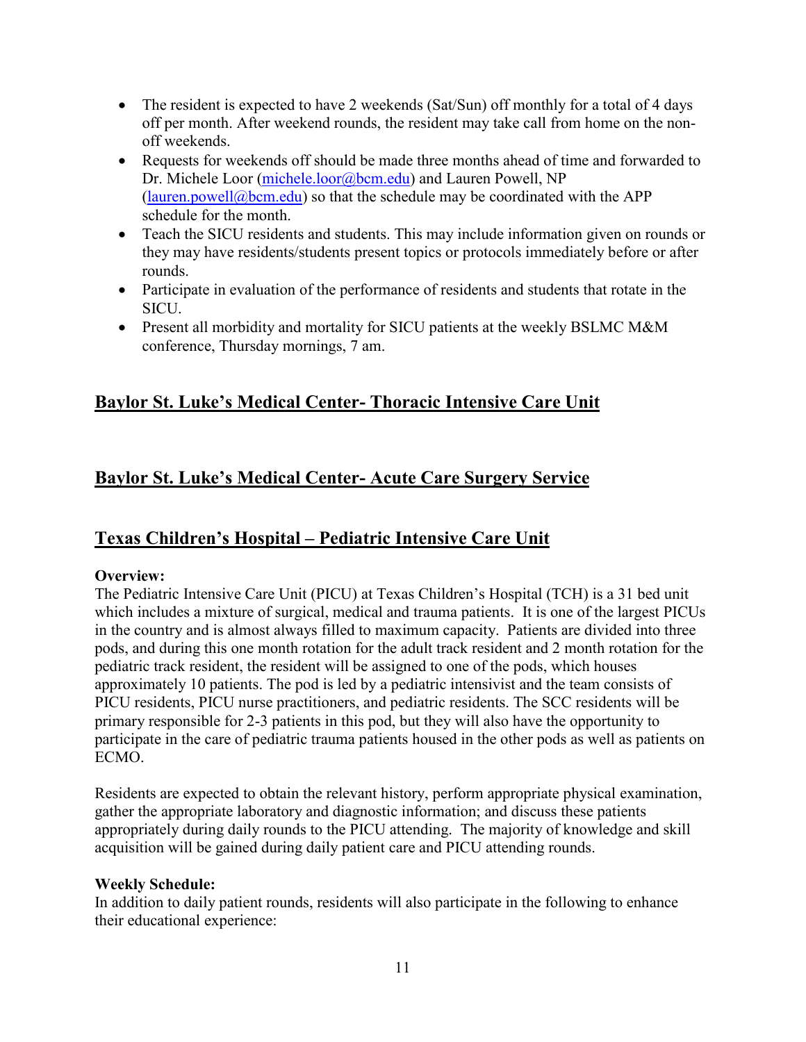- The resident is expected to have 2 weekends (Sat/Sun) off monthly for a total of 4 days off per month. After weekend rounds, the resident may take call from home on the non-off weekends.
- Requests for weekends off should be made three months ahead of time and forwarded to Dr. Michele Loor (michele.loor@bcm.edu) and Lauren Powell, NP (lauren.powell@bcm.edu) so that the schedule may be coordinated with the APP schedule for the month.
- Teach the SICU residents and students. This may include information given on rounds or they may have residents/students present topics or protocols immediately before or after rounds.
- Participate in evaluation of the performance of residents and students that rotate in the SICU.
- Present all morbidity and mortality for SICU patients at the weekly BSLMC M&M conference, Thursday mornings, 7 am.

## Baylor St. Luke's Medical Center- Thoracic Intensive Care Unit

## Baylor St. Luke's Medical Center- Acute Care Surgery Service

## Texas Children's Hospital – Pediatric Intensive Care Unit

**Overview:**

The Pediatric Intensive Care Unit (PICU) at Texas Children's Hospital (TCH) is a 31 bed unit which includes a mixture of surgical, medical and trauma patients. It is one of the largest PICUs in the country and is almost always filled to maximum capacity. Patients are divided into three pods, and during this one month rotation for the adult track resident and 2 month rotation for the pediatric track resident, the resident will be assigned to one of the pods, which houses approximately 10 patients. The pod is led by a pediatric intensivist and the team consists of PICU residents, PICU nurse practitioners, and pediatric residents. The SCC residents will be primary responsible for 2-3 patients in this pod, but they will also have the opportunity to participate in the care of pediatric trauma patients housed in the other pods as well as patients on ECMO.

Residents are expected to obtain the relevant history, perform appropriate physical examination, gather the appropriate laboratory and diagnostic information; and discuss these patients appropriately during daily rounds to the PICU attending. The majority of knowledge and skill acquisition will be gained during daily patient care and PICU attending rounds.

**Weekly Schedule:**

In addition to daily patient rounds, residents will also participate in the following to enhance their educational experience: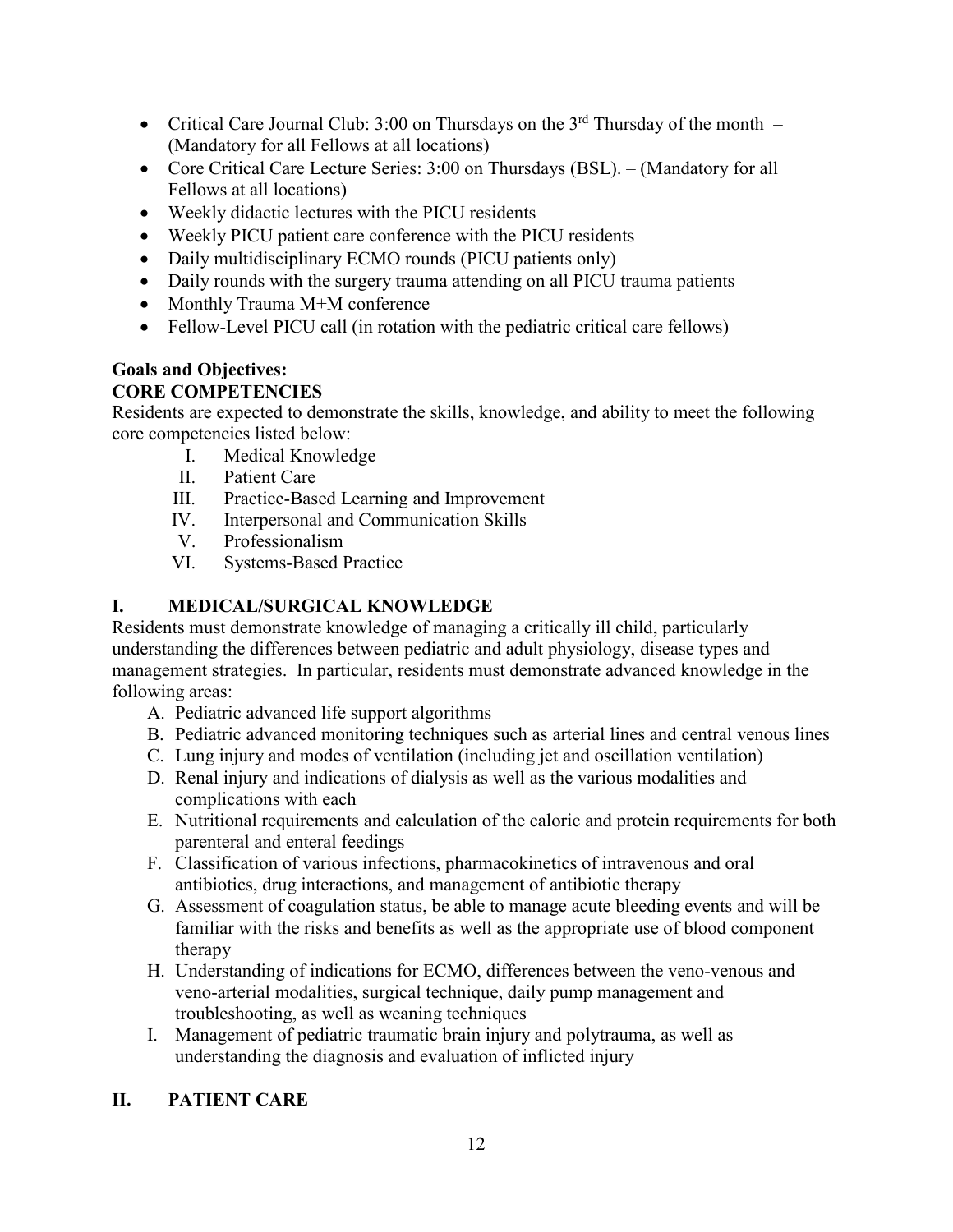- Critical Care Journal Club: 3:00 on Thursdays on the 3rd Thursday of the month – (Mandatory for all Fellows at all locations)
- Core Critical Care Lecture Series: 3:00 on Thursdays (BSL). – (Mandatory for all Fellows at all locations)
- Weekly didactic lectures with the PICU residents
- Weekly PICU patient care conference with the PICU residents
- Daily multidisciplinary ECMO rounds (PICU patients only)
- Daily rounds with the surgery trauma attending on all PICU trauma patients
- Monthly Trauma M+M conference
- Fellow-Level PICU call (in rotation with the pediatric critical care fellows)

**Goals and Objectives:**

**CORE COMPETENCIES**

Residents are expected to demonstrate the skills, knowledge, and ability to meet the following core competencies listed below:

I. Medical Knowledge
II. Patient Care
III. Practice-Based Learning and Improvement
IV. Interpersonal and Communication Skills
V. Professionalism
VI. Systems-Based Practice

## I. MEDICAL/SURGICAL KNOWLEDGE

Residents must demonstrate knowledge of managing a critically ill child, particularly understanding the differences between pediatric and adult physiology, disease types and management strategies. In particular, residents must demonstrate advanced knowledge in the following areas:

A. Pediatric advanced life support algorithms
B. Pediatric advanced monitoring techniques such as arterial lines and central venous lines
C. Lung injury and modes of ventilation (including jet and oscillation ventilation)
D. Renal injury and indications of dialysis as well as the various modalities and complications with each
E. Nutritional requirements and calculation of the caloric and protein requirements for both parenteral and enteral feedings
F. Classification of various infections, pharmacokinetics of intravenous and oral antibiotics, drug interactions, and management of antibiotic therapy
G. Assessment of coagulation status, be able to manage acute bleeding events and will be familiar with the risks and benefits as well as the appropriate use of blood component therapy
H. Understanding of indications for ECMO, differences between the veno-venous and veno-arterial modalities, surgical technique, daily pump management and troubleshooting, as well as weaning techniques
I. Management of pediatric traumatic brain injury and polytrauma, as well as understanding the diagnosis and evaluation of inflicted injury

## II. PATIENT CARE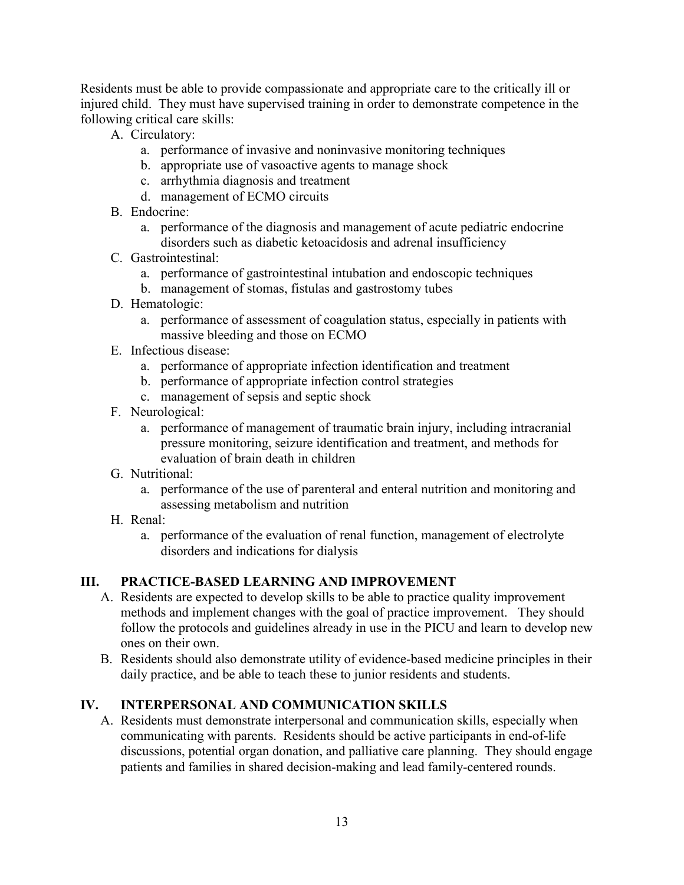Residents must be able to provide compassionate and appropriate care to the critically ill or injured child. They must have supervised training in order to demonstrate competence in the following critical care skills:

A. Circulatory:
   a. performance of invasive and noninvasive monitoring techniques
   b. appropriate use of vasoactive agents to manage shock
   c. arrhythmia diagnosis and treatment
   d. management of ECMO circuits
B. Endocrine:
   a. performance of the diagnosis and management of acute pediatric endocrine disorders such as diabetic ketoacidosis and adrenal insufficiency
C. Gastrointestinal:
   a. performance of gastrointestinal intubation and endoscopic techniques
   b. management of stomas, fistulas and gastrostomy tubes
D. Hematologic:
   a. performance of assessment of coagulation status, especially in patients with massive bleeding and those on ECMO
E. Infectious disease:
   a. performance of appropriate infection identification and treatment
   b. performance of appropriate infection control strategies
   c. management of sepsis and septic shock
F. Neurological:
   a. performance of management of traumatic brain injury, including intracranial pressure monitoring, seizure identification and treatment, and methods for evaluation of brain death in children
G. Nutritional:
   a. performance of the use of parenteral and enteral nutrition and monitoring and assessing metabolism and nutrition
H. Renal:
   a. performance of the evaluation of renal function, management of electrolyte disorders and indications for dialysis

## III. PRACTICE-BASED LEARNING AND IMPROVEMENT

A. Residents are expected to develop skills to be able to practice quality improvement methods and implement changes with the goal of practice improvement. They should follow the protocols and guidelines already in use in the PICU and learn to develop new ones on their own.
B. Residents should also demonstrate utility of evidence-based medicine principles in their daily practice, and be able to teach these to junior residents and students.

## IV. INTERPERSONAL AND COMMUNICATION SKILLS

A. Residents must demonstrate interpersonal and communication skills, especially when communicating with parents. Residents should be active participants in end-of-life discussions, potential organ donation, and palliative care planning. They should engage patients and families in shared decision-making and lead family-centered rounds.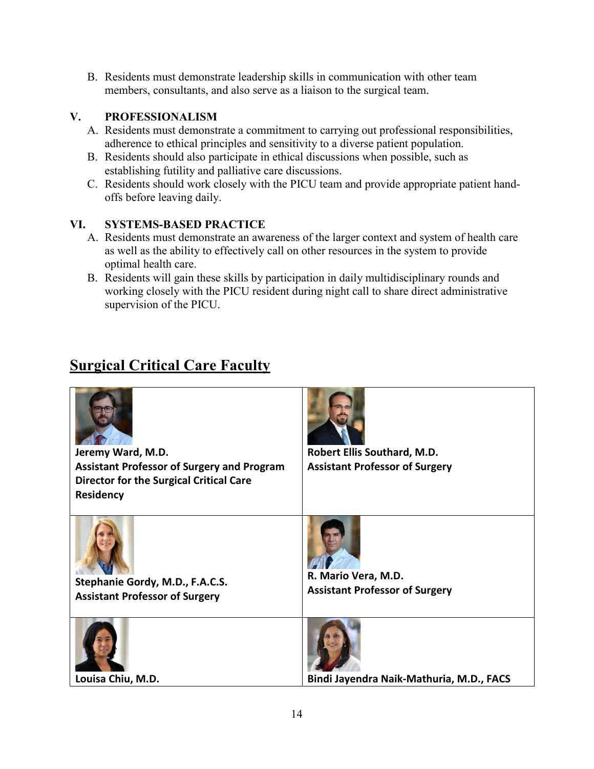B. Residents must demonstrate leadership skills in communication with other team members, consultants, and also serve as a liaison to the surgical team.

## V. PROFESSIONALISM

A. Residents must demonstrate a commitment to carrying out professional responsibilities, adherence to ethical principles and sensitivity to a diverse patient population.

B. Residents should also participate in ethical discussions when possible, such as establishing futility and palliative care discussions.

C. Residents should work closely with the PICU team and provide appropriate patient hand-offs before leaving daily.

## VI. SYSTEMS-BASED PRACTICE

A. Residents must demonstrate an awareness of the larger context and system of health care as well as the ability to effectively call on other resources in the system to provide optimal health care.

B. Residents will gain these skills by participation in daily multidisciplinary rounds and working closely with the PICU resident during night call to share direct administrative supervision of the PICU.

# Surgical Critical Care Faculty

| | |
|---|---|
| **Jeremy Ward, M.D.**<br>**Assistant Professor of Surgery and Program Director for the Surgical Critical Care Residency** | **Robert Ellis Southard, M.D.**<br>**Assistant Professor of Surgery** |
| **Stephanie Gordy, M.D., F.A.C.S.**<br>**Assistant Professor of Surgery** | **R. Mario Vera, M.D.**<br>**Assistant Professor of Surgery** |
| **Louisa Chiu, M.D.** | **Bindi Jayendra Naik-Mathuria, M.D., FACS** |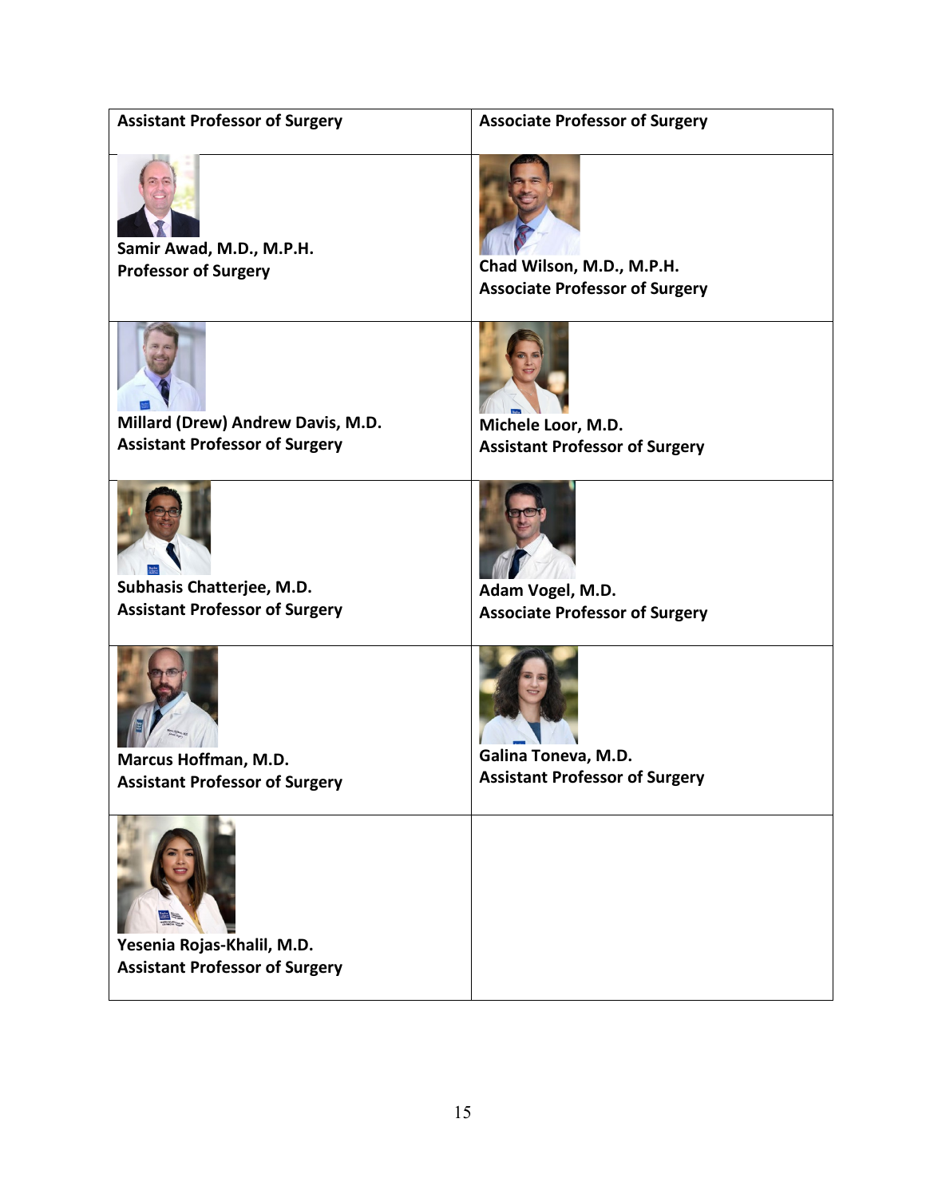| Assistant Professor of Surgery | Associate Professor of Surgery |
|---|---|
| **Samir Awad, M.D., M.P.H.**<br>**Professor of Surgery** | **Chad Wilson, M.D., M.P.H.**<br>**Associate Professor of Surgery** |
| **Millard (Drew) Andrew Davis, M.D.**<br>**Assistant Professor of Surgery** | **Michele Loor, M.D.**<br>**Assistant Professor of Surgery** |
| **Subhasis Chatterjee, M.D.**<br>**Assistant Professor of Surgery** | **Adam Vogel, M.D.**<br>**Associate Professor of Surgery** |
| **Marcus Hoffman, M.D.**<br>**Assistant Professor of Surgery** | **Galina Toneva, M.D.**<br>**Assistant Professor of Surgery** |
| **Yesenia Rojas-Khalil, M.D.**<br>**Assistant Professor of Surgery** | |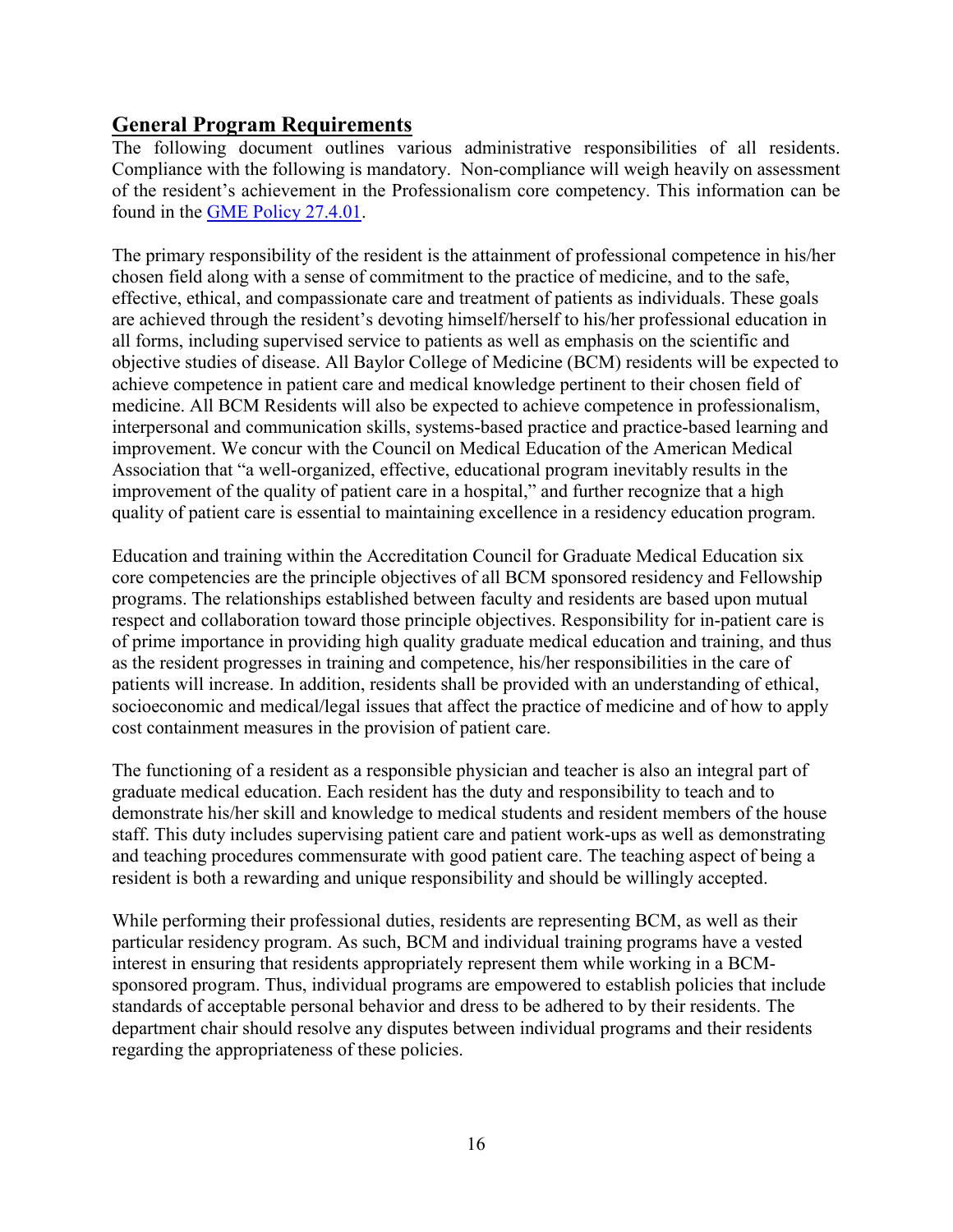## General Program Requirements

The following document outlines various administrative responsibilities of all residents. Compliance with the following is mandatory. Non-compliance will weigh heavily on assessment of the resident's achievement in the Professionalism core competency. This information can be found in the [GME Policy 27.4.01](GME Policy 27.4.01).

The primary responsibility of the resident is the attainment of professional competence in his/her chosen field along with a sense of commitment to the practice of medicine, and to the safe, effective, ethical, and compassionate care and treatment of patients as individuals. These goals are achieved through the resident's devoting himself/herself to his/her professional education in all forms, including supervised service to patients as well as emphasis on the scientific and objective studies of disease. All Baylor College of Medicine (BCM) residents will be expected to achieve competence in patient care and medical knowledge pertinent to their chosen field of medicine. All BCM Residents will also be expected to achieve competence in professionalism, interpersonal and communication skills, systems-based practice and practice-based learning and improvement. We concur with the Council on Medical Education of the American Medical Association that "a well-organized, effective, educational program inevitably results in the improvement of the quality of patient care in a hospital," and further recognize that a high quality of patient care is essential to maintaining excellence in a residency education program.

Education and training within the Accreditation Council for Graduate Medical Education six core competencies are the principle objectives of all BCM sponsored residency and Fellowship programs. The relationships established between faculty and residents are based upon mutual respect and collaboration toward those principle objectives. Responsibility for in-patient care is of prime importance in providing high quality graduate medical education and training, and thus as the resident progresses in training and competence, his/her responsibilities in the care of patients will increase. In addition, residents shall be provided with an understanding of ethical, socioeconomic and medical/legal issues that affect the practice of medicine and of how to apply cost containment measures in the provision of patient care.

The functioning of a resident as a responsible physician and teacher is also an integral part of graduate medical education. Each resident has the duty and responsibility to teach and to demonstrate his/her skill and knowledge to medical students and resident members of the house staff. This duty includes supervising patient care and patient work-ups as well as demonstrating and teaching procedures commensurate with good patient care. The teaching aspect of being a resident is both a rewarding and unique responsibility and should be willingly accepted.

While performing their professional duties, residents are representing BCM, as well as their particular residency program. As such, BCM and individual training programs have a vested interest in ensuring that residents appropriately represent them while working in a BCM-sponsored program. Thus, individual programs are empowered to establish policies that include standards of acceptable personal behavior and dress to be adhered to by their residents. The department chair should resolve any disputes between individual programs and their residents regarding the appropriateness of these policies.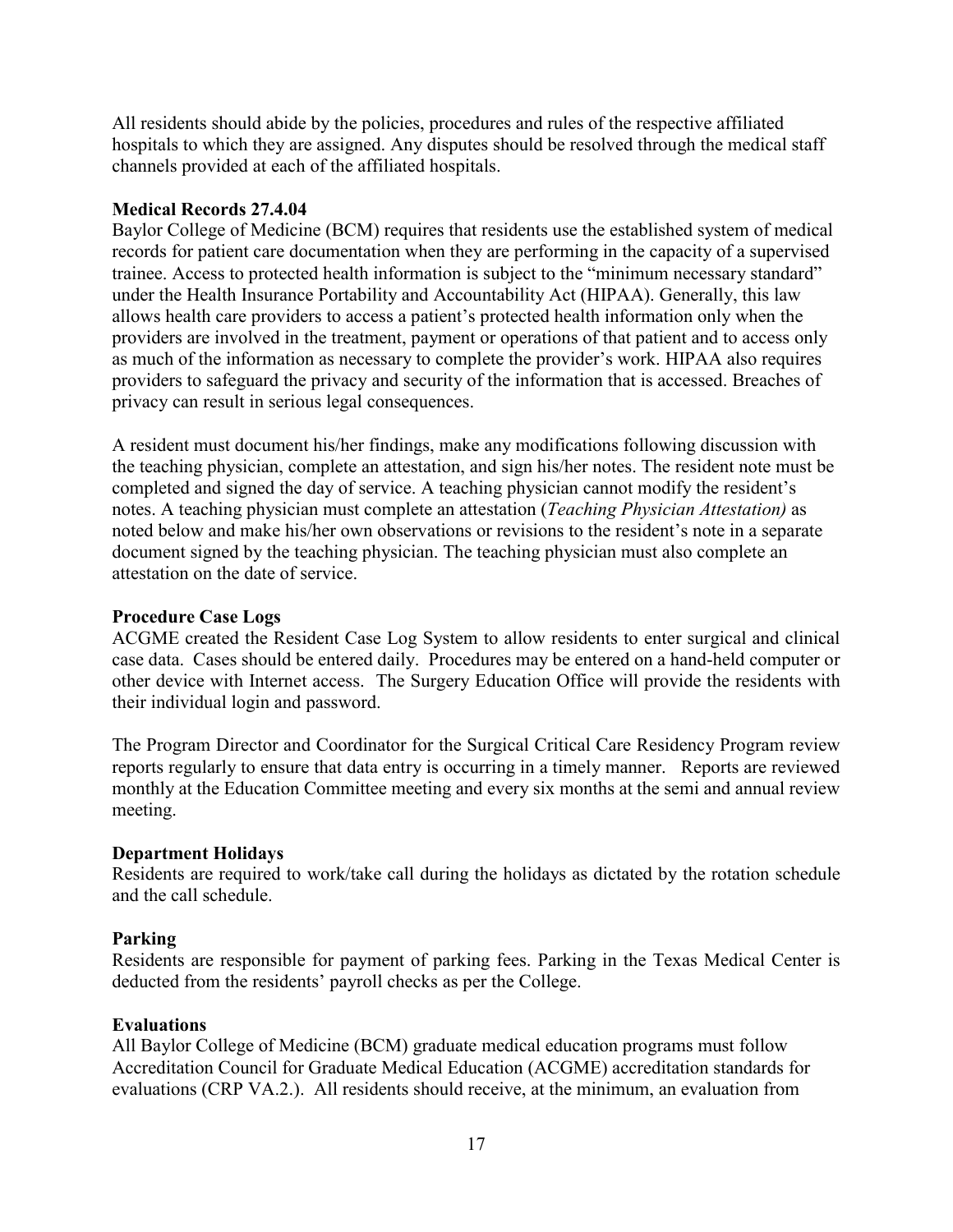All residents should abide by the policies, procedures and rules of the respective affiliated hospitals to which they are assigned. Any disputes should be resolved through the medical staff channels provided at each of the affiliated hospitals.

### Medical Records 27.4.04

Baylor College of Medicine (BCM) requires that residents use the established system of medical records for patient care documentation when they are performing in the capacity of a supervised trainee. Access to protected health information is subject to the "minimum necessary standard" under the Health Insurance Portability and Accountability Act (HIPAA). Generally, this law allows health care providers to access a patient's protected health information only when the providers are involved in the treatment, payment or operations of that patient and to access only as much of the information as necessary to complete the provider's work. HIPAA also requires providers to safeguard the privacy and security of the information that is accessed. Breaches of privacy can result in serious legal consequences.

A resident must document his/her findings, make any modifications following discussion with the teaching physician, complete an attestation, and sign his/her notes. The resident note must be completed and signed the day of service. A teaching physician cannot modify the resident's notes. A teaching physician must complete an attestation (*Teaching Physician Attestation)* as noted below and make his/her own observations or revisions to the resident's note in a separate document signed by the teaching physician. The teaching physician must also complete an attestation on the date of service.

### Procedure Case Logs

ACGME created the Resident Case Log System to allow residents to enter surgical and clinical case data. Cases should be entered daily. Procedures may be entered on a hand-held computer or other device with Internet access. The Surgery Education Office will provide the residents with their individual login and password.

The Program Director and Coordinator for the Surgical Critical Care Residency Program review reports regularly to ensure that data entry is occurring in a timely manner. Reports are reviewed monthly at the Education Committee meeting and every six months at the semi and annual review meeting.

### Department Holidays

Residents are required to work/take call during the holidays as dictated by the rotation schedule and the call schedule.

### Parking

Residents are responsible for payment of parking fees. Parking in the Texas Medical Center is deducted from the residents' payroll checks as per the College.

### Evaluations

All Baylor College of Medicine (BCM) graduate medical education programs must follow Accreditation Council for Graduate Medical Education (ACGME) accreditation standards for evaluations (CRP VA.2.). All residents should receive, at the minimum, an evaluation from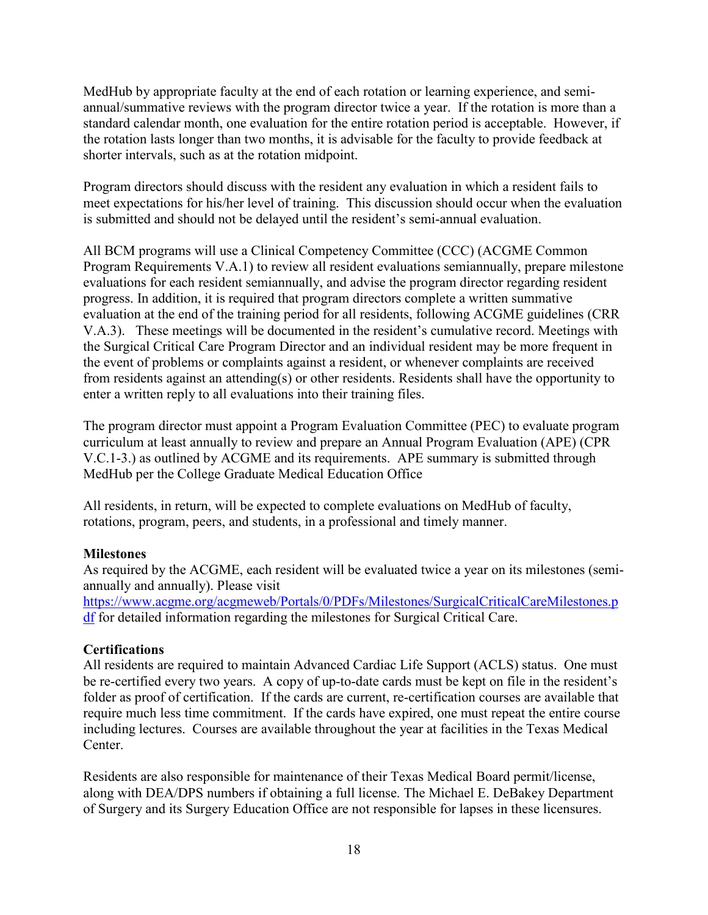MedHub by appropriate faculty at the end of each rotation or learning experience, and semi-annual/summative reviews with the program director twice a year. If the rotation is more than a standard calendar month, one evaluation for the entire rotation period is acceptable. However, if the rotation lasts longer than two months, it is advisable for the faculty to provide feedback at shorter intervals, such as at the rotation midpoint.

Program directors should discuss with the resident any evaluation in which a resident fails to meet expectations for his/her level of training. This discussion should occur when the evaluation is submitted and should not be delayed until the resident's semi-annual evaluation.

All BCM programs will use a Clinical Competency Committee (CCC) (ACGME Common Program Requirements V.A.1) to review all resident evaluations semiannually, prepare milestone evaluations for each resident semiannually, and advise the program director regarding resident progress. In addition, it is required that program directors complete a written summative evaluation at the end of the training period for all residents, following ACGME guidelines (CRR V.A.3). These meetings will be documented in the resident's cumulative record. Meetings with the Surgical Critical Care Program Director and an individual resident may be more frequent in the event of problems or complaints against a resident, or whenever complaints are received from residents against an attending(s) or other residents. Residents shall have the opportunity to enter a written reply to all evaluations into their training files.

The program director must appoint a Program Evaluation Committee (PEC) to evaluate program curriculum at least annually to review and prepare an Annual Program Evaluation (APE) (CPR V.C.1-3.) as outlined by ACGME and its requirements. APE summary is submitted through MedHub per the College Graduate Medical Education Office

All residents, in return, will be expected to complete evaluations on MedHub of faculty, rotations, program, peers, and students, in a professional and timely manner.

**Milestones**

As required by the ACGME, each resident will be evaluated twice a year on its milestones (semi-annually and annually). Please visit https://www.acgme.org/acgmeweb/Portals/0/PDFs/Milestones/SurgicalCriticalCareMilestones.pdf for detailed information regarding the milestones for Surgical Critical Care.

**Certifications**

All residents are required to maintain Advanced Cardiac Life Support (ACLS) status. One must be re-certified every two years. A copy of up-to-date cards must be kept on file in the resident's folder as proof of certification. If the cards are current, re-certification courses are available that require much less time commitment. If the cards have expired, one must repeat the entire course including lectures. Courses are available throughout the year at facilities in the Texas Medical Center.

Residents are also responsible for maintenance of their Texas Medical Board permit/license, along with DEA/DPS numbers if obtaining a full license. The Michael E. DeBakey Department of Surgery and its Surgery Education Office are not responsible for lapses in these licensures.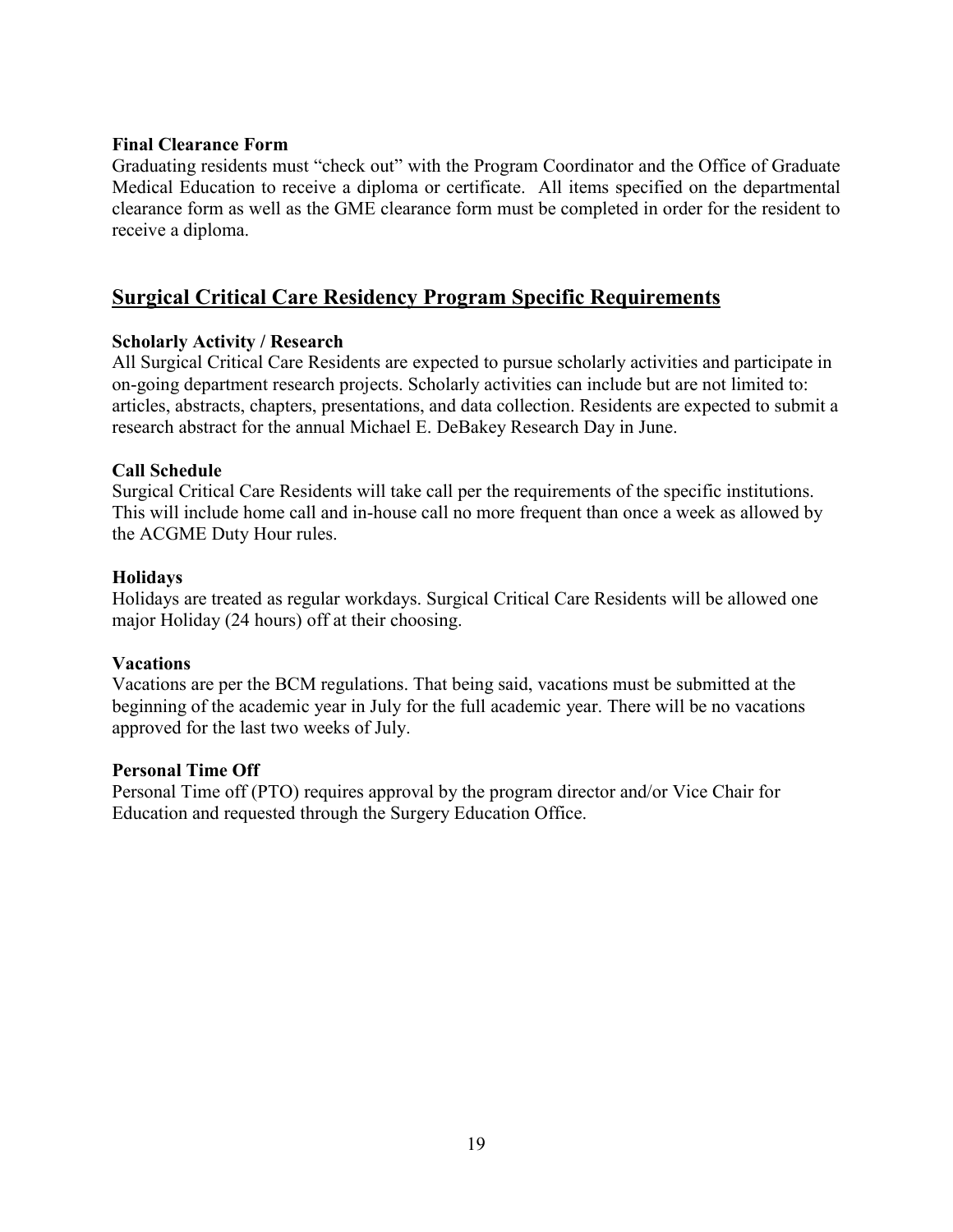**Final Clearance Form**
Graduating residents must "check out" with the Program Coordinator and the Office of Graduate Medical Education to receive a diploma or certificate. All items specified on the departmental clearance form as well as the GME clearance form must be completed in order for the resident to receive a diploma.

## Surgical Critical Care Residency Program Specific Requirements

**Scholarly Activity / Research**
All Surgical Critical Care Residents are expected to pursue scholarly activities and participate in on-going department research projects. Scholarly activities can include but are not limited to: articles, abstracts, chapters, presentations, and data collection. Residents are expected to submit a research abstract for the annual Michael E. DeBakey Research Day in June.

**Call Schedule**
Surgical Critical Care Residents will take call per the requirements of the specific institutions. This will include home call and in-house call no more frequent than once a week as allowed by the ACGME Duty Hour rules.

**Holidays**
Holidays are treated as regular workdays. Surgical Critical Care Residents will be allowed one major Holiday (24 hours) off at their choosing.

**Vacations**
Vacations are per the BCM regulations. That being said, vacations must be submitted at the beginning of the academic year in July for the full academic year. There will be no vacations approved for the last two weeks of July.

**Personal Time Off**
Personal Time off (PTO) requires approval by the program director and/or Vice Chair for Education and requested through the Surgery Education Office.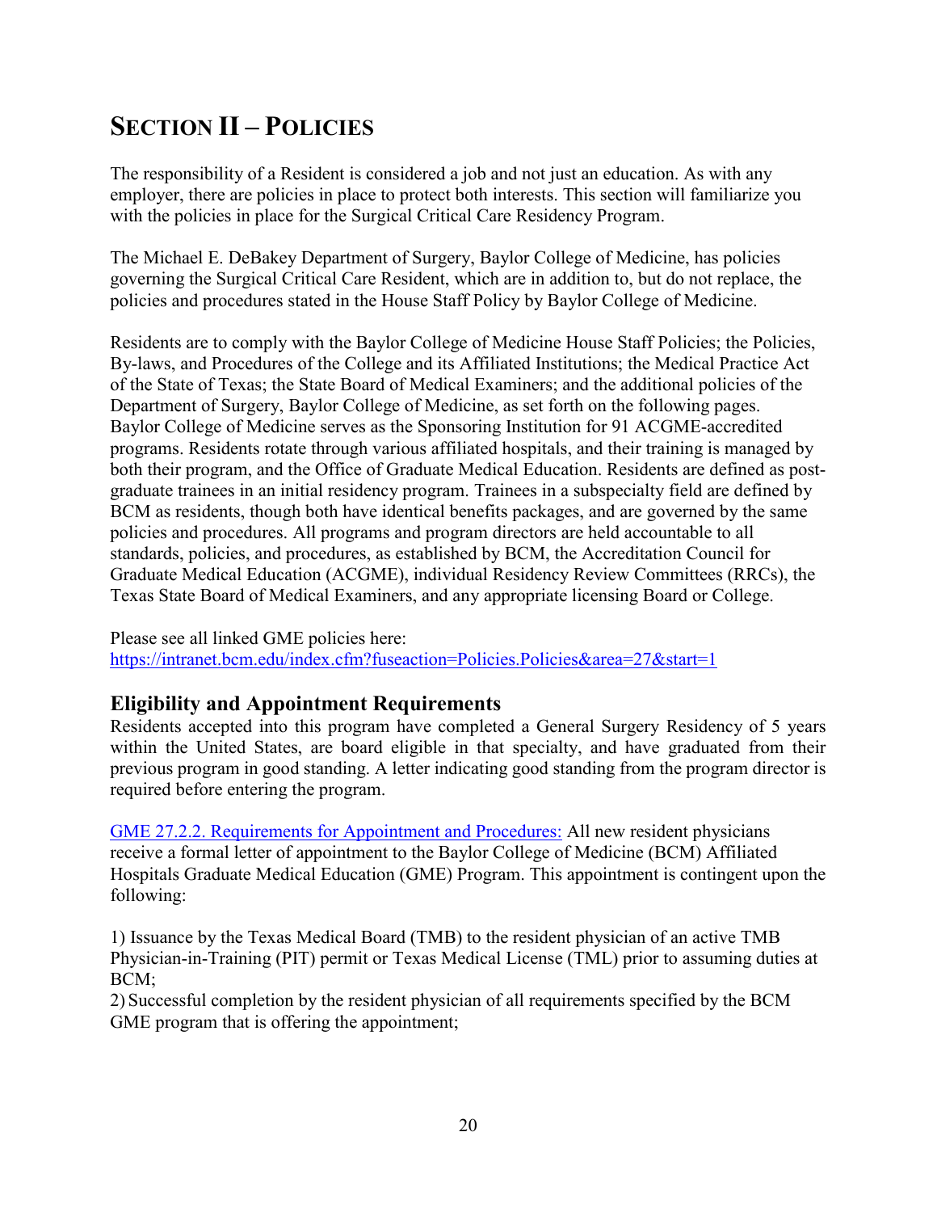# SECTION II – POLICIES

The responsibility of a Resident is considered a job and not just an education. As with any employer, there are policies in place to protect both interests. This section will familiarize you with the policies in place for the Surgical Critical Care Residency Program.

The Michael E. DeBakey Department of Surgery, Baylor College of Medicine, has policies governing the Surgical Critical Care Resident, which are in addition to, but do not replace, the policies and procedures stated in the House Staff Policy by Baylor College of Medicine.

Residents are to comply with the Baylor College of Medicine House Staff Policies; the Policies, By-laws, and Procedures of the College and its Affiliated Institutions; the Medical Practice Act of the State of Texas; the State Board of Medical Examiners; and the additional policies of the Department of Surgery, Baylor College of Medicine, as set forth on the following pages. Baylor College of Medicine serves as the Sponsoring Institution for 91 ACGME-accredited programs. Residents rotate through various affiliated hospitals, and their training is managed by both their program, and the Office of Graduate Medical Education. Residents are defined as post-graduate trainees in an initial residency program. Trainees in a subspecialty field are defined by BCM as residents, though both have identical benefits packages, and are governed by the same policies and procedures. All programs and program directors are held accountable to all standards, policies, and procedures, as established by BCM, the Accreditation Council for Graduate Medical Education (ACGME), individual Residency Review Committees (RRCs), the Texas State Board of Medical Examiners, and any appropriate licensing Board or College.

Please see all linked GME policies here:
[https://intranet.bcm.edu/index.cfm?fuseaction=Policies.Policies&area=27&start=1](https://intranet.bcm.edu/index.cfm?fuseaction=Policies.Policies&area=27&start=1)

## Eligibility and Appointment Requirements

Residents accepted into this program have completed a General Surgery Residency of 5 years within the United States, are board eligible in that specialty, and have graduated from their previous program in good standing. A letter indicating good standing from the program director is required before entering the program.

GME 27.2.2. Requirements for Appointment and Procedures: All new resident physicians receive a formal letter of appointment to the Baylor College of Medicine (BCM) Affiliated Hospitals Graduate Medical Education (GME) Program. This appointment is contingent upon the following:

1) Issuance by the Texas Medical Board (TMB) to the resident physician of an active TMB Physician-in-Training (PIT) permit or Texas Medical License (TML) prior to assuming duties at BCM;
2) Successful completion by the resident physician of all requirements specified by the BCM GME program that is offering the appointment;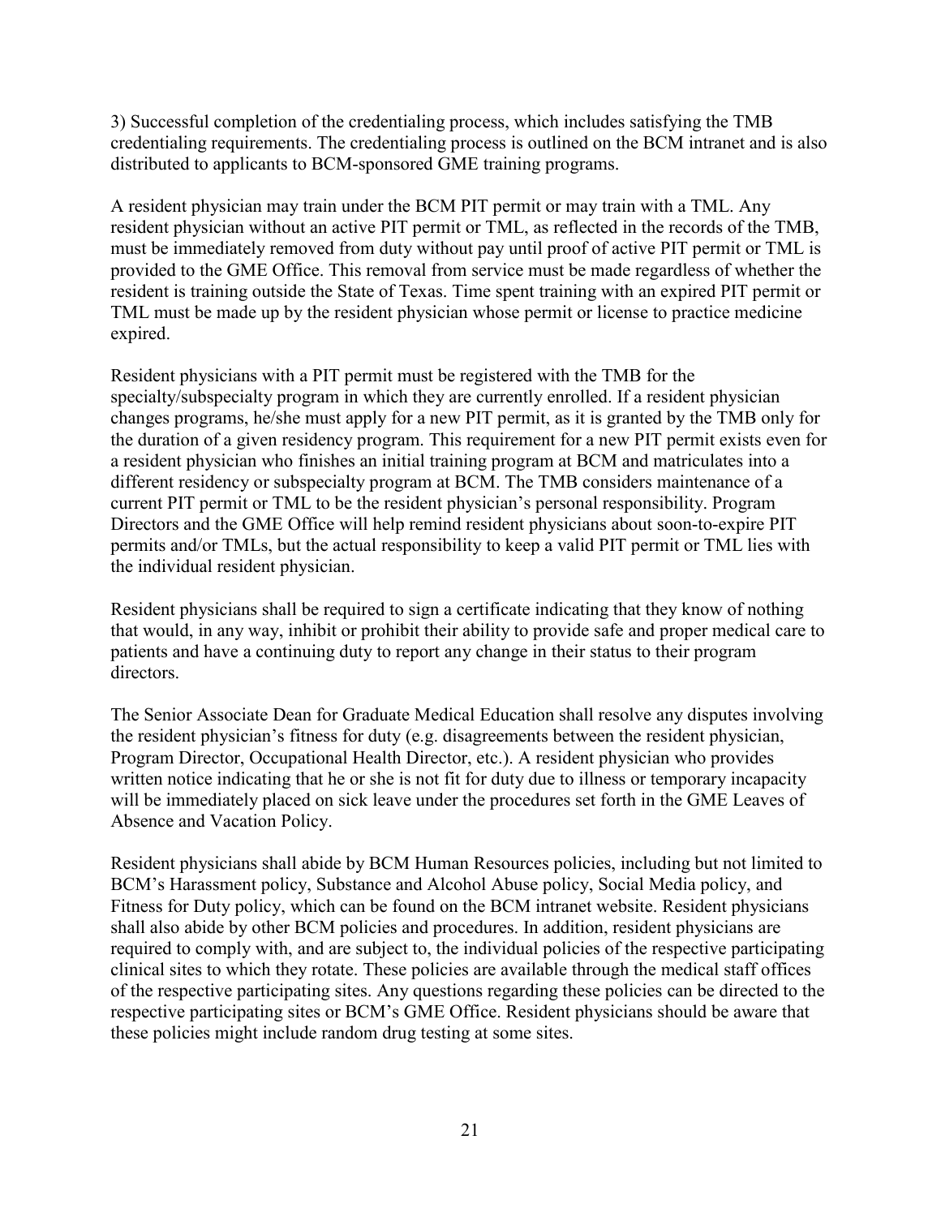3) Successful completion of the credentialing process, which includes satisfying the TMB credentialing requirements. The credentialing process is outlined on the BCM intranet and is also distributed to applicants to BCM-sponsored GME training programs.

A resident physician may train under the BCM PIT permit or may train with a TML. Any resident physician without an active PIT permit or TML, as reflected in the records of the TMB, must be immediately removed from duty without pay until proof of active PIT permit or TML is provided to the GME Office. This removal from service must be made regardless of whether the resident is training outside the State of Texas. Time spent training with an expired PIT permit or TML must be made up by the resident physician whose permit or license to practice medicine expired.

Resident physicians with a PIT permit must be registered with the TMB for the specialty/subspecialty program in which they are currently enrolled. If a resident physician changes programs, he/she must apply for a new PIT permit, as it is granted by the TMB only for the duration of a given residency program. This requirement for a new PIT permit exists even for a resident physician who finishes an initial training program at BCM and matriculates into a different residency or subspecialty program at BCM. The TMB considers maintenance of a current PIT permit or TML to be the resident physician's personal responsibility. Program Directors and the GME Office will help remind resident physicians about soon-to-expire PIT permits and/or TMLs, but the actual responsibility to keep a valid PIT permit or TML lies with the individual resident physician.

Resident physicians shall be required to sign a certificate indicating that they know of nothing that would, in any way, inhibit or prohibit their ability to provide safe and proper medical care to patients and have a continuing duty to report any change in their status to their program directors.

The Senior Associate Dean for Graduate Medical Education shall resolve any disputes involving the resident physician's fitness for duty (e.g. disagreements between the resident physician, Program Director, Occupational Health Director, etc.). A resident physician who provides written notice indicating that he or she is not fit for duty due to illness or temporary incapacity will be immediately placed on sick leave under the procedures set forth in the GME Leaves of Absence and Vacation Policy.

Resident physicians shall abide by BCM Human Resources policies, including but not limited to BCM's Harassment policy, Substance and Alcohol Abuse policy, Social Media policy, and Fitness for Duty policy, which can be found on the BCM intranet website. Resident physicians shall also abide by other BCM policies and procedures. In addition, resident physicians are required to comply with, and are subject to, the individual policies of the respective participating clinical sites to which they rotate. These policies are available through the medical staff offices of the respective participating sites. Any questions regarding these policies can be directed to the respective participating sites or BCM's GME Office. Resident physicians should be aware that these policies might include random drug testing at some sites.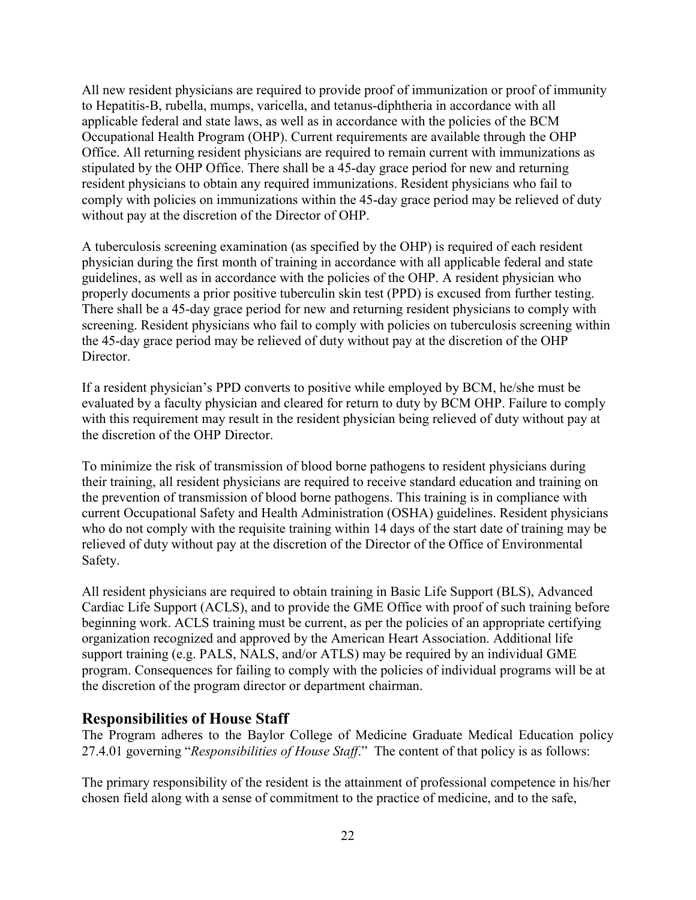All new resident physicians are required to provide proof of immunization or proof of immunity to Hepatitis-B, rubella, mumps, varicella, and tetanus-diphtheria in accordance with all applicable federal and state laws, as well as in accordance with the policies of the BCM Occupational Health Program (OHP). Current requirements are available through the OHP Office. All returning resident physicians are required to remain current with immunizations as stipulated by the OHP Office. There shall be a 45-day grace period for new and returning resident physicians to obtain any required immunizations. Resident physicians who fail to comply with policies on immunizations within the 45-day grace period may be relieved of duty without pay at the discretion of the Director of OHP.

A tuberculosis screening examination (as specified by the OHP) is required of each resident physician during the first month of training in accordance with all applicable federal and state guidelines, as well as in accordance with the policies of the OHP. A resident physician who properly documents a prior positive tuberculin skin test (PPD) is excused from further testing. There shall be a 45-day grace period for new and returning resident physicians to comply with screening. Resident physicians who fail to comply with policies on tuberculosis screening within the 45-day grace period may be relieved of duty without pay at the discretion of the OHP Director.

If a resident physician's PPD converts to positive while employed by BCM, he/she must be evaluated by a faculty physician and cleared for return to duty by BCM OHP. Failure to comply with this requirement may result in the resident physician being relieved of duty without pay at the discretion of the OHP Director.

To minimize the risk of transmission of blood borne pathogens to resident physicians during their training, all resident physicians are required to receive standard education and training on the prevention of transmission of blood borne pathogens. This training is in compliance with current Occupational Safety and Health Administration (OSHA) guidelines. Resident physicians who do not comply with the requisite training within 14 days of the start date of training may be relieved of duty without pay at the discretion of the Director of the Office of Environmental Safety.

All resident physicians are required to obtain training in Basic Life Support (BLS), Advanced Cardiac Life Support (ACLS), and to provide the GME Office with proof of such training before beginning work. ACLS training must be current, as per the policies of an appropriate certifying organization recognized and approved by the American Heart Association. Additional life support training (e.g. PALS, NALS, and/or ATLS) may be required by an individual GME program. Consequences for failing to comply with the policies of individual programs will be at the discretion of the program director or department chairman.

## Responsibilities of House Staff

The Program adheres to the Baylor College of Medicine Graduate Medical Education policy 27.4.01 governing "*Responsibilities of House Staff*." The content of that policy is as follows:

The primary responsibility of the resident is the attainment of professional competence in his/her chosen field along with a sense of commitment to the practice of medicine, and to the safe,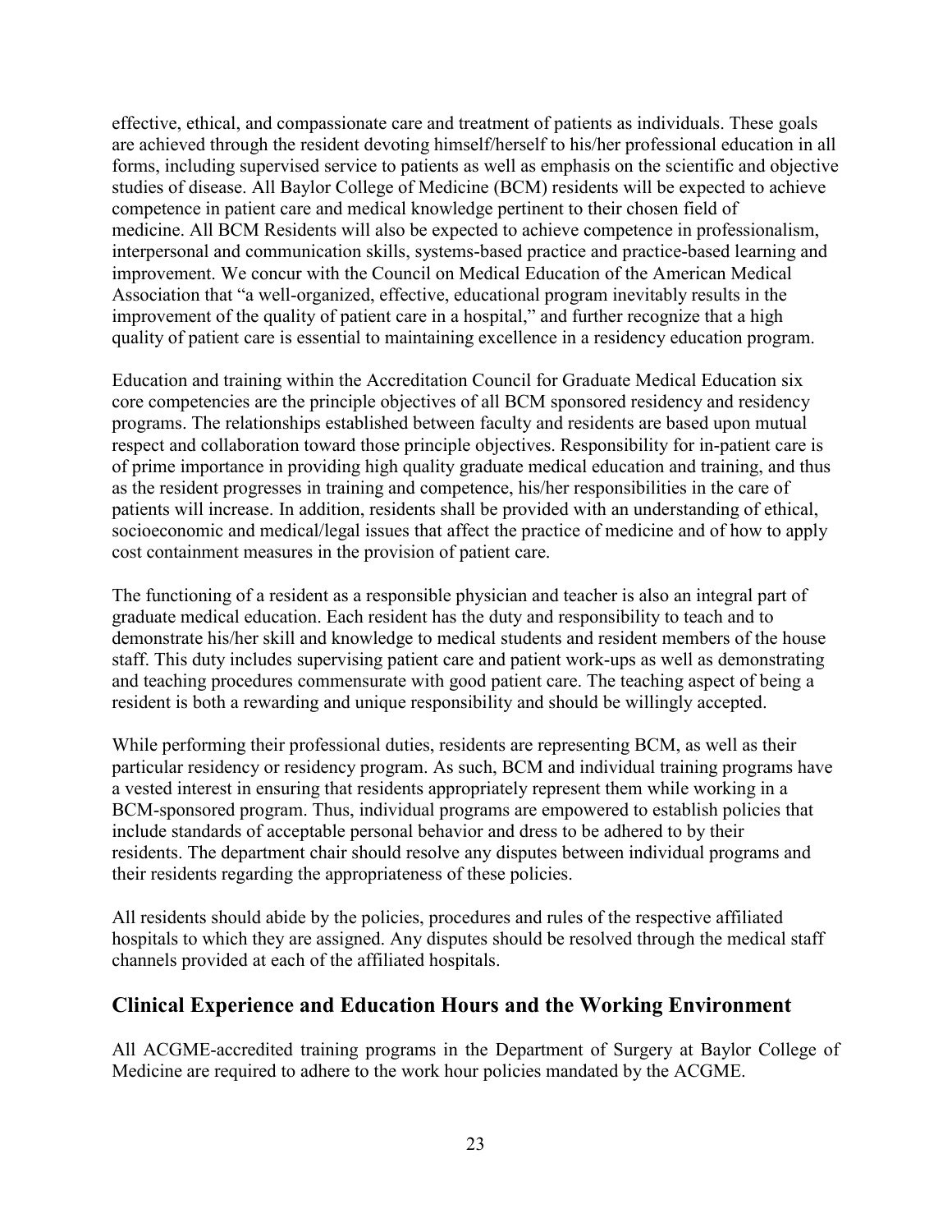effective, ethical, and compassionate care and treatment of patients as individuals. These goals are achieved through the resident devoting himself/herself to his/her professional education in all forms, including supervised service to patients as well as emphasis on the scientific and objective studies of disease. All Baylor College of Medicine (BCM) residents will be expected to achieve competence in patient care and medical knowledge pertinent to their chosen field of medicine. All BCM Residents will also be expected to achieve competence in professionalism, interpersonal and communication skills, systems-based practice and practice-based learning and improvement. We concur with the Council on Medical Education of the American Medical Association that "a well-organized, effective, educational program inevitably results in the improvement of the quality of patient care in a hospital," and further recognize that a high quality of patient care is essential to maintaining excellence in a residency education program.

Education and training within the Accreditation Council for Graduate Medical Education six core competencies are the principle objectives of all BCM sponsored residency and residency programs. The relationships established between faculty and residents are based upon mutual respect and collaboration toward those principle objectives. Responsibility for in-patient care is of prime importance in providing high quality graduate medical education and training, and thus as the resident progresses in training and competence, his/her responsibilities in the care of patients will increase. In addition, residents shall be provided with an understanding of ethical, socioeconomic and medical/legal issues that affect the practice of medicine and of how to apply cost containment measures in the provision of patient care.

The functioning of a resident as a responsible physician and teacher is also an integral part of graduate medical education. Each resident has the duty and responsibility to teach and to demonstrate his/her skill and knowledge to medical students and resident members of the house staff. This duty includes supervising patient care and patient work-ups as well as demonstrating and teaching procedures commensurate with good patient care. The teaching aspect of being a resident is both a rewarding and unique responsibility and should be willingly accepted.

While performing their professional duties, residents are representing BCM, as well as their particular residency or residency program. As such, BCM and individual training programs have a vested interest in ensuring that residents appropriately represent them while working in a BCM-sponsored program. Thus, individual programs are empowered to establish policies that include standards of acceptable personal behavior and dress to be adhered to by their residents. The department chair should resolve any disputes between individual programs and their residents regarding the appropriateness of these policies.

All residents should abide by the policies, procedures and rules of the respective affiliated hospitals to which they are assigned. Any disputes should be resolved through the medical staff channels provided at each of the affiliated hospitals.

## Clinical Experience and Education Hours and the Working Environment

All ACGME-accredited training programs in the Department of Surgery at Baylor College of Medicine are required to adhere to the work hour policies mandated by the ACGME.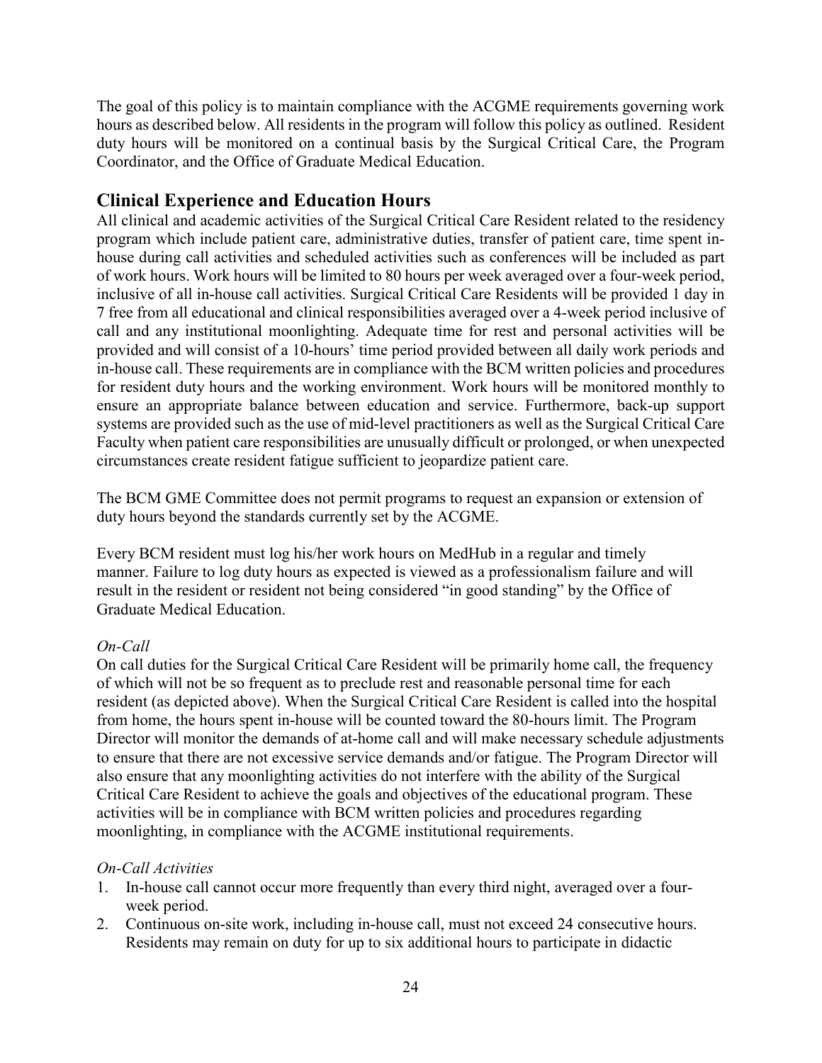The goal of this policy is to maintain compliance with the ACGME requirements governing work hours as described below. All residents in the program will follow this policy as outlined. Resident duty hours will be monitored on a continual basis by the Surgical Critical Care, the Program Coordinator, and the Office of Graduate Medical Education.

## Clinical Experience and Education Hours

All clinical and academic activities of the Surgical Critical Care Resident related to the residency program which include patient care, administrative duties, transfer of patient care, time spent in-house during call activities and scheduled activities such as conferences will be included as part of work hours. Work hours will be limited to 80 hours per week averaged over a four-week period, inclusive of all in-house call activities. Surgical Critical Care Residents will be provided 1 day in 7 free from all educational and clinical responsibilities averaged over a 4-week period inclusive of call and any institutional moonlighting. Adequate time for rest and personal activities will be provided and will consist of a 10-hours' time period provided between all daily work periods and in-house call. These requirements are in compliance with the BCM written policies and procedures for resident duty hours and the working environment. Work hours will be monitored monthly to ensure an appropriate balance between education and service. Furthermore, back-up support systems are provided such as the use of mid-level practitioners as well as the Surgical Critical Care Faculty when patient care responsibilities are unusually difficult or prolonged, or when unexpected circumstances create resident fatigue sufficient to jeopardize patient care.

The BCM GME Committee does not permit programs to request an expansion or extension of duty hours beyond the standards currently set by the ACGME.

Every BCM resident must log his/her work hours on MedHub in a regular and timely manner. Failure to log duty hours as expected is viewed as a professionalism failure and will result in the resident or resident not being considered "in good standing" by the Office of Graduate Medical Education.

*On-Call*

On call duties for the Surgical Critical Care Resident will be primarily home call, the frequency of which will not be so frequent as to preclude rest and reasonable personal time for each resident (as depicted above). When the Surgical Critical Care Resident is called into the hospital from home, the hours spent in-house will be counted toward the 80-hours limit. The Program Director will monitor the demands of at-home call and will make necessary schedule adjustments to ensure that there are not excessive service demands and/or fatigue. The Program Director will also ensure that any moonlighting activities do not interfere with the ability of the Surgical Critical Care Resident to achieve the goals and objectives of the educational program. These activities will be in compliance with BCM written policies and procedures regarding moonlighting, in compliance with the ACGME institutional requirements.

*On-Call Activities*

1. In-house call cannot occur more frequently than every third night, averaged over a four-week period.
2. Continuous on-site work, including in-house call, must not exceed 24 consecutive hours. Residents may remain on duty for up to six additional hours to participate in didactic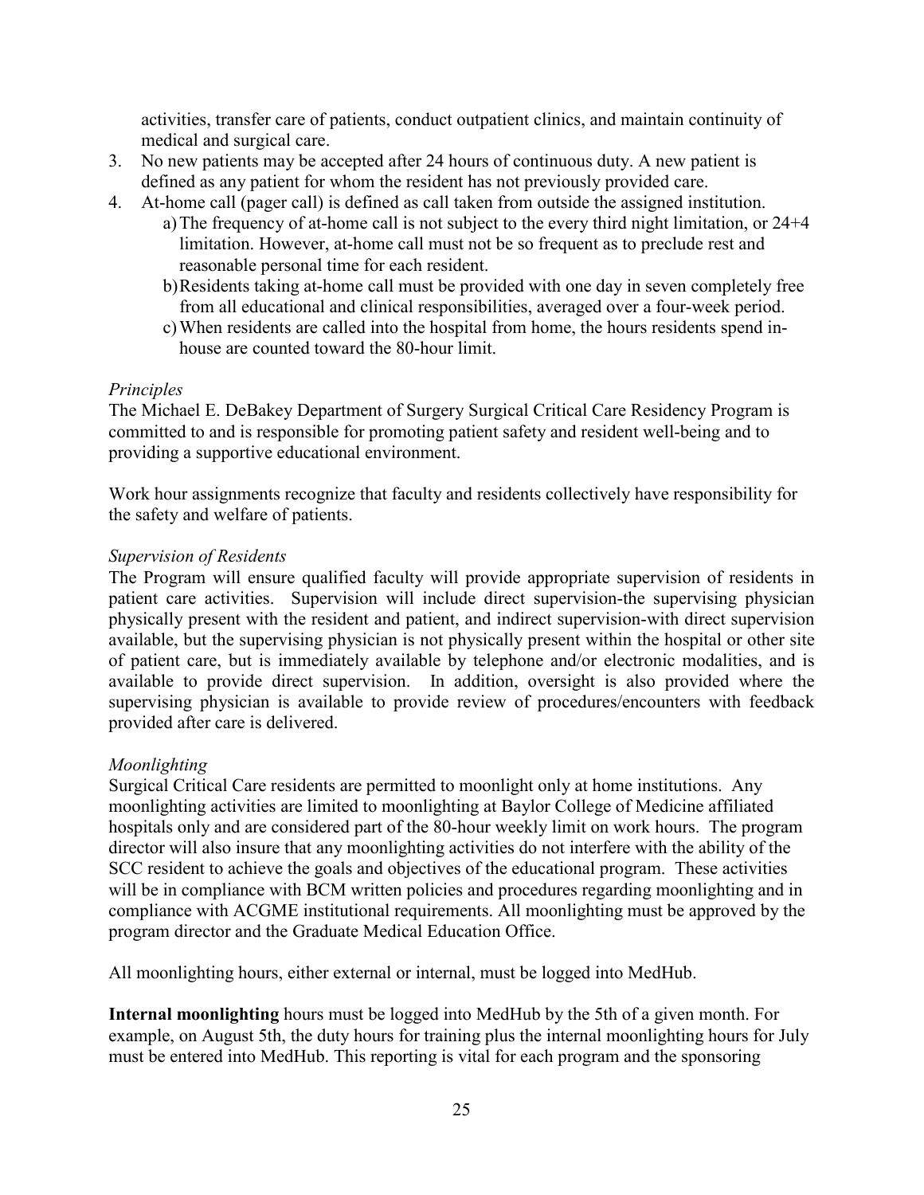activities, transfer care of patients, conduct outpatient clinics, and maintain continuity of medical and surgical care.

3. No new patients may be accepted after 24 hours of continuous duty. A new patient is defined as any patient for whom the resident has not previously provided care.
4. At-home call (pager call) is defined as call taken from outside the assigned institution.
   a) The frequency of at-home call is not subject to the every third night limitation, or 24+4 limitation. However, at-home call must not be so frequent as to preclude rest and reasonable personal time for each resident.
   b) Residents taking at-home call must be provided with one day in seven completely free from all educational and clinical responsibilities, averaged over a four-week period.
   c) When residents are called into the hospital from home, the hours residents spend in-house are counted toward the 80-hour limit.

*Principles*

The Michael E. DeBakey Department of Surgery Surgical Critical Care Residency Program is committed to and is responsible for promoting patient safety and resident well-being and to providing a supportive educational environment.

Work hour assignments recognize that faculty and residents collectively have responsibility for the safety and welfare of patients.

*Supervision of Residents*

The Program will ensure qualified faculty will provide appropriate supervision of residents in patient care activities. Supervision will include direct supervision-the supervising physician physically present with the resident and patient, and indirect supervision-with direct supervision available, but the supervising physician is not physically present within the hospital or other site of patient care, but is immediately available by telephone and/or electronic modalities, and is available to provide direct supervision. In addition, oversight is also provided where the supervising physician is available to provide review of procedures/encounters with feedback provided after care is delivered.

*Moonlighting*

Surgical Critical Care residents are permitted to moonlight only at home institutions. Any moonlighting activities are limited to moonlighting at Baylor College of Medicine affiliated hospitals only and are considered part of the 80-hour weekly limit on work hours. The program director will also insure that any moonlighting activities do not interfere with the ability of the SCC resident to achieve the goals and objectives of the educational program. These activities will be in compliance with BCM written policies and procedures regarding moonlighting and in compliance with ACGME institutional requirements. All moonlighting must be approved by the program director and the Graduate Medical Education Office.

All moonlighting hours, either external or internal, must be logged into MedHub.

**Internal moonlighting** hours must be logged into MedHub by the 5th of a given month. For example, on August 5th, the duty hours for training plus the internal moonlighting hours for July must be entered into MedHub. This reporting is vital for each program and the sponsoring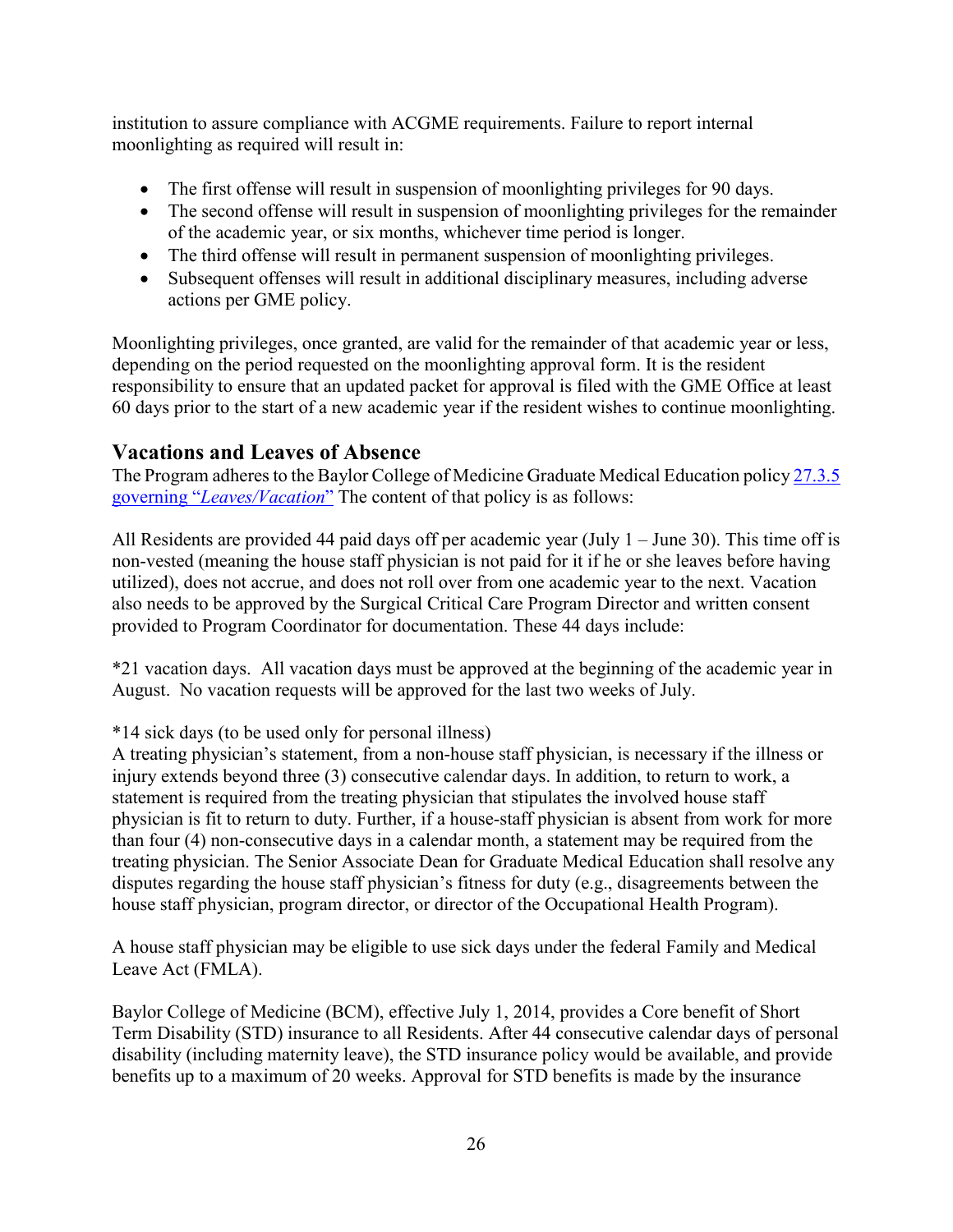institution to assure compliance with ACGME requirements. Failure to report internal moonlighting as required will result in:

- The first offense will result in suspension of moonlighting privileges for 90 days.
- The second offense will result in suspension of moonlighting privileges for the remainder of the academic year, or six months, whichever time period is longer.
- The third offense will result in permanent suspension of moonlighting privileges.
- Subsequent offenses will result in additional disciplinary measures, including adverse actions per GME policy.

Moonlighting privileges, once granted, are valid for the remainder of that academic year or less, depending on the period requested on the moonlighting approval form. It is the resident responsibility to ensure that an updated packet for approval is filed with the GME Office at least 60 days prior to the start of a new academic year if the resident wishes to continue moonlighting.

## Vacations and Leaves of Absence

The Program adheres to the Baylor College of Medicine Graduate Medical Education policy [27.3.5 governing "*Leaves/Vacation*"] The content of that policy is as follows:

All Residents are provided 44 paid days off per academic year (July 1 – June 30). This time off is non-vested (meaning the house staff physician is not paid for it if he or she leaves before having utilized), does not accrue, and does not roll over from one academic year to the next. Vacation also needs to be approved by the Surgical Critical Care Program Director and written consent provided to Program Coordinator for documentation. These 44 days include:

*21 vacation days. All vacation days must be approved at the beginning of the academic year in August. No vacation requests will be approved for the last two weeks of July.

*14 sick days (to be used only for personal illness)
A treating physician's statement, from a non-house staff physician, is necessary if the illness or injury extends beyond three (3) consecutive calendar days. In addition, to return to work, a statement is required from the treating physician that stipulates the involved house staff physician is fit to return to duty. Further, if a house-staff physician is absent from work for more than four (4) non-consecutive days in a calendar month, a statement may be required from the treating physician. The Senior Associate Dean for Graduate Medical Education shall resolve any disputes regarding the house staff physician's fitness for duty (e.g., disagreements between the house staff physician, program director, or director of the Occupational Health Program).

A house staff physician may be eligible to use sick days under the federal Family and Medical Leave Act (FMLA).

Baylor College of Medicine (BCM), effective July 1, 2014, provides a Core benefit of Short Term Disability (STD) insurance to all Residents. After 44 consecutive calendar days of personal disability (including maternity leave), the STD insurance policy would be available, and provide benefits up to a maximum of 20 weeks. Approval for STD benefits is made by the insurance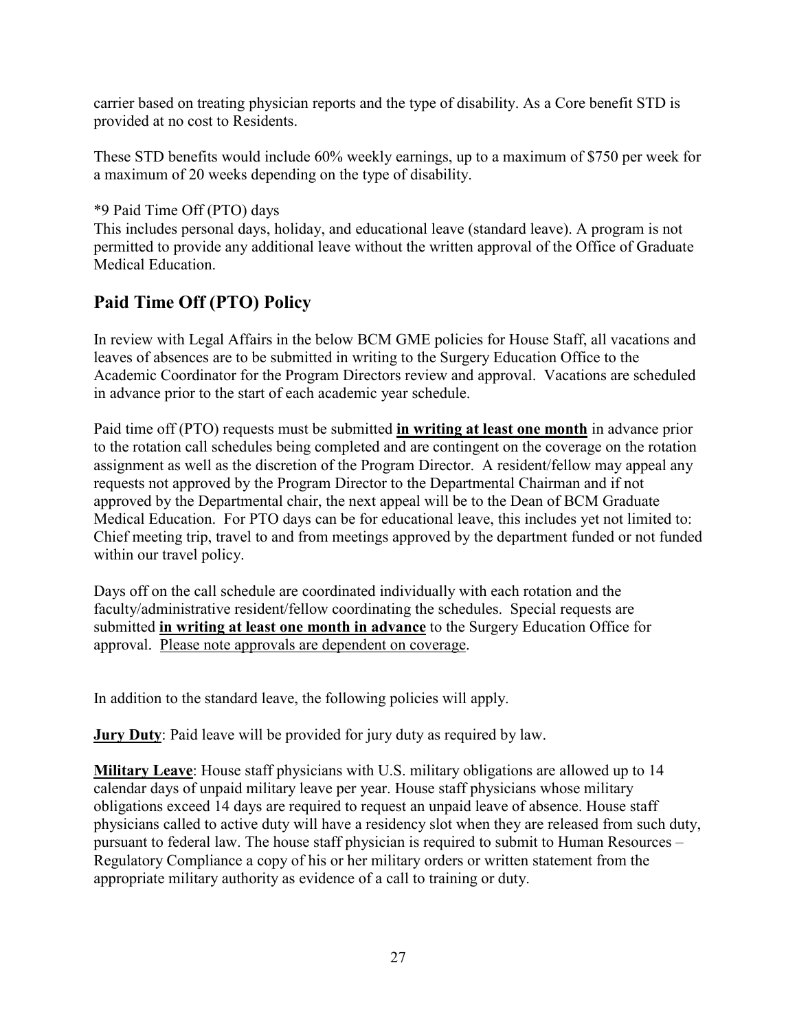carrier based on treating physician reports and the type of disability. As a Core benefit STD is provided at no cost to Residents.

These STD benefits would include 60% weekly earnings, up to a maximum of $750 per week for a maximum of 20 weeks depending on the type of disability.

*9 Paid Time Off (PTO) days
This includes personal days, holiday, and educational leave (standard leave). A program is not permitted to provide any additional leave without the written approval of the Office of Graduate Medical Education.

## Paid Time Off (PTO) Policy

In review with Legal Affairs in the below BCM GME policies for House Staff, all vacations and leaves of absences are to be submitted in writing to the Surgery Education Office to the Academic Coordinator for the Program Directors review and approval. Vacations are scheduled in advance prior to the start of each academic year schedule.

Paid time off (PTO) requests must be submitted **<u>in writing at least one month</u>** in advance prior to the rotation call schedules being completed and are contingent on the coverage on the rotation assignment as well as the discretion of the Program Director. A resident/fellow may appeal any requests not approved by the Program Director to the Departmental Chairman and if not approved by the Departmental chair, the next appeal will be to the Dean of BCM Graduate Medical Education. For PTO days can be for educational leave, this includes yet not limited to: Chief meeting trip, travel to and from meetings approved by the department funded or not funded within our travel policy.

Days off on the call schedule are coordinated individually with each rotation and the faculty/administrative resident/fellow coordinating the schedules. Special requests are submitted **<u>in writing at least one month in advance</u>** to the Surgery Education Office for approval. <u>Please note approvals are dependent on coverage</u>.

In addition to the standard leave, the following policies will apply.

**<u>Jury Duty</u>**: Paid leave will be provided for jury duty as required by law.

**<u>Military Leave</u>**: House staff physicians with U.S. military obligations are allowed up to 14 calendar days of unpaid military leave per year. House staff physicians whose military obligations exceed 14 days are required to request an unpaid leave of absence. House staff physicians called to active duty will have a residency slot when they are released from such duty, pursuant to federal law. The house staff physician is required to submit to Human Resources – Regulatory Compliance a copy of his or her military orders or written statement from the appropriate military authority as evidence of a call to training or duty.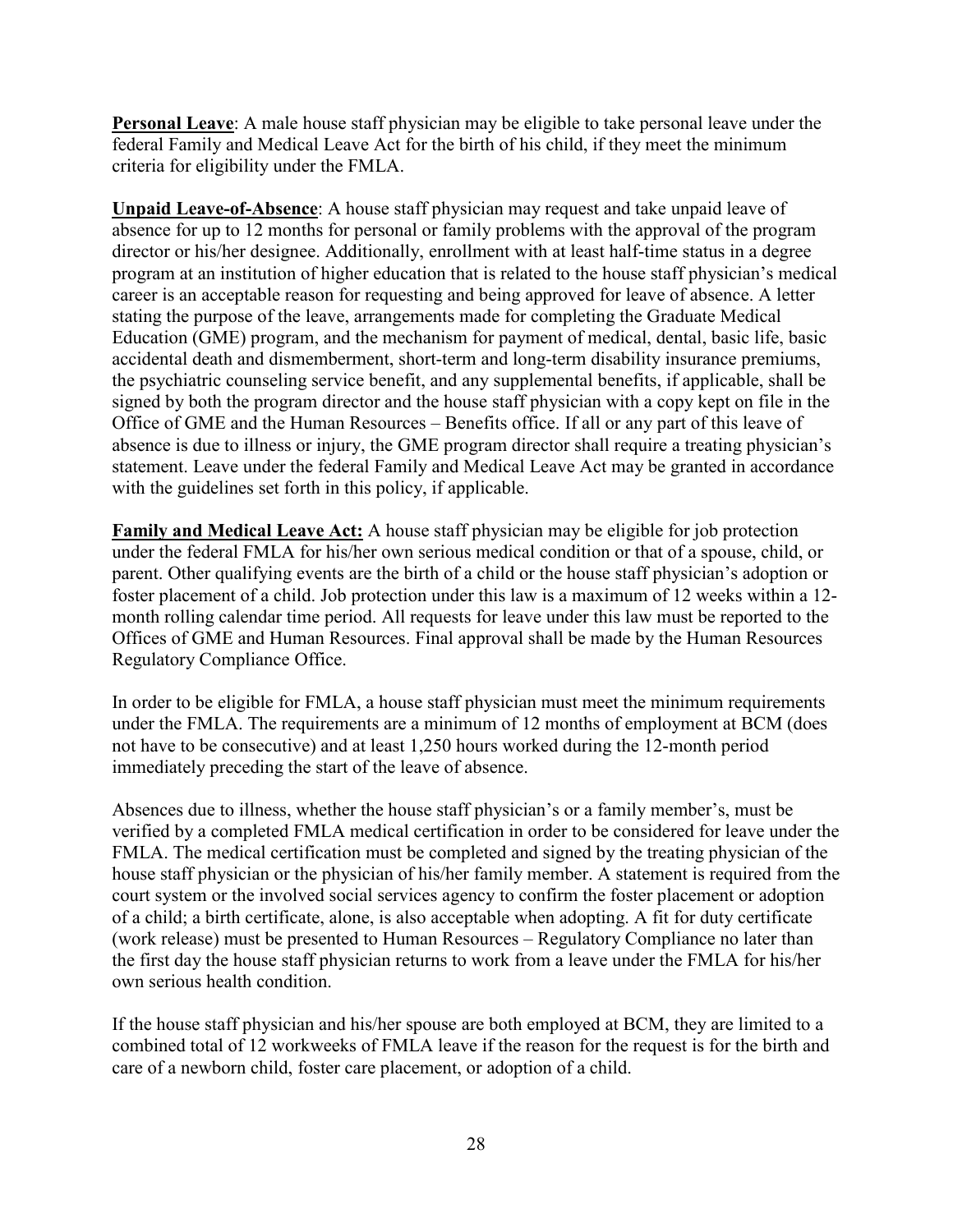**Personal Leave**: A male house staff physician may be eligible to take personal leave under the federal Family and Medical Leave Act for the birth of his child, if they meet the minimum criteria for eligibility under the FMLA.

**Unpaid Leave-of-Absence**: A house staff physician may request and take unpaid leave of absence for up to 12 months for personal or family problems with the approval of the program director or his/her designee. Additionally, enrollment with at least half-time status in a degree program at an institution of higher education that is related to the house staff physician's medical career is an acceptable reason for requesting and being approved for leave of absence. A letter stating the purpose of the leave, arrangements made for completing the Graduate Medical Education (GME) program, and the mechanism for payment of medical, dental, basic life, basic accidental death and dismemberment, short-term and long-term disability insurance premiums, the psychiatric counseling service benefit, and any supplemental benefits, if applicable, shall be signed by both the program director and the house staff physician with a copy kept on file in the Office of GME and the Human Resources – Benefits office. If all or any part of this leave of absence is due to illness or injury, the GME program director shall require a treating physician's statement. Leave under the federal Family and Medical Leave Act may be granted in accordance with the guidelines set forth in this policy, if applicable.

**Family and Medical Leave Act:** A house staff physician may be eligible for job protection under the federal FMLA for his/her own serious medical condition or that of a spouse, child, or parent. Other qualifying events are the birth of a child or the house staff physician's adoption or foster placement of a child. Job protection under this law is a maximum of 12 weeks within a 12-month rolling calendar time period. All requests for leave under this law must be reported to the Offices of GME and Human Resources. Final approval shall be made by the Human Resources Regulatory Compliance Office.

In order to be eligible for FMLA, a house staff physician must meet the minimum requirements under the FMLA. The requirements are a minimum of 12 months of employment at BCM (does not have to be consecutive) and at least 1,250 hours worked during the 12-month period immediately preceding the start of the leave of absence.

Absences due to illness, whether the house staff physician's or a family member's, must be verified by a completed FMLA medical certification in order to be considered for leave under the FMLA. The medical certification must be completed and signed by the treating physician of the house staff physician or the physician of his/her family member. A statement is required from the court system or the involved social services agency to confirm the foster placement or adoption of a child; a birth certificate, alone, is also acceptable when adopting. A fit for duty certificate (work release) must be presented to Human Resources – Regulatory Compliance no later than the first day the house staff physician returns to work from a leave under the FMLA for his/her own serious health condition.

If the house staff physician and his/her spouse are both employed at BCM, they are limited to a combined total of 12 workweeks of FMLA leave if the reason for the request is for the birth and care of a newborn child, foster care placement, or adoption of a child.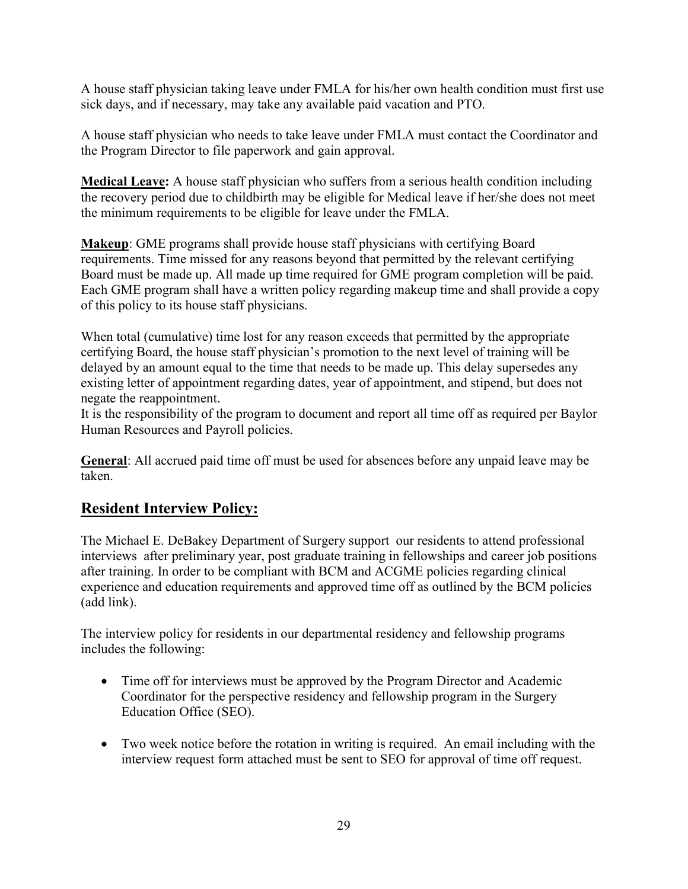A house staff physician taking leave under FMLA for his/her own health condition must first use sick days, and if necessary, may take any available paid vacation and PTO.

A house staff physician who needs to take leave under FMLA must contact the Coordinator and the Program Director to file paperwork and gain approval.

**Medical Leave:** A house staff physician who suffers from a serious health condition including the recovery period due to childbirth may be eligible for Medical leave if her/she does not meet the minimum requirements to be eligible for leave under the FMLA.

**Makeup**: GME programs shall provide house staff physicians with certifying Board requirements. Time missed for any reasons beyond that permitted by the relevant certifying Board must be made up. All made up time required for GME program completion will be paid. Each GME program shall have a written policy regarding makeup time and shall provide a copy of this policy to its house staff physicians.

When total (cumulative) time lost for any reason exceeds that permitted by the appropriate certifying Board, the house staff physician's promotion to the next level of training will be delayed by an amount equal to the time that needs to be made up. This delay supersedes any existing letter of appointment regarding dates, year of appointment, and stipend, but does not negate the reappointment.
It is the responsibility of the program to document and report all time off as required per Baylor Human Resources and Payroll policies.

**General**: All accrued paid time off must be used for absences before any unpaid leave may be taken.

## Resident Interview Policy:

The Michael E. DeBakey Department of Surgery support our residents to attend professional interviews after preliminary year, post graduate training in fellowships and career job positions after training. In order to be compliant with BCM and ACGME policies regarding clinical experience and education requirements and approved time off as outlined by the BCM policies (add link).

The interview policy for residents in our departmental residency and fellowship programs includes the following:

- Time off for interviews must be approved by the Program Director and Academic Coordinator for the perspective residency and fellowship program in the Surgery Education Office (SEO).

- Two week notice before the rotation in writing is required. An email including with the interview request form attached must be sent to SEO for approval of time off request.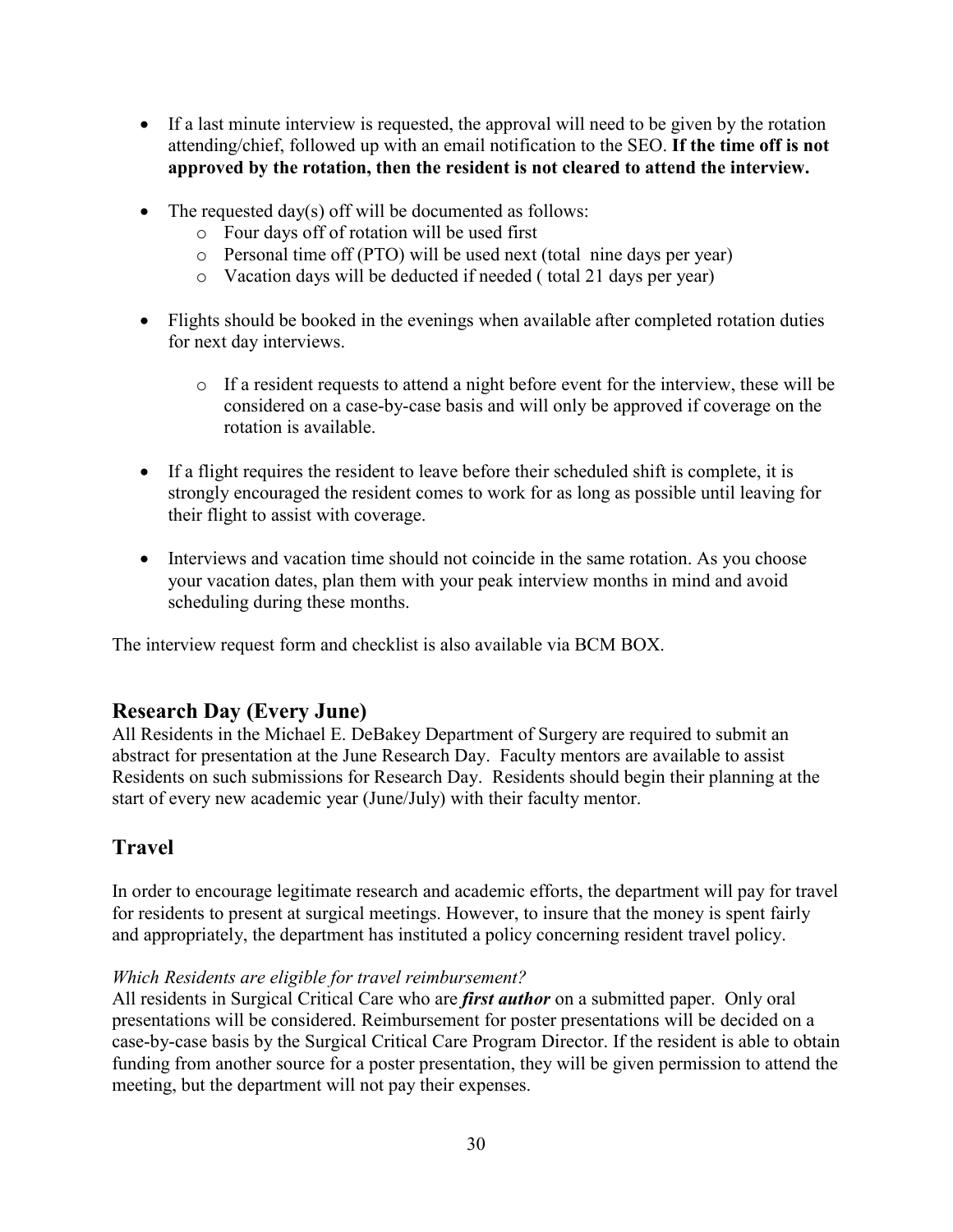- If a last minute interview is requested, the approval will need to be given by the rotation attending/chief, followed up with an email notification to the SEO. **If the time off is not approved by the rotation, then the resident is not cleared to attend the interview.**

- The requested day(s) off will be documented as follows:
  - Four days off of rotation will be used first
  - Personal time off (PTO) will be used next (total nine days per year)
  - Vacation days will be deducted if needed ( total 21 days per year)

- Flights should be booked in the evenings when available after completed rotation duties for next day interviews.
  - If a resident requests to attend a night before event for the interview, these will be considered on a case-by-case basis and will only be approved if coverage on the rotation is available.

- If a flight requires the resident to leave before their scheduled shift is complete, it is strongly encouraged the resident comes to work for as long as possible until leaving for their flight to assist with coverage.

- Interviews and vacation time should not coincide in the same rotation. As you choose your vacation dates, plan them with your peak interview months in mind and avoid scheduling during these months.

The interview request form and checklist is also available via BCM BOX.

## Research Day (Every June)

All Residents in the Michael E. DeBakey Department of Surgery are required to submit an abstract for presentation at the June Research Day. Faculty mentors are available to assist Residents on such submissions for Research Day. Residents should begin their planning at the start of every new academic year (June/July) with their faculty mentor.

## Travel

In order to encourage legitimate research and academic efforts, the department will pay for travel for residents to present at surgical meetings. However, to insure that the money is spent fairly and appropriately, the department has instituted a policy concerning resident travel policy.

*Which Residents are eligible for travel reimbursement?*

All residents in Surgical Critical Care who are ***first author*** on a submitted paper. Only oral presentations will be considered. Reimbursement for poster presentations will be decided on a case-by-case basis by the Surgical Critical Care Program Director. If the resident is able to obtain funding from another source for a poster presentation, they will be given permission to attend the meeting, but the department will not pay their expenses.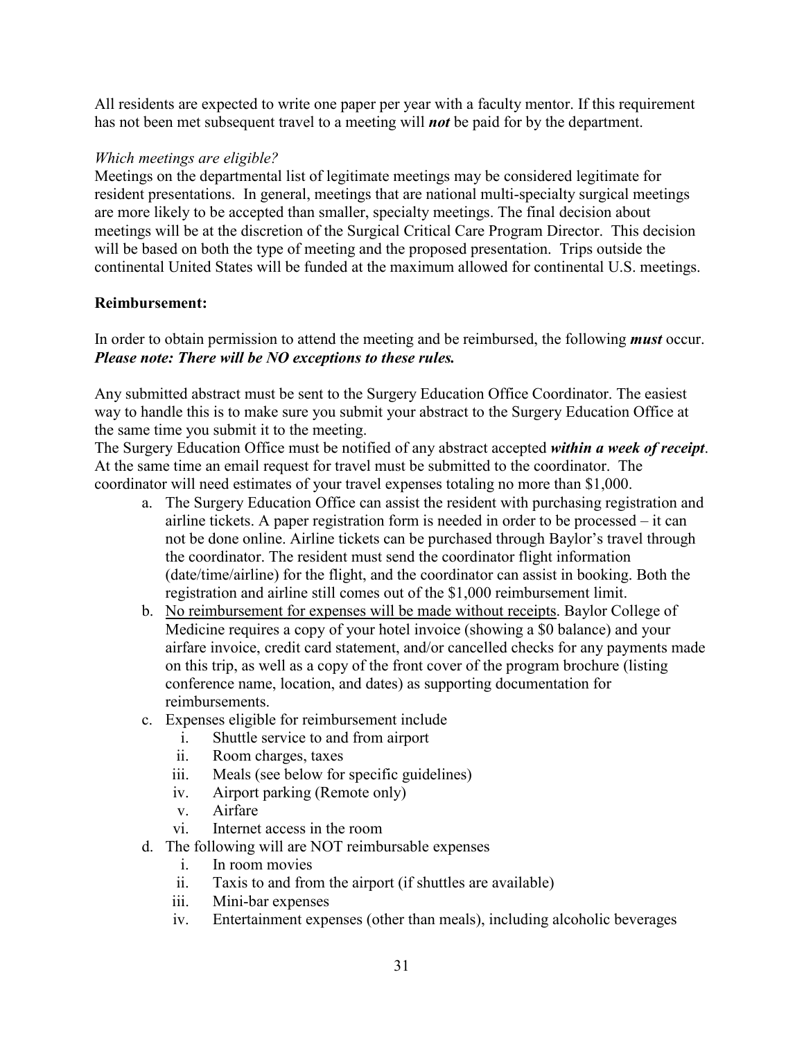All residents are expected to write one paper per year with a faculty mentor. If this requirement has not been met subsequent travel to a meeting will ***not*** be paid for by the department.

*Which meetings are eligible?*

Meetings on the departmental list of legitimate meetings may be considered legitimate for resident presentations. In general, meetings that are national multi-specialty surgical meetings are more likely to be accepted than smaller, specialty meetings. The final decision about meetings will be at the discretion of the Surgical Critical Care Program Director. This decision will be based on both the type of meeting and the proposed presentation. Trips outside the continental United States will be funded at the maximum allowed for continental U.S. meetings.

**Reimbursement:**

In order to obtain permission to attend the meeting and be reimbursed, the following ***must*** occur. ***Please note: There will be NO exceptions to these rules.***

Any submitted abstract must be sent to the Surgery Education Office Coordinator. The easiest way to handle this is to make sure you submit your abstract to the Surgery Education Office at the same time you submit it to the meeting.

The Surgery Education Office must be notified of any abstract accepted ***within a week of receipt***. At the same time an email request for travel must be submitted to the coordinator. The coordinator will need estimates of your travel expenses totaling no more than $1,000.

a. The Surgery Education Office can assist the resident with purchasing registration and airline tickets. A paper registration form is needed in order to be processed – it can not be done online. Airline tickets can be purchased through Baylor's travel through the coordinator. The resident must send the coordinator flight information (date/time/airline) for the flight, and the coordinator can assist in booking. Both the registration and airline still comes out of the $1,000 reimbursement limit.
b. <u>No reimbursement for expenses will be made without receipts</u>. Baylor College of Medicine requires a copy of your hotel invoice (showing a $0 balance) and your airfare invoice, credit card statement, and/or cancelled checks for any payments made on this trip, as well as a copy of the front cover of the program brochure (listing conference name, location, and dates) as supporting documentation for reimbursements.
c. Expenses eligible for reimbursement include
    i. Shuttle service to and from airport
    ii. Room charges, taxes
    iii. Meals (see below for specific guidelines)
    iv. Airport parking (Remote only)
    v. Airfare
    vi. Internet access in the room
d. The following will are NOT reimbursable expenses
    i. In room movies
    ii. Taxis to and from the airport (if shuttles are available)
    iii. Mini-bar expenses
    iv. Entertainment expenses (other than meals), including alcoholic beverages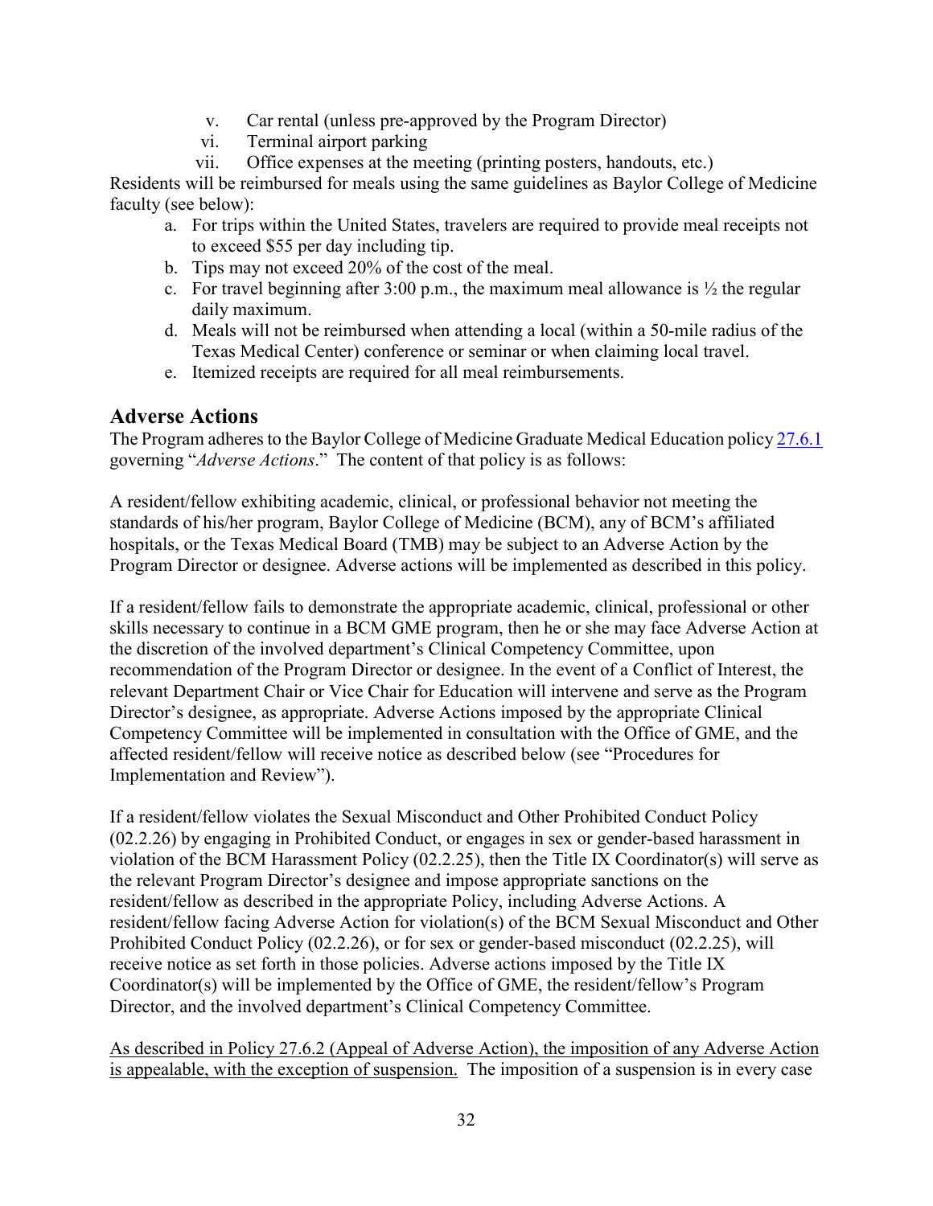v. Car rental (unless pre-approved by the Program Director)
vi. Terminal airport parking
vii. Office expenses at the meeting (printing posters, handouts, etc.)

Residents will be reimbursed for meals using the same guidelines as Baylor College of Medicine faculty (see below):

a. For trips within the United States, travelers are required to provide meal receipts not to exceed $55 per day including tip.
b. Tips may not exceed 20% of the cost of the meal.
c. For travel beginning after 3:00 p.m., the maximum meal allowance is ½ the regular daily maximum.
d. Meals will not be reimbursed when attending a local (within a 50-mile radius of the Texas Medical Center) conference or seminar or when claiming local travel.
e. Itemized receipts are required for all meal reimbursements.

## Adverse Actions

The Program adheres to the Baylor College of Medicine Graduate Medical Education policy 27.6.1 governing "*Adverse Actions*." The content of that policy is as follows:

A resident/fellow exhibiting academic, clinical, or professional behavior not meeting the standards of his/her program, Baylor College of Medicine (BCM), any of BCM's affiliated hospitals, or the Texas Medical Board (TMB) may be subject to an Adverse Action by the Program Director or designee. Adverse actions will be implemented as described in this policy.

If a resident/fellow fails to demonstrate the appropriate academic, clinical, professional or other skills necessary to continue in a BCM GME program, then he or she may face Adverse Action at the discretion of the involved department's Clinical Competency Committee, upon recommendation of the Program Director or designee. In the event of a Conflict of Interest, the relevant Department Chair or Vice Chair for Education will intervene and serve as the Program Director's designee, as appropriate. Adverse Actions imposed by the appropriate Clinical Competency Committee will be implemented in consultation with the Office of GME, and the affected resident/fellow will receive notice as described below (see "Procedures for Implementation and Review").

If a resident/fellow violates the Sexual Misconduct and Other Prohibited Conduct Policy (02.2.26) by engaging in Prohibited Conduct, or engages in sex or gender-based harassment in violation of the BCM Harassment Policy (02.2.25), then the Title IX Coordinator(s) will serve as the relevant Program Director's designee and impose appropriate sanctions on the resident/fellow as described in the appropriate Policy, including Adverse Actions. A resident/fellow facing Adverse Action for violation(s) of the BCM Sexual Misconduct and Other Prohibited Conduct Policy (02.2.26), or for sex or gender-based misconduct (02.2.25), will receive notice as set forth in those policies. Adverse actions imposed by the Title IX Coordinator(s) will be implemented by the Office of GME, the resident/fellow's Program Director, and the involved department's Clinical Competency Committee.

As described in Policy 27.6.2 (Appeal of Adverse Action), the imposition of any Adverse Action is appealable, with the exception of suspension. The imposition of a suspension is in every case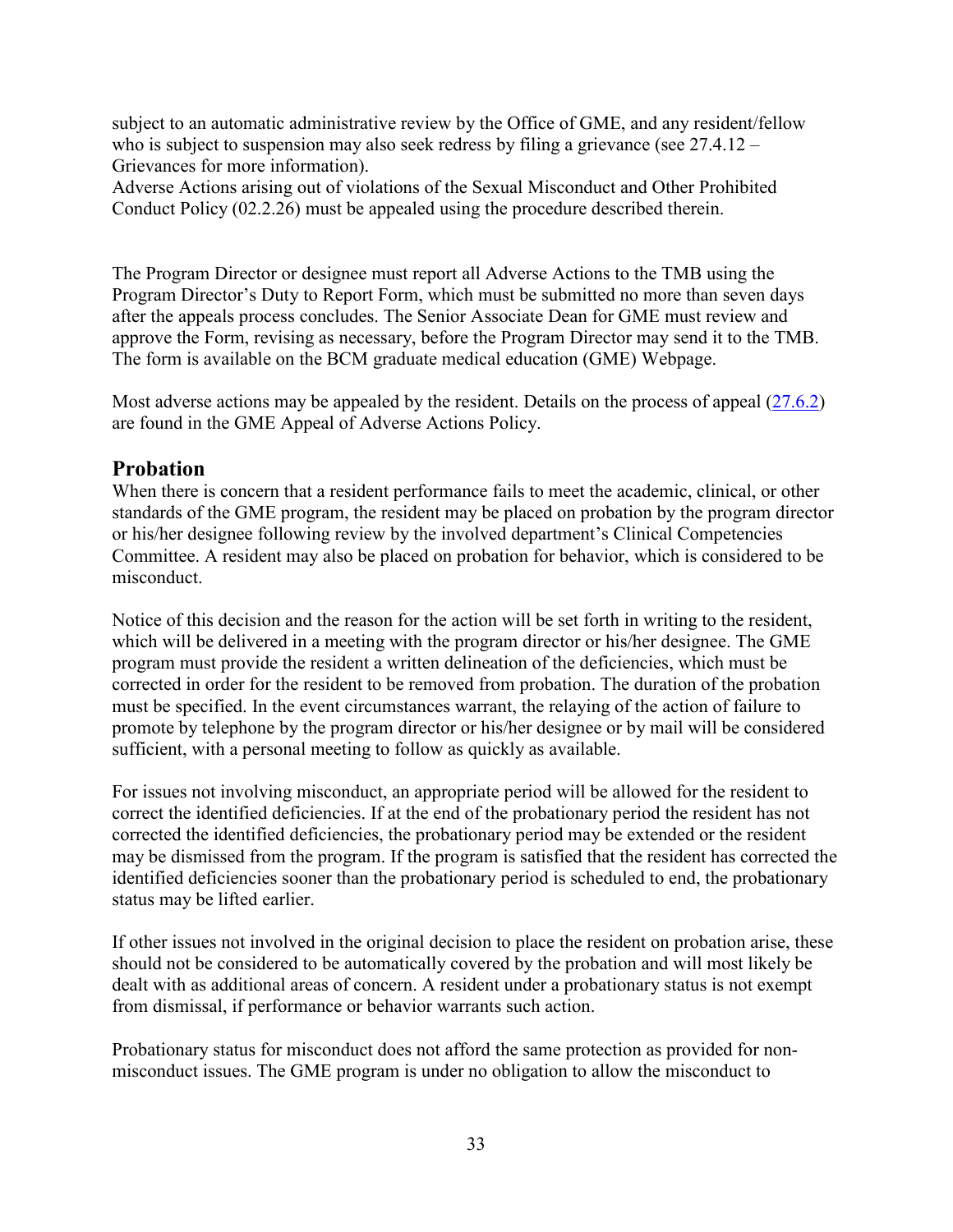subject to an automatic administrative review by the Office of GME, and any resident/fellow who is subject to suspension may also seek redress by filing a grievance (see 27.4.12 – Grievances for more information).
Adverse Actions arising out of violations of the Sexual Misconduct and Other Prohibited Conduct Policy (02.2.26) must be appealed using the procedure described therein.

The Program Director or designee must report all Adverse Actions to the TMB using the Program Director's Duty to Report Form, which must be submitted no more than seven days after the appeals process concludes. The Senior Associate Dean for GME must review and approve the Form, revising as necessary, before the Program Director may send it to the TMB. The form is available on the BCM graduate medical education (GME) Webpage.

Most adverse actions may be appealed by the resident. Details on the process of appeal (27.6.2) are found in the GME Appeal of Adverse Actions Policy.

## Probation

When there is concern that a resident performance fails to meet the academic, clinical, or other standards of the GME program, the resident may be placed on probation by the program director or his/her designee following review by the involved department's Clinical Competencies Committee. A resident may also be placed on probation for behavior, which is considered to be misconduct.

Notice of this decision and the reason for the action will be set forth in writing to the resident, which will be delivered in a meeting with the program director or his/her designee. The GME program must provide the resident a written delineation of the deficiencies, which must be corrected in order for the resident to be removed from probation. The duration of the probation must be specified. In the event circumstances warrant, the relaying of the action of failure to promote by telephone by the program director or his/her designee or by mail will be considered sufficient, with a personal meeting to follow as quickly as available.

For issues not involving misconduct, an appropriate period will be allowed for the resident to correct the identified deficiencies. If at the end of the probationary period the resident has not corrected the identified deficiencies, the probationary period may be extended or the resident may be dismissed from the program. If the program is satisfied that the resident has corrected the identified deficiencies sooner than the probationary period is scheduled to end, the probationary status may be lifted earlier.

If other issues not involved in the original decision to place the resident on probation arise, these should not be considered to be automatically covered by the probation and will most likely be dealt with as additional areas of concern. A resident under a probationary status is not exempt from dismissal, if performance or behavior warrants such action.

Probationary status for misconduct does not afford the same protection as provided for non-misconduct issues. The GME program is under no obligation to allow the misconduct to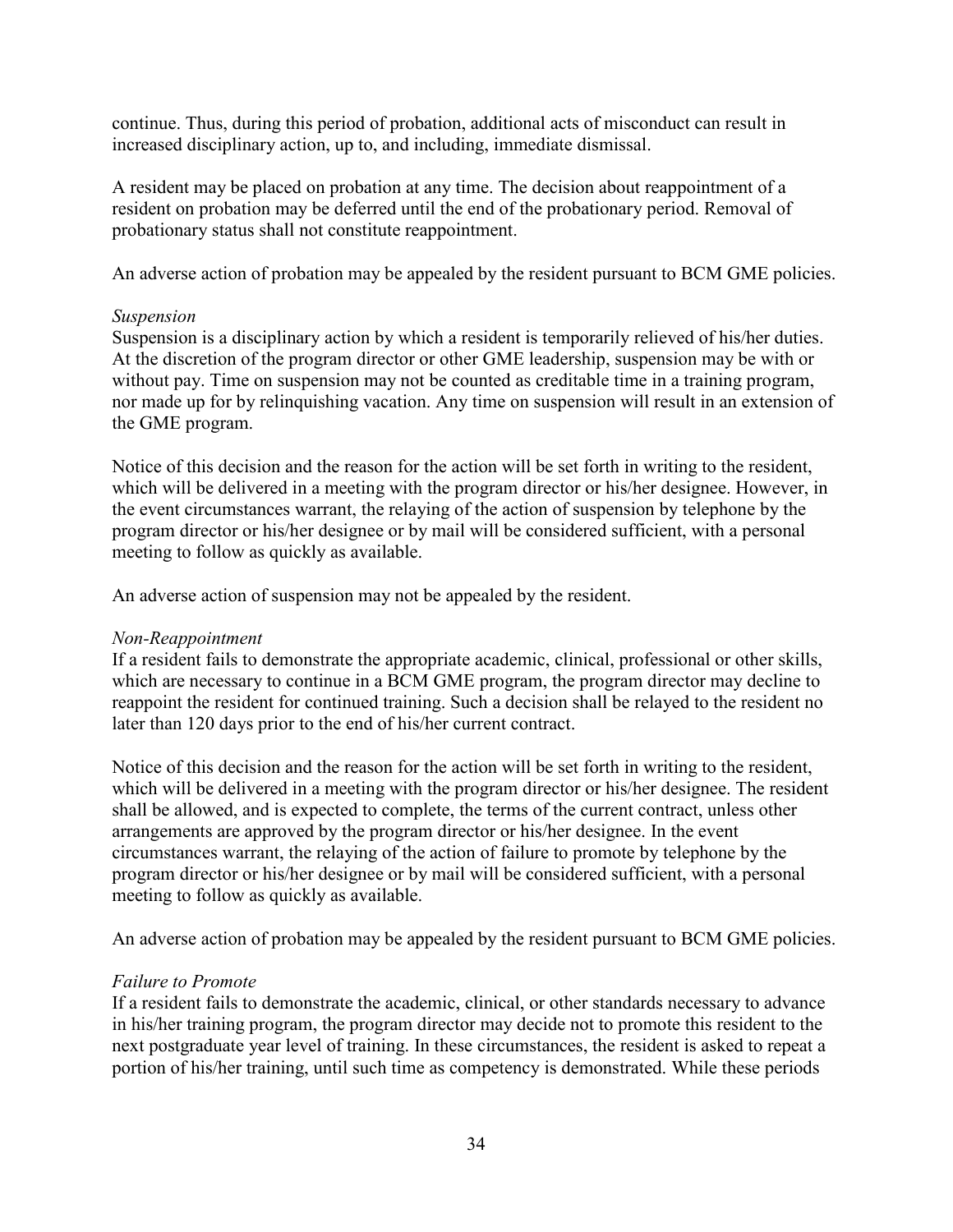continue. Thus, during this period of probation, additional acts of misconduct can result in increased disciplinary action, up to, and including, immediate dismissal.

A resident may be placed on probation at any time. The decision about reappointment of a resident on probation may be deferred until the end of the probationary period. Removal of probationary status shall not constitute reappointment.

An adverse action of probation may be appealed by the resident pursuant to BCM GME policies.

*Suspension*

Suspension is a disciplinary action by which a resident is temporarily relieved of his/her duties. At the discretion of the program director or other GME leadership, suspension may be with or without pay. Time on suspension may not be counted as creditable time in a training program, nor made up for by relinquishing vacation. Any time on suspension will result in an extension of the GME program.

Notice of this decision and the reason for the action will be set forth in writing to the resident, which will be delivered in a meeting with the program director or his/her designee. However, in the event circumstances warrant, the relaying of the action of suspension by telephone by the program director or his/her designee or by mail will be considered sufficient, with a personal meeting to follow as quickly as available.

An adverse action of suspension may not be appealed by the resident.

*Non-Reappointment*

If a resident fails to demonstrate the appropriate academic, clinical, professional or other skills, which are necessary to continue in a BCM GME program, the program director may decline to reappoint the resident for continued training. Such a decision shall be relayed to the resident no later than 120 days prior to the end of his/her current contract.

Notice of this decision and the reason for the action will be set forth in writing to the resident, which will be delivered in a meeting with the program director or his/her designee. The resident shall be allowed, and is expected to complete, the terms of the current contract, unless other arrangements are approved by the program director or his/her designee. In the event circumstances warrant, the relaying of the action of failure to promote by telephone by the program director or his/her designee or by mail will be considered sufficient, with a personal meeting to follow as quickly as available.

An adverse action of probation may be appealed by the resident pursuant to BCM GME policies.

*Failure to Promote*

If a resident fails to demonstrate the academic, clinical, or other standards necessary to advance in his/her training program, the program director may decide not to promote this resident to the next postgraduate year level of training. In these circumstances, the resident is asked to repeat a portion of his/her training, until such time as competency is demonstrated. While these periods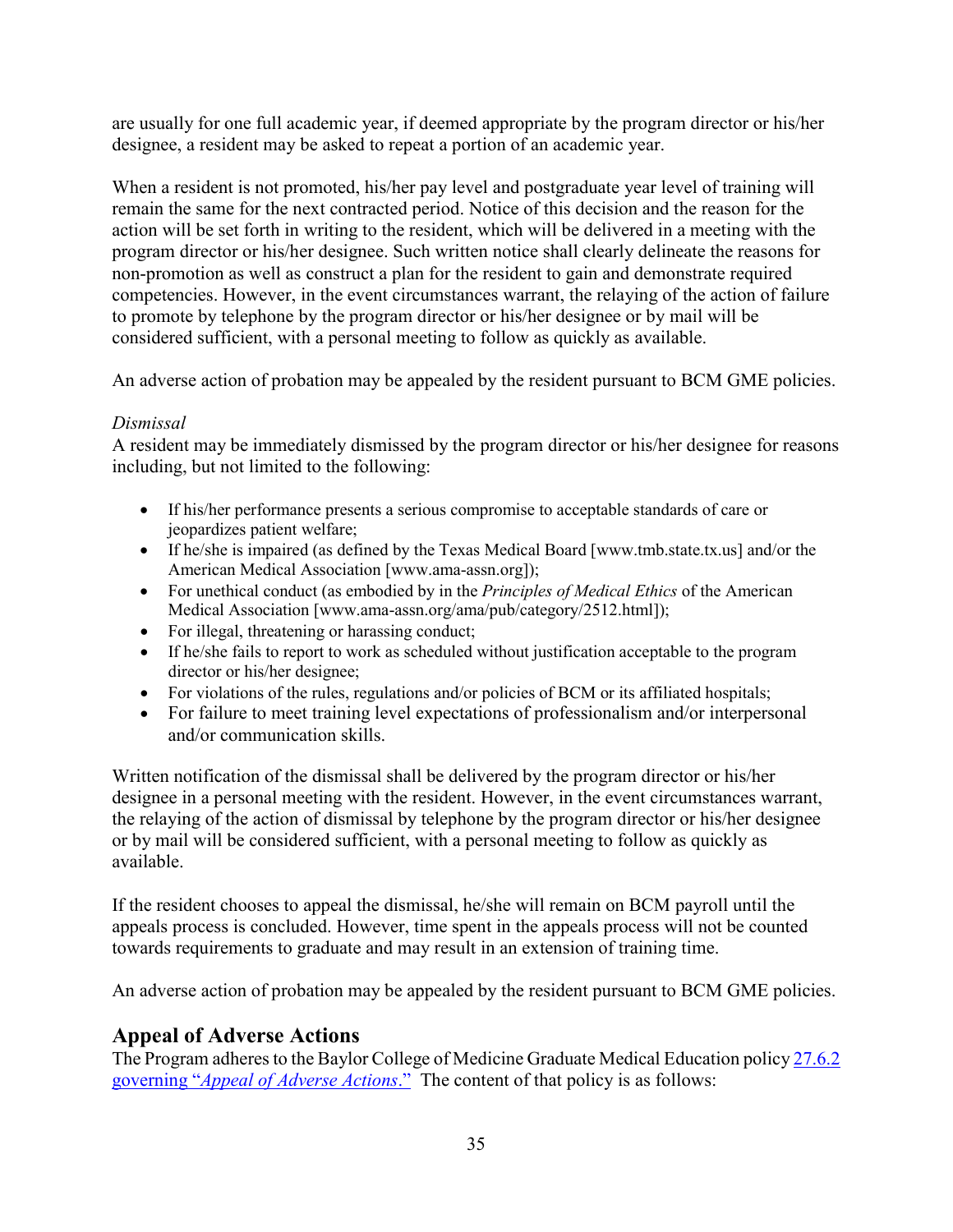are usually for one full academic year, if deemed appropriate by the program director or his/her designee, a resident may be asked to repeat a portion of an academic year.

When a resident is not promoted, his/her pay level and postgraduate year level of training will remain the same for the next contracted period. Notice of this decision and the reason for the action will be set forth in writing to the resident, which will be delivered in a meeting with the program director or his/her designee. Such written notice shall clearly delineate the reasons for non-promotion as well as construct a plan for the resident to gain and demonstrate required competencies. However, in the event circumstances warrant, the relaying of the action of failure to promote by telephone by the program director or his/her designee or by mail will be considered sufficient, with a personal meeting to follow as quickly as available.

An adverse action of probation may be appealed by the resident pursuant to BCM GME policies.

*Dismissal*
A resident may be immediately dismissed by the program director or his/her designee for reasons including, but not limited to the following:

- If his/her performance presents a serious compromise to acceptable standards of care or jeopardizes patient welfare;
- If he/she is impaired (as defined by the Texas Medical Board [www.tmb.state.tx.us] and/or the American Medical Association [www.ama-assn.org]);
- For unethical conduct (as embodied by in the *Principles of Medical Ethics* of the American Medical Association [www.ama-assn.org/ama/pub/category/2512.html]);
- For illegal, threatening or harassing conduct;
- If he/she fails to report to work as scheduled without justification acceptable to the program director or his/her designee;
- For violations of the rules, regulations and/or policies of BCM or its affiliated hospitals;
- For failure to meet training level expectations of professionalism and/or interpersonal and/or communication skills.

Written notification of the dismissal shall be delivered by the program director or his/her designee in a personal meeting with the resident. However, in the event circumstances warrant, the relaying of the action of dismissal by telephone by the program director or his/her designee or by mail will be considered sufficient, with a personal meeting to follow as quickly as available.

If the resident chooses to appeal the dismissal, he/she will remain on BCM payroll until the appeals process is concluded. However, time spent in the appeals process will not be counted towards requirements to graduate and may result in an extension of training time.

An adverse action of probation may be appealed by the resident pursuant to BCM GME policies.

## Appeal of Adverse Actions

The Program adheres to the Baylor College of Medicine Graduate Medical Education policy 27.6.2 governing "*Appeal of Adverse Actions*." The content of that policy is as follows: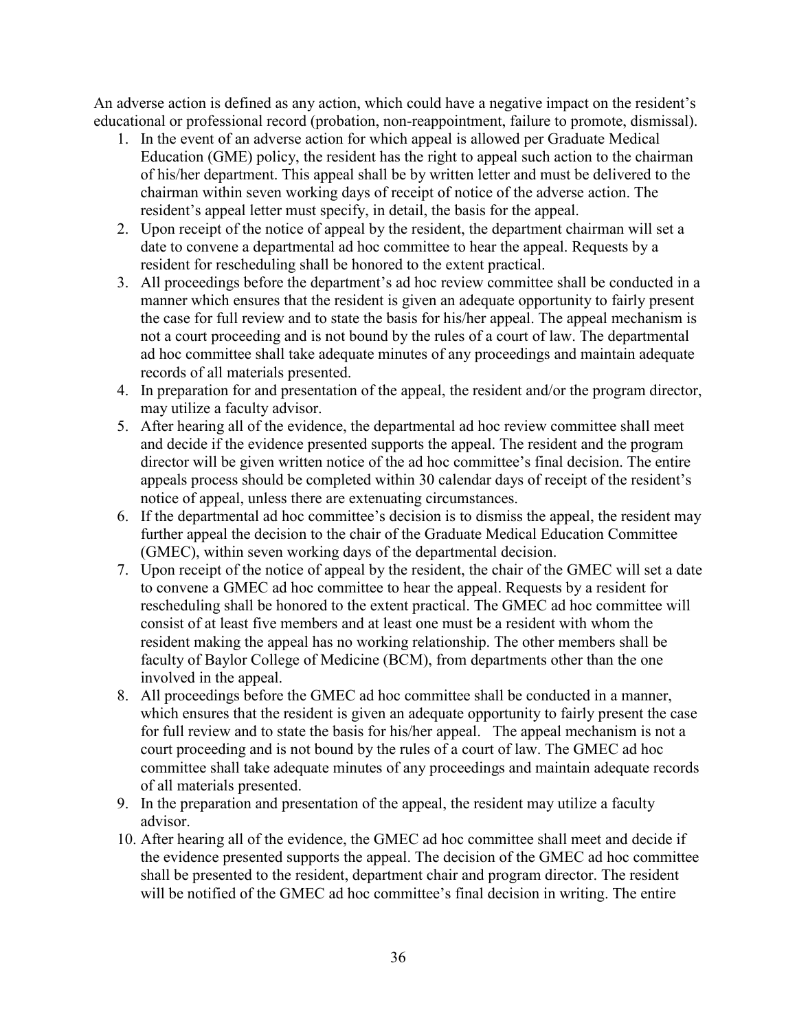An adverse action is defined as any action, which could have a negative impact on the resident's educational or professional record (probation, non-reappointment, failure to promote, dismissal).

1. In the event of an adverse action for which appeal is allowed per Graduate Medical Education (GME) policy, the resident has the right to appeal such action to the chairman of his/her department. This appeal shall be by written letter and must be delivered to the chairman within seven working days of receipt of notice of the adverse action. The resident's appeal letter must specify, in detail, the basis for the appeal.
2. Upon receipt of the notice of appeal by the resident, the department chairman will set a date to convene a departmental ad hoc committee to hear the appeal. Requests by a resident for rescheduling shall be honored to the extent practical.
3. All proceedings before the department's ad hoc review committee shall be conducted in a manner which ensures that the resident is given an adequate opportunity to fairly present the case for full review and to state the basis for his/her appeal. The appeal mechanism is not a court proceeding and is not bound by the rules of a court of law. The departmental ad hoc committee shall take adequate minutes of any proceedings and maintain adequate records of all materials presented.
4. In preparation for and presentation of the appeal, the resident and/or the program director, may utilize a faculty advisor.
5. After hearing all of the evidence, the departmental ad hoc review committee shall meet and decide if the evidence presented supports the appeal. The resident and the program director will be given written notice of the ad hoc committee's final decision. The entire appeals process should be completed within 30 calendar days of receipt of the resident's notice of appeal, unless there are extenuating circumstances.
6. If the departmental ad hoc committee's decision is to dismiss the appeal, the resident may further appeal the decision to the chair of the Graduate Medical Education Committee (GMEC), within seven working days of the departmental decision.
7. Upon receipt of the notice of appeal by the resident, the chair of the GMEC will set a date to convene a GMEC ad hoc committee to hear the appeal. Requests by a resident for rescheduling shall be honored to the extent practical. The GMEC ad hoc committee will consist of at least five members and at least one must be a resident with whom the resident making the appeal has no working relationship. The other members shall be faculty of Baylor College of Medicine (BCM), from departments other than the one involved in the appeal.
8. All proceedings before the GMEC ad hoc committee shall be conducted in a manner, which ensures that the resident is given an adequate opportunity to fairly present the case for full review and to state the basis for his/her appeal. The appeal mechanism is not a court proceeding and is not bound by the rules of a court of law. The GMEC ad hoc committee shall take adequate minutes of any proceedings and maintain adequate records of all materials presented.
9. In the preparation and presentation of the appeal, the resident may utilize a faculty advisor.
10. After hearing all of the evidence, the GMEC ad hoc committee shall meet and decide if the evidence presented supports the appeal. The decision of the GMEC ad hoc committee shall be presented to the resident, department chair and program director. The resident will be notified of the GMEC ad hoc committee's final decision in writing. The entire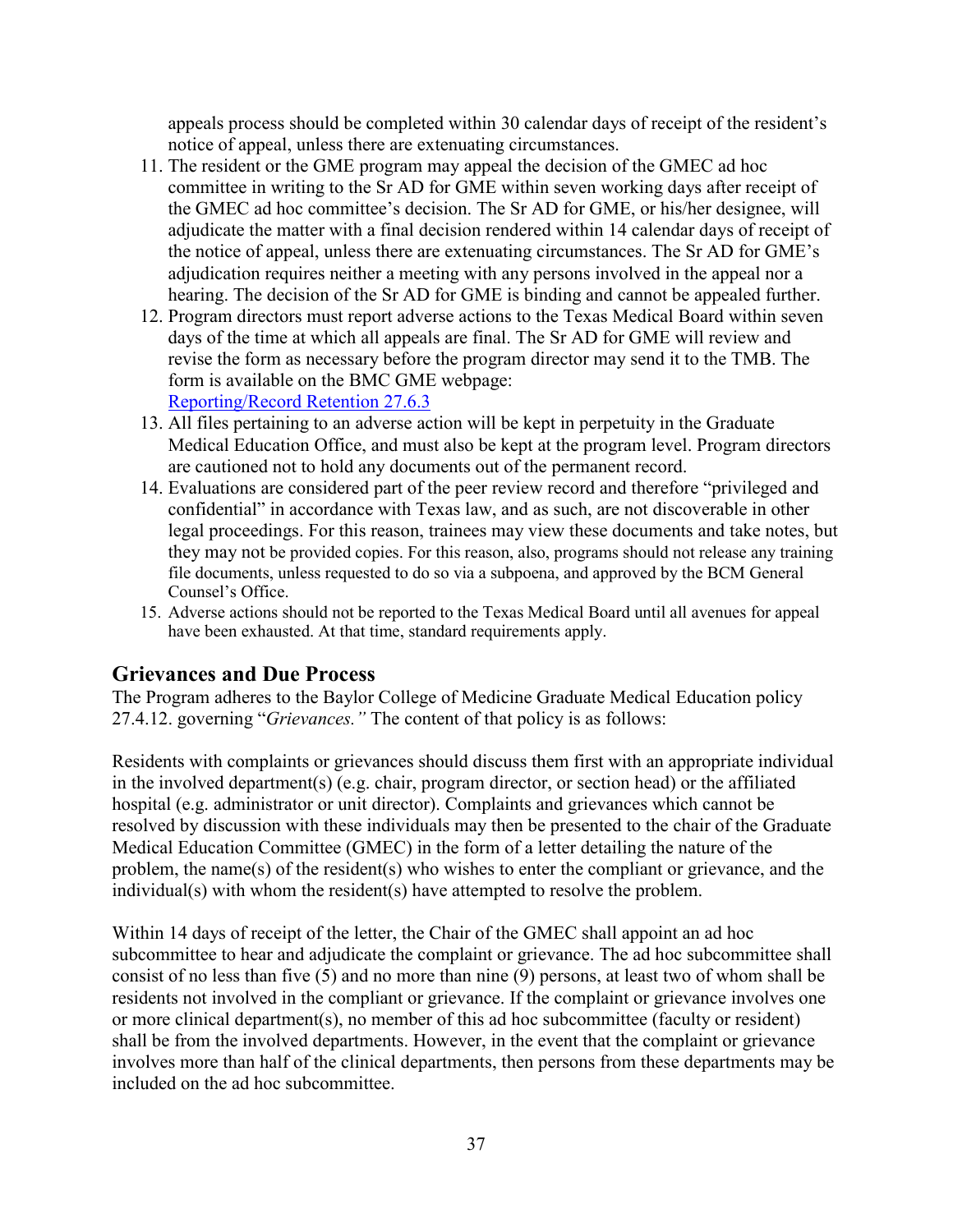appeals process should be completed within 30 calendar days of receipt of the resident's notice of appeal, unless there are extenuating circumstances.

11. The resident or the GME program may appeal the decision of the GMEC ad hoc committee in writing to the Sr AD for GME within seven working days after receipt of the GMEC ad hoc committee's decision. The Sr AD for GME, or his/her designee, will adjudicate the matter with a final decision rendered within 14 calendar days of receipt of the notice of appeal, unless there are extenuating circumstances. The Sr AD for GME's adjudication requires neither a meeting with any persons involved in the appeal nor a hearing. The decision of the Sr AD for GME is binding and cannot be appealed further.
12. Program directors must report adverse actions to the Texas Medical Board within seven days of the time at which all appeals are final. The Sr AD for GME will review and revise the form as necessary before the program director may send it to the TMB. The form is available on the BMC GME webpage: [Reporting/Record Retention 27.6.3]
13. All files pertaining to an adverse action will be kept in perpetuity in the Graduate Medical Education Office, and must also be kept at the program level. Program directors are cautioned not to hold any documents out of the permanent record.
14. Evaluations are considered part of the peer review record and therefore "privileged and confidential" in accordance with Texas law, and as such, are not discoverable in other legal proceedings. For this reason, trainees may view these documents and take notes, but they may not be provided copies. For this reason, also, programs should not release any training file documents, unless requested to do so via a subpoena, and approved by the BCM General Counsel's Office.
15. Adverse actions should not be reported to the Texas Medical Board until all avenues for appeal have been exhausted. At that time, standard requirements apply.

## Grievances and Due Process

The Program adheres to the Baylor College of Medicine Graduate Medical Education policy 27.4.12. governing "*Grievances.*" The content of that policy is as follows:

Residents with complaints or grievances should discuss them first with an appropriate individual in the involved department(s) (e.g. chair, program director, or section head) or the affiliated hospital (e.g. administrator or unit director). Complaints and grievances which cannot be resolved by discussion with these individuals may then be presented to the chair of the Graduate Medical Education Committee (GMEC) in the form of a letter detailing the nature of the problem, the name(s) of the resident(s) who wishes to enter the compliant or grievance, and the individual(s) with whom the resident(s) have attempted to resolve the problem.

Within 14 days of receipt of the letter, the Chair of the GMEC shall appoint an ad hoc subcommittee to hear and adjudicate the complaint or grievance. The ad hoc subcommittee shall consist of no less than five (5) and no more than nine (9) persons, at least two of whom shall be residents not involved in the compliant or grievance. If the complaint or grievance involves one or more clinical department(s), no member of this ad hoc subcommittee (faculty or resident) shall be from the involved departments. However, in the event that the complaint or grievance involves more than half of the clinical departments, then persons from these departments may be included on the ad hoc subcommittee.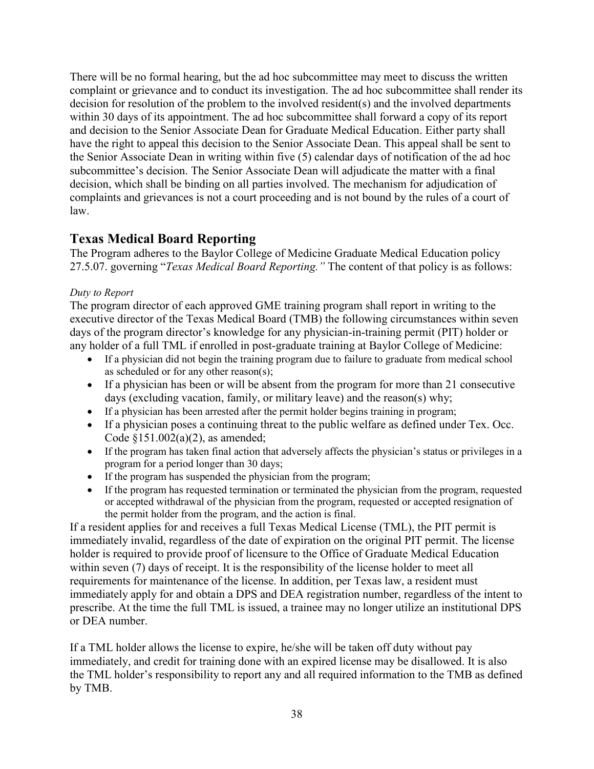There will be no formal hearing, but the ad hoc subcommittee may meet to discuss the written complaint or grievance and to conduct its investigation. The ad hoc subcommittee shall render its decision for resolution of the problem to the involved resident(s) and the involved departments within 30 days of its appointment. The ad hoc subcommittee shall forward a copy of its report and decision to the Senior Associate Dean for Graduate Medical Education. Either party shall have the right to appeal this decision to the Senior Associate Dean. This appeal shall be sent to the Senior Associate Dean in writing within five (5) calendar days of notification of the ad hoc subcommittee's decision. The Senior Associate Dean will adjudicate the matter with a final decision, which shall be binding on all parties involved. The mechanism for adjudication of complaints and grievances is not a court proceeding and is not bound by the rules of a court of law.

## Texas Medical Board Reporting

The Program adheres to the Baylor College of Medicine Graduate Medical Education policy 27.5.07. governing "*Texas Medical Board Reporting.*" The content of that policy is as follows:

*Duty to Report*

The program director of each approved GME training program shall report in writing to the executive director of the Texas Medical Board (TMB) the following circumstances within seven days of the program director's knowledge for any physician-in-training permit (PIT) holder or any holder of a full TML if enrolled in post-graduate training at Baylor College of Medicine:

- If a physician did not begin the training program due to failure to graduate from medical school as scheduled or for any other reason(s);
- If a physician has been or will be absent from the program for more than 21 consecutive days (excluding vacation, family, or military leave) and the reason(s) why;
- If a physician has been arrested after the permit holder begins training in program;
- If a physician poses a continuing threat to the public welfare as defined under Tex. Occ. Code §151.002(a)(2), as amended;
- If the program has taken final action that adversely affects the physician's status or privileges in a program for a period longer than 30 days;
- If the program has suspended the physician from the program;
- If the program has requested termination or terminated the physician from the program, requested or accepted withdrawal of the physician from the program, requested or accepted resignation of the permit holder from the program, and the action is final.

If a resident applies for and receives a full Texas Medical License (TML), the PIT permit is immediately invalid, regardless of the date of expiration on the original PIT permit. The license holder is required to provide proof of licensure to the Office of Graduate Medical Education within seven (7) days of receipt. It is the responsibility of the license holder to meet all requirements for maintenance of the license. In addition, per Texas law, a resident must immediately apply for and obtain a DPS and DEA registration number, regardless of the intent to prescribe. At the time the full TML is issued, a trainee may no longer utilize an institutional DPS or DEA number.

If a TML holder allows the license to expire, he/she will be taken off duty without pay immediately, and credit for training done with an expired license may be disallowed. It is also the TML holder's responsibility to report any and all required information to the TMB as defined by TMB.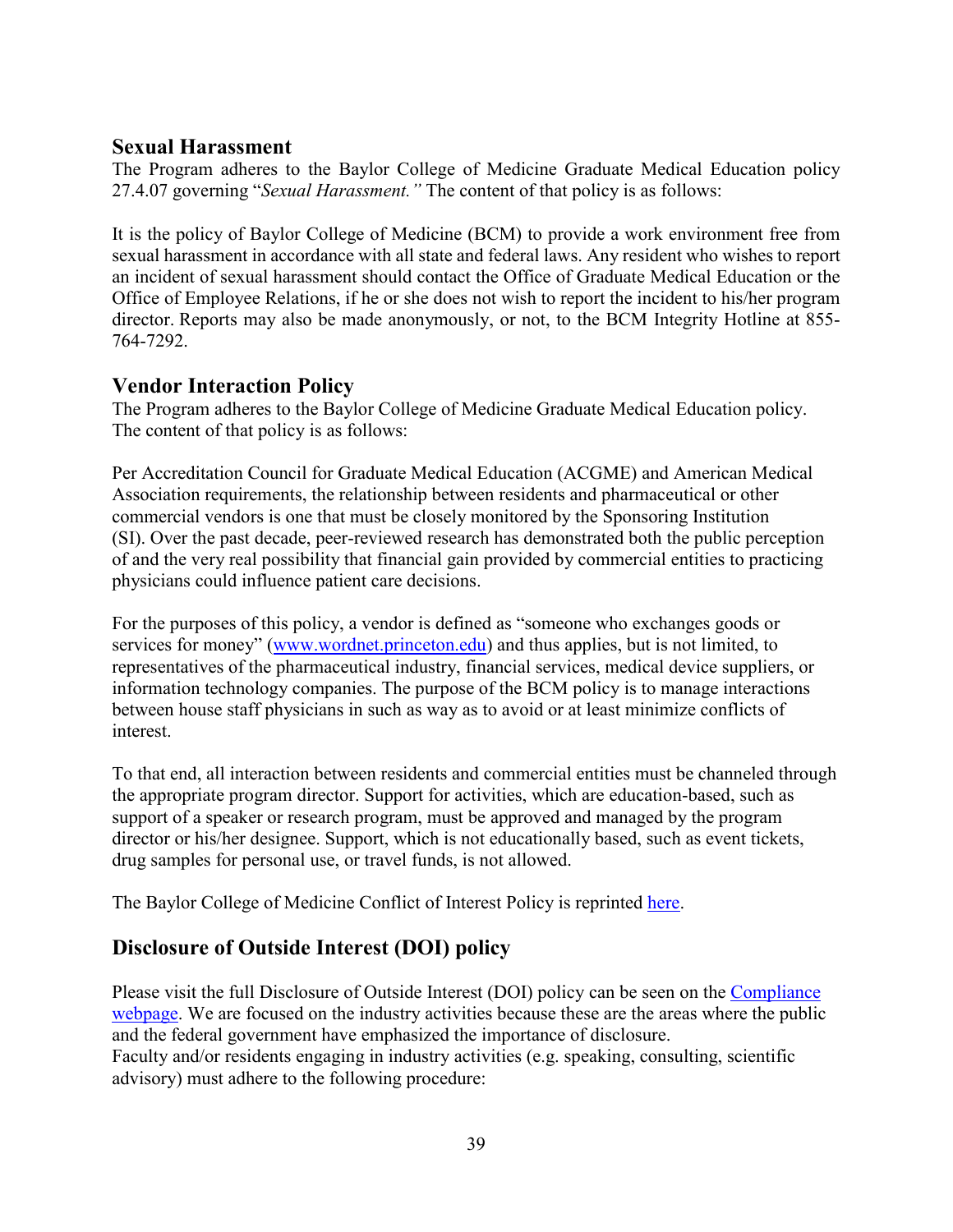## Sexual Harassment

The Program adheres to the Baylor College of Medicine Graduate Medical Education policy 27.4.07 governing "*Sexual Harassment.*" The content of that policy is as follows:

It is the policy of Baylor College of Medicine (BCM) to provide a work environment free from sexual harassment in accordance with all state and federal laws. Any resident who wishes to report an incident of sexual harassment should contact the Office of Graduate Medical Education or the Office of Employee Relations, if he or she does not wish to report the incident to his/her program director. Reports may also be made anonymously, or not, to the BCM Integrity Hotline at 855-764-7292.

## Vendor Interaction Policy

The Program adheres to the Baylor College of Medicine Graduate Medical Education policy. The content of that policy is as follows:

Per Accreditation Council for Graduate Medical Education (ACGME) and American Medical Association requirements, the relationship between residents and pharmaceutical or other commercial vendors is one that must be closely monitored by the Sponsoring Institution (SI). Over the past decade, peer-reviewed research has demonstrated both the public perception of and the very real possibility that financial gain provided by commercial entities to practicing physicians could influence patient care decisions.

For the purposes of this policy, a vendor is defined as "someone who exchanges goods or services for money" (www.wordnet.princeton.edu) and thus applies, but is not limited, to representatives of the pharmaceutical industry, financial services, medical device suppliers, or information technology companies. The purpose of the BCM policy is to manage interactions between house staff physicians in such as way as to avoid or at least minimize conflicts of interest.

To that end, all interaction between residents and commercial entities must be channeled through the appropriate program director. Support for activities, which are education-based, such as support of a speaker or research program, must be approved and managed by the program director or his/her designee. Support, which is not educationally based, such as event tickets, drug samples for personal use, or travel funds, is not allowed.

The Baylor College of Medicine Conflict of Interest Policy is reprinted here.

## Disclosure of Outside Interest (DOI) policy

Please visit the full Disclosure of Outside Interest (DOI) policy can be seen on the Compliance webpage. We are focused on the industry activities because these are the areas where the public and the federal government have emphasized the importance of disclosure.
Faculty and/or residents engaging in industry activities (e.g. speaking, consulting, scientific advisory) must adhere to the following procedure: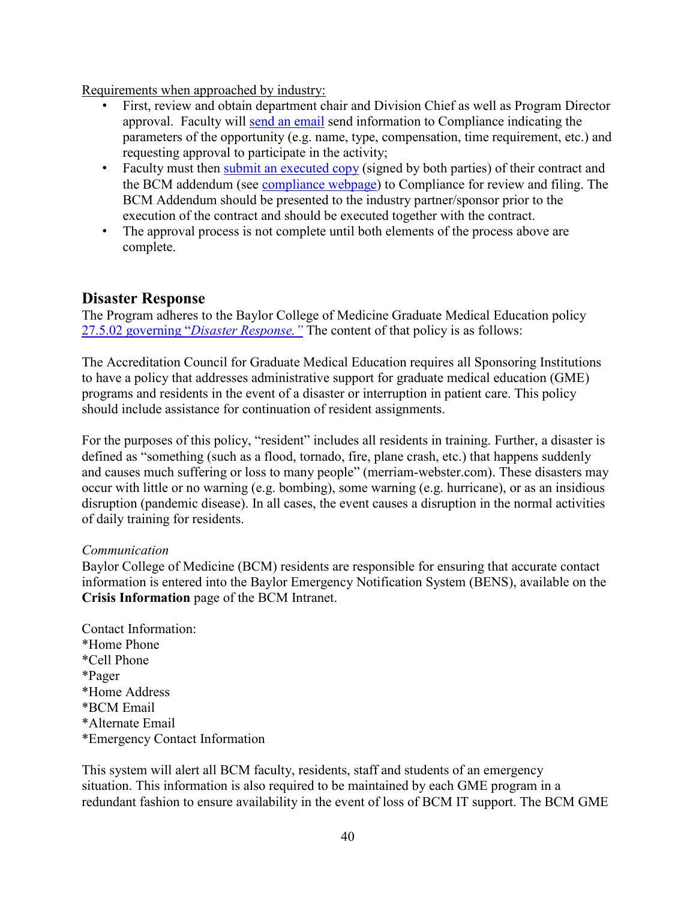Requirements when approached by industry:

- First, review and obtain department chair and Division Chief as well as Program Director approval. Faculty will send an email send information to Compliance indicating the parameters of the opportunity (e.g. name, type, compensation, time requirement, etc.) and requesting approval to participate in the activity;
- Faculty must then submit an executed copy (signed by both parties) of their contract and the BCM addendum (see compliance webpage) to Compliance for review and filing. The BCM Addendum should be presented to the industry partner/sponsor prior to the execution of the contract and should be executed together with the contract.
- The approval process is not complete until both elements of the process above are complete.

## Disaster Response

The Program adheres to the Baylor College of Medicine Graduate Medical Education policy 27.5.02 governing "*Disaster Response.*" The content of that policy is as follows:

The Accreditation Council for Graduate Medical Education requires all Sponsoring Institutions to have a policy that addresses administrative support for graduate medical education (GME) programs and residents in the event of a disaster or interruption in patient care. This policy should include assistance for continuation of resident assignments.

For the purposes of this policy, "resident" includes all residents in training. Further, a disaster is defined as "something (such as a flood, tornado, fire, plane crash, etc.) that happens suddenly and causes much suffering or loss to many people" (merriam-webster.com). These disasters may occur with little or no warning (e.g. bombing), some warning (e.g. hurricane), or as an insidious disruption (pandemic disease). In all cases, the event causes a disruption in the normal activities of daily training for residents.

*Communication*

Baylor College of Medicine (BCM) residents are responsible for ensuring that accurate contact information is entered into the Baylor Emergency Notification System (BENS), available on the **Crisis Information** page of the BCM Intranet.

Contact Information:
*Home Phone
*Cell Phone
*Pager
*Home Address
*BCM Email
*Alternate Email
*Emergency Contact Information

This system will alert all BCM faculty, residents, staff and students of an emergency situation. This information is also required to be maintained by each GME program in a redundant fashion to ensure availability in the event of loss of BCM IT support. The BCM GME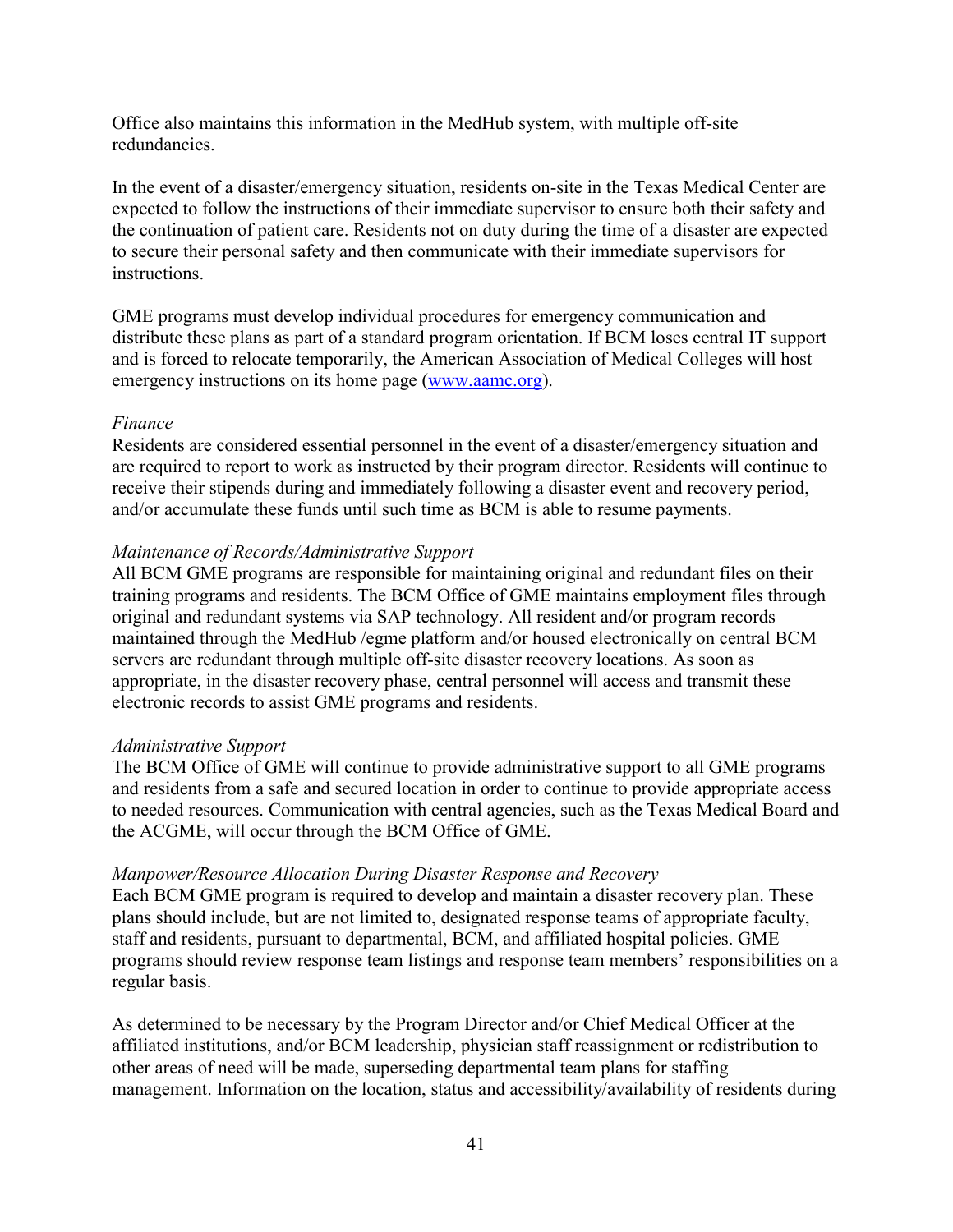Office also maintains this information in the MedHub system, with multiple off-site redundancies.

In the event of a disaster/emergency situation, residents on-site in the Texas Medical Center are expected to follow the instructions of their immediate supervisor to ensure both their safety and the continuation of patient care. Residents not on duty during the time of a disaster are expected to secure their personal safety and then communicate with their immediate supervisors for instructions.

GME programs must develop individual procedures for emergency communication and distribute these plans as part of a standard program orientation. If BCM loses central IT support and is forced to relocate temporarily, the American Association of Medical Colleges will host emergency instructions on its home page (www.aamc.org).

*Finance*

Residents are considered essential personnel in the event of a disaster/emergency situation and are required to report to work as instructed by their program director. Residents will continue to receive their stipends during and immediately following a disaster event and recovery period, and/or accumulate these funds until such time as BCM is able to resume payments.

*Maintenance of Records/Administrative Support*

All BCM GME programs are responsible for maintaining original and redundant files on their training programs and residents. The BCM Office of GME maintains employment files through original and redundant systems via SAP technology. All resident and/or program records maintained through the MedHub /egme platform and/or housed electronically on central BCM servers are redundant through multiple off-site disaster recovery locations. As soon as appropriate, in the disaster recovery phase, central personnel will access and transmit these electronic records to assist GME programs and residents.

*Administrative Support*

The BCM Office of GME will continue to provide administrative support to all GME programs and residents from a safe and secured location in order to continue to provide appropriate access to needed resources. Communication with central agencies, such as the Texas Medical Board and the ACGME, will occur through the BCM Office of GME.

*Manpower/Resource Allocation During Disaster Response and Recovery*

Each BCM GME program is required to develop and maintain a disaster recovery plan. These plans should include, but are not limited to, designated response teams of appropriate faculty, staff and residents, pursuant to departmental, BCM, and affiliated hospital policies. GME programs should review response team listings and response team members' responsibilities on a regular basis.

As determined to be necessary by the Program Director and/or Chief Medical Officer at the affiliated institutions, and/or BCM leadership, physician staff reassignment or redistribution to other areas of need will be made, superseding departmental team plans for staffing management. Information on the location, status and accessibility/availability of residents during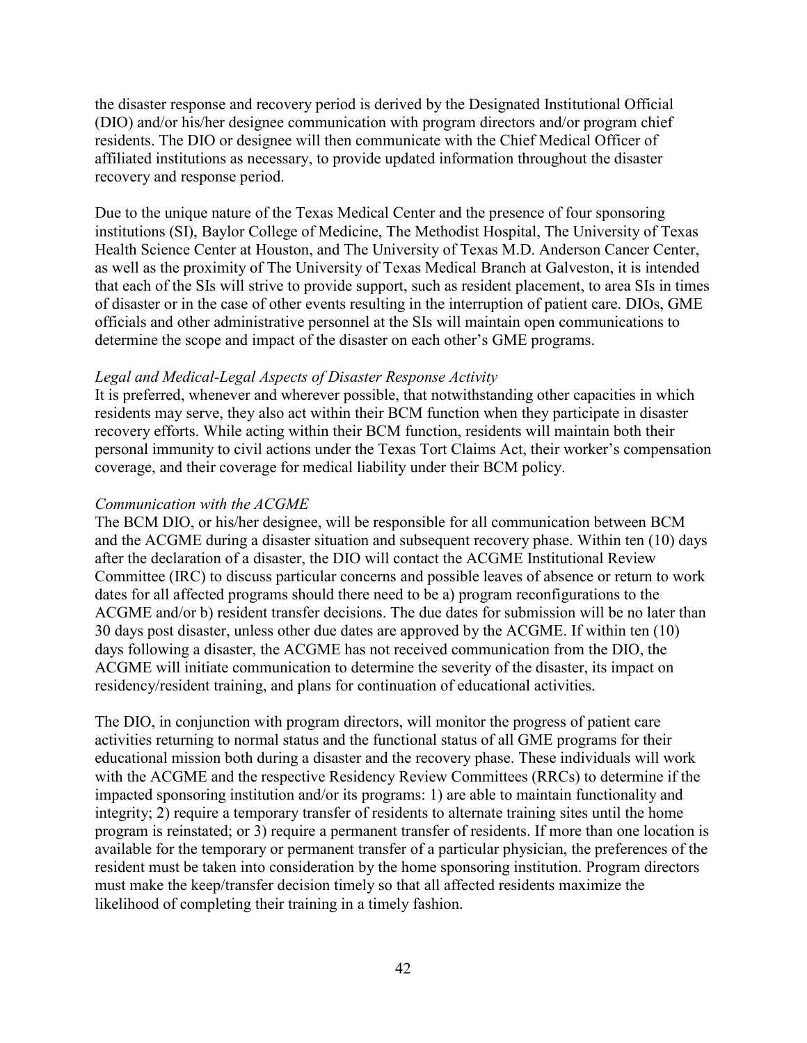the disaster response and recovery period is derived by the Designated Institutional Official (DIO) and/or his/her designee communication with program directors and/or program chief residents. The DIO or designee will then communicate with the Chief Medical Officer of affiliated institutions as necessary, to provide updated information throughout the disaster recovery and response period.

Due to the unique nature of the Texas Medical Center and the presence of four sponsoring institutions (SI), Baylor College of Medicine, The Methodist Hospital, The University of Texas Health Science Center at Houston, and The University of Texas M.D. Anderson Cancer Center, as well as the proximity of The University of Texas Medical Branch at Galveston, it is intended that each of the SIs will strive to provide support, such as resident placement, to area SIs in times of disaster or in the case of other events resulting in the interruption of patient care. DIOs, GME officials and other administrative personnel at the SIs will maintain open communications to determine the scope and impact of the disaster on each other's GME programs.

*Legal and Medical-Legal Aspects of Disaster Response Activity*

It is preferred, whenever and wherever possible, that notwithstanding other capacities in which residents may serve, they also act within their BCM function when they participate in disaster recovery efforts. While acting within their BCM function, residents will maintain both their personal immunity to civil actions under the Texas Tort Claims Act, their worker's compensation coverage, and their coverage for medical liability under their BCM policy.

*Communication with the ACGME*

The BCM DIO, or his/her designee, will be responsible for all communication between BCM and the ACGME during a disaster situation and subsequent recovery phase. Within ten (10) days after the declaration of a disaster, the DIO will contact the ACGME Institutional Review Committee (IRC) to discuss particular concerns and possible leaves of absence or return to work dates for all affected programs should there need to be a) program reconfigurations to the ACGME and/or b) resident transfer decisions. The due dates for submission will be no later than 30 days post disaster, unless other due dates are approved by the ACGME. If within ten (10) days following a disaster, the ACGME has not received communication from the DIO, the ACGME will initiate communication to determine the severity of the disaster, its impact on residency/resident training, and plans for continuation of educational activities.

The DIO, in conjunction with program directors, will monitor the progress of patient care activities returning to normal status and the functional status of all GME programs for their educational mission both during a disaster and the recovery phase. These individuals will work with the ACGME and the respective Residency Review Committees (RRCs) to determine if the impacted sponsoring institution and/or its programs: 1) are able to maintain functionality and integrity; 2) require a temporary transfer of residents to alternate training sites until the home program is reinstated; or 3) require a permanent transfer of residents. If more than one location is available for the temporary or permanent transfer of a particular physician, the preferences of the resident must be taken into consideration by the home sponsoring institution. Program directors must make the keep/transfer decision timely so that all affected residents maximize the likelihood of completing their training in a timely fashion.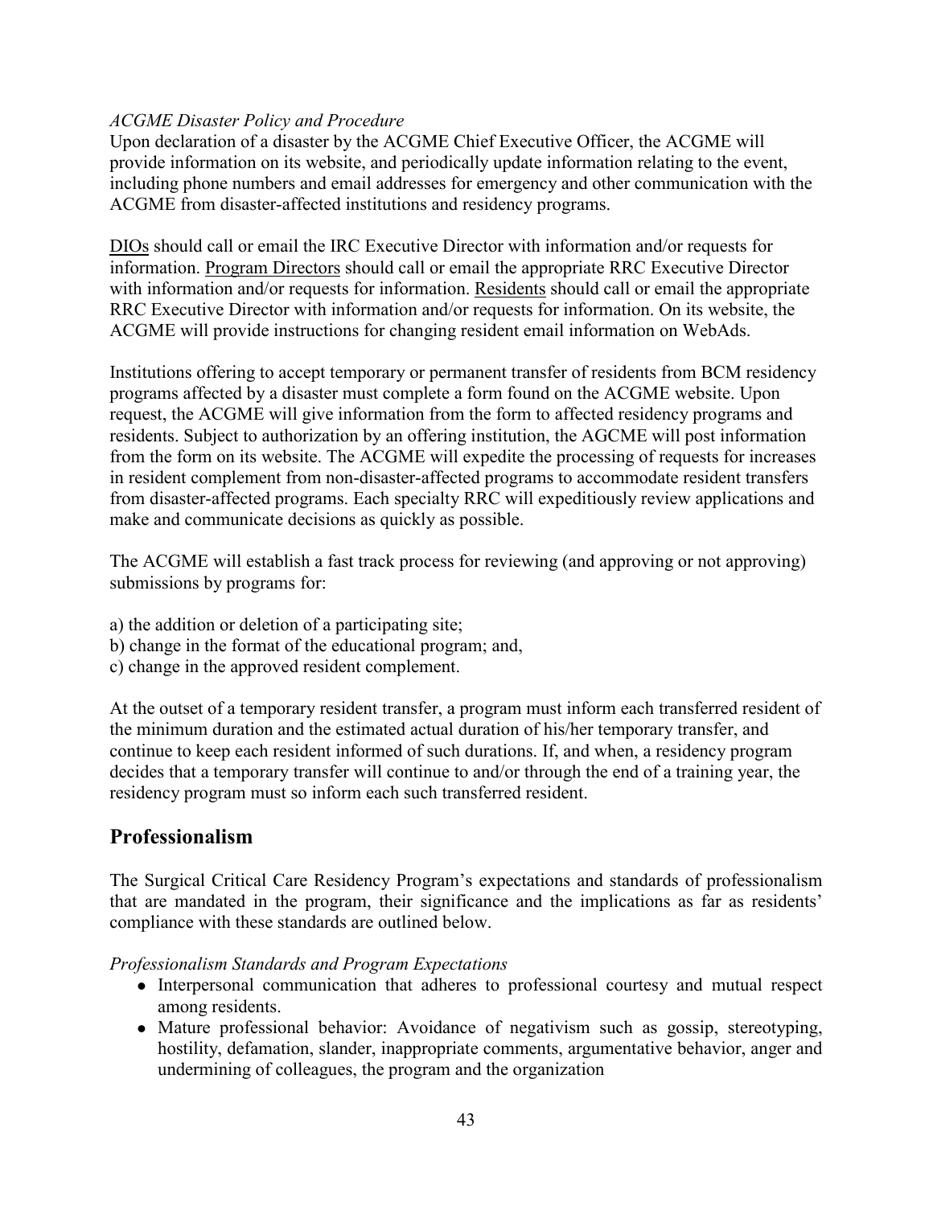*ACGME Disaster Policy and Procedure*

Upon declaration of a disaster by the ACGME Chief Executive Officer, the ACGME will provide information on its website, and periodically update information relating to the event, including phone numbers and email addresses for emergency and other communication with the ACGME from disaster-affected institutions and residency programs.

DIOs should call or email the IRC Executive Director with information and/or requests for information. Program Directors should call or email the appropriate RRC Executive Director with information and/or requests for information. Residents should call or email the appropriate RRC Executive Director with information and/or requests for information. On its website, the ACGME will provide instructions for changing resident email information on WebAds.

Institutions offering to accept temporary or permanent transfer of residents from BCM residency programs affected by a disaster must complete a form found on the ACGME website. Upon request, the ACGME will give information from the form to affected residency programs and residents. Subject to authorization by an offering institution, the AGCME will post information from the form on its website. The ACGME will expedite the processing of requests for increases in resident complement from non-disaster-affected programs to accommodate resident transfers from disaster-affected programs. Each specialty RRC will expeditiously review applications and make and communicate decisions as quickly as possible.

The ACGME will establish a fast track process for reviewing (and approving or not approving) submissions by programs for:

a) the addition or deletion of a participating site;
b) change in the format of the educational program; and,
c) change in the approved resident complement.

At the outset of a temporary resident transfer, a program must inform each transferred resident of the minimum duration and the estimated actual duration of his/her temporary transfer, and continue to keep each resident informed of such durations. If, and when, a residency program decides that a temporary transfer will continue to and/or through the end of a training year, the residency program must so inform each such transferred resident.

## Professionalism

The Surgical Critical Care Residency Program's expectations and standards of professionalism that are mandated in the program, their significance and the implications as far as residents' compliance with these standards are outlined below.

*Professionalism Standards and Program Expectations*

- Interpersonal communication that adheres to professional courtesy and mutual respect among residents.
- Mature professional behavior: Avoidance of negativism such as gossip, stereotyping, hostility, defamation, slander, inappropriate comments, argumentative behavior, anger and undermining of colleagues, the program and the organization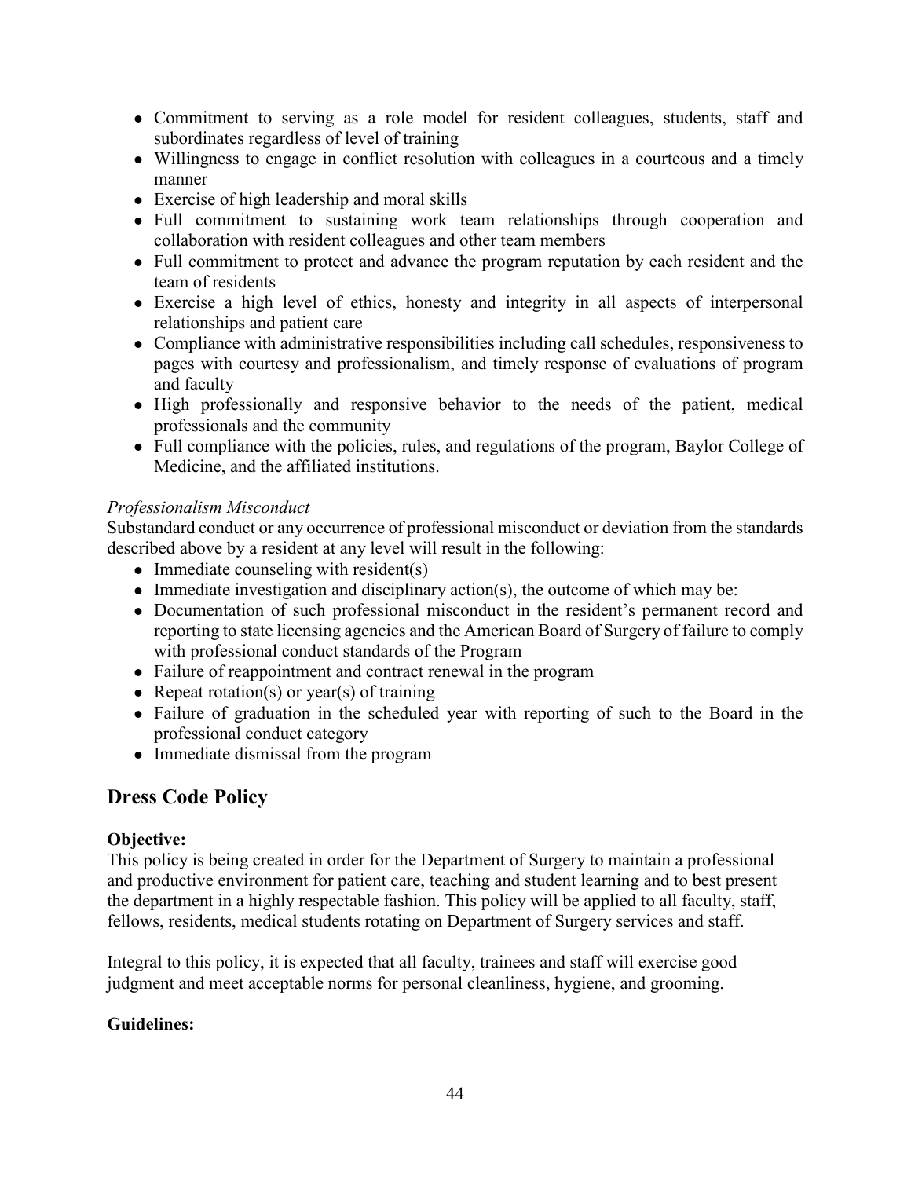- Commitment to serving as a role model for resident colleagues, students, staff and subordinates regardless of level of training
- Willingness to engage in conflict resolution with colleagues in a courteous and a timely manner
- Exercise of high leadership and moral skills
- Full commitment to sustaining work team relationships through cooperation and collaboration with resident colleagues and other team members
- Full commitment to protect and advance the program reputation by each resident and the team of residents
- Exercise a high level of ethics, honesty and integrity in all aspects of interpersonal relationships and patient care
- Compliance with administrative responsibilities including call schedules, responsiveness to pages with courtesy and professionalism, and timely response of evaluations of program and faculty
- High professionally and responsive behavior to the needs of the patient, medical professionals and the community
- Full compliance with the policies, rules, and regulations of the program, Baylor College of Medicine, and the affiliated institutions.

*Professionalism Misconduct*

Substandard conduct or any occurrence of professional misconduct or deviation from the standards described above by a resident at any level will result in the following:

- Immediate counseling with resident(s)
- Immediate investigation and disciplinary action(s), the outcome of which may be:
- Documentation of such professional misconduct in the resident's permanent record and reporting to state licensing agencies and the American Board of Surgery of failure to comply with professional conduct standards of the Program
- Failure of reappointment and contract renewal in the program
- Repeat rotation(s) or year(s) of training
- Failure of graduation in the scheduled year with reporting of such to the Board in the professional conduct category
- Immediate dismissal from the program

## Dress Code Policy

**Objective:**

This policy is being created in order for the Department of Surgery to maintain a professional and productive environment for patient care, teaching and student learning and to best present the department in a highly respectable fashion. This policy will be applied to all faculty, staff, fellows, residents, medical students rotating on Department of Surgery services and staff.

Integral to this policy, it is expected that all faculty, trainees and staff will exercise good judgment and meet acceptable norms for personal cleanliness, hygiene, and grooming.

**Guidelines:**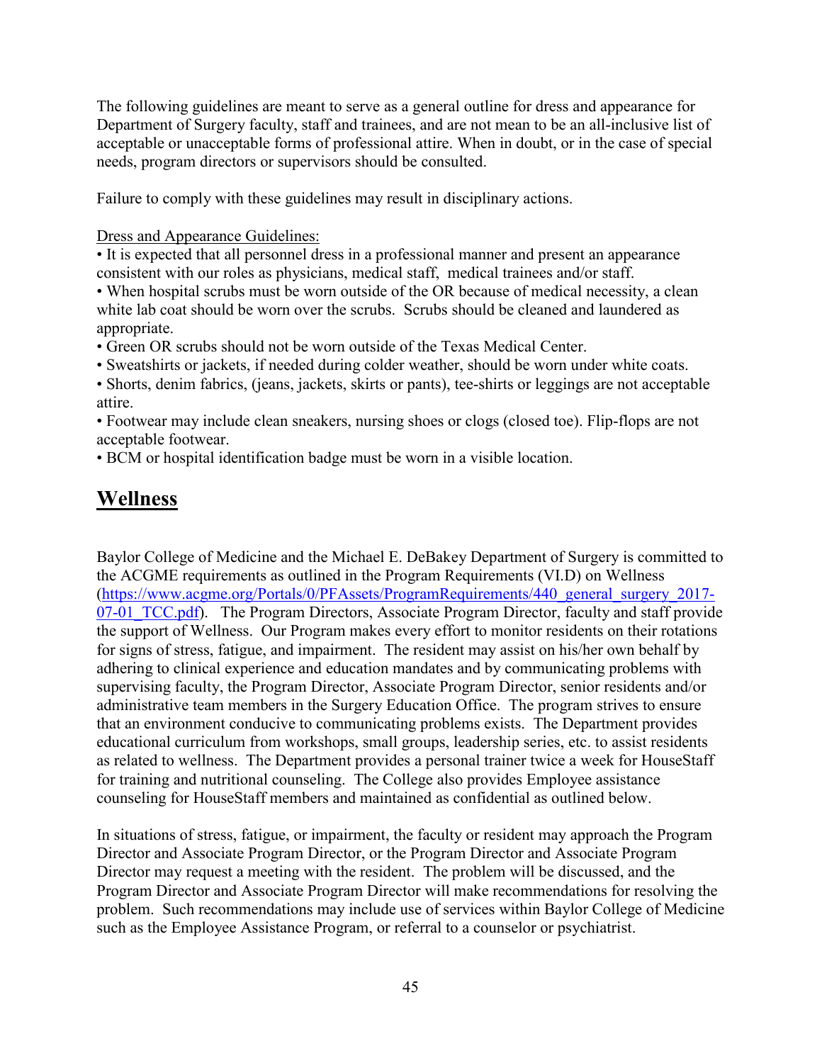The following guidelines are meant to serve as a general outline for dress and appearance for Department of Surgery faculty, staff and trainees, and are not mean to be an all-inclusive list of acceptable or unacceptable forms of professional attire. When in doubt, or in the case of special needs, program directors or supervisors should be consulted.

Failure to comply with these guidelines may result in disciplinary actions.

Dress and Appearance Guidelines:

- It is expected that all personnel dress in a professional manner and present an appearance consistent with our roles as physicians, medical staff, medical trainees and/or staff.
- When hospital scrubs must be worn outside of the OR because of medical necessity, a clean white lab coat should be worn over the scrubs. Scrubs should be cleaned and laundered as appropriate.
- Green OR scrubs should not be worn outside of the Texas Medical Center.
- Sweatshirts or jackets, if needed during colder weather, should be worn under white coats.
- Shorts, denim fabrics, (jeans, jackets, skirts or pants), tee-shirts or leggings are not acceptable attire.
- Footwear may include clean sneakers, nursing shoes or clogs (closed toe). Flip-flops are not acceptable footwear.
- BCM or hospital identification badge must be worn in a visible location.

## Wellness

Baylor College of Medicine and the Michael E. DeBakey Department of Surgery is committed to the ACGME requirements as outlined in the Program Requirements (VI.D) on Wellness (https://www.acgme.org/Portals/0/PFAssets/ProgramRequirements/440_general_surgery_2017-07-01_TCC.pdf). The Program Directors, Associate Program Director, faculty and staff provide the support of Wellness. Our Program makes every effort to monitor residents on their rotations for signs of stress, fatigue, and impairment. The resident may assist on his/her own behalf by adhering to clinical experience and education mandates and by communicating problems with supervising faculty, the Program Director, Associate Program Director, senior residents and/or administrative team members in the Surgery Education Office. The program strives to ensure that an environment conducive to communicating problems exists. The Department provides educational curriculum from workshops, small groups, leadership series, etc. to assist residents as related to wellness. The Department provides a personal trainer twice a week for HouseStaff for training and nutritional counseling. The College also provides Employee assistance counseling for HouseStaff members and maintained as confidential as outlined below.

In situations of stress, fatigue, or impairment, the faculty or resident may approach the Program Director and Associate Program Director, or the Program Director and Associate Program Director may request a meeting with the resident. The problem will be discussed, and the Program Director and Associate Program Director will make recommendations for resolving the problem. Such recommendations may include use of services within Baylor College of Medicine such as the Employee Assistance Program, or referral to a counselor or psychiatrist.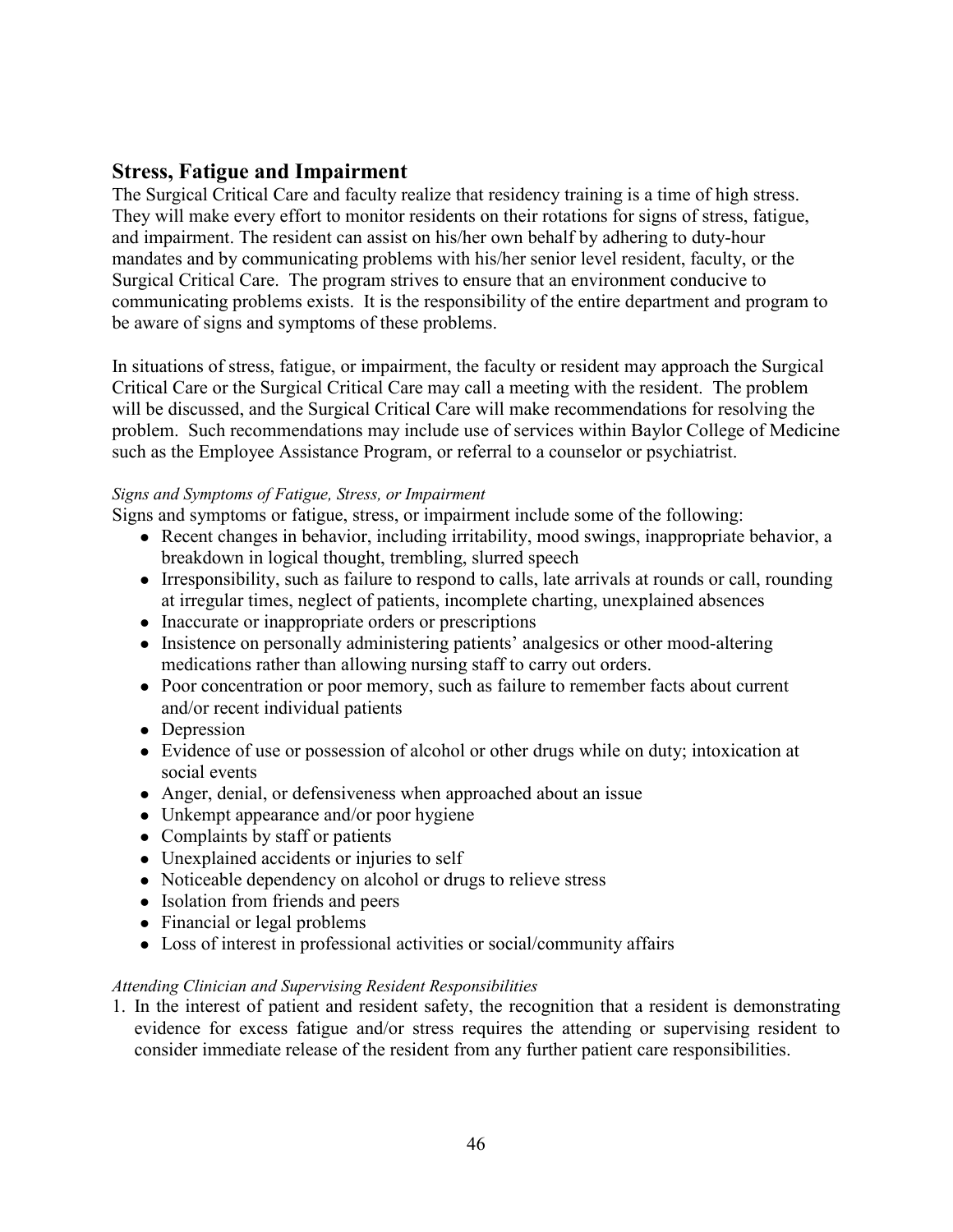## Stress, Fatigue and Impairment

The Surgical Critical Care and faculty realize that residency training is a time of high stress. They will make every effort to monitor residents on their rotations for signs of stress, fatigue, and impairment. The resident can assist on his/her own behalf by adhering to duty-hour mandates and by communicating problems with his/her senior level resident, faculty, or the Surgical Critical Care. The program strives to ensure that an environment conducive to communicating problems exists. It is the responsibility of the entire department and program to be aware of signs and symptoms of these problems.

In situations of stress, fatigue, or impairment, the faculty or resident may approach the Surgical Critical Care or the Surgical Critical Care may call a meeting with the resident. The problem will be discussed, and the Surgical Critical Care will make recommendations for resolving the problem. Such recommendations may include use of services within Baylor College of Medicine such as the Employee Assistance Program, or referral to a counselor or psychiatrist.

*Signs and Symptoms of Fatigue, Stress, or Impairment*

Signs and symptoms or fatigue, stress, or impairment include some of the following:

- Recent changes in behavior, including irritability, mood swings, inappropriate behavior, a breakdown in logical thought, trembling, slurred speech
- Irresponsibility, such as failure to respond to calls, late arrivals at rounds or call, rounding at irregular times, neglect of patients, incomplete charting, unexplained absences
- Inaccurate or inappropriate orders or prescriptions
- Insistence on personally administering patients' analgesics or other mood-altering medications rather than allowing nursing staff to carry out orders.
- Poor concentration or poor memory, such as failure to remember facts about current and/or recent individual patients
- Depression
- Evidence of use or possession of alcohol or other drugs while on duty; intoxication at social events
- Anger, denial, or defensiveness when approached about an issue
- Unkempt appearance and/or poor hygiene
- Complaints by staff or patients
- Unexplained accidents or injuries to self
- Noticeable dependency on alcohol or drugs to relieve stress
- Isolation from friends and peers
- Financial or legal problems
- Loss of interest in professional activities or social/community affairs

*Attending Clinician and Supervising Resident Responsibilities*

1. In the interest of patient and resident safety, the recognition that a resident is demonstrating evidence for excess fatigue and/or stress requires the attending or supervising resident to consider immediate release of the resident from any further patient care responsibilities.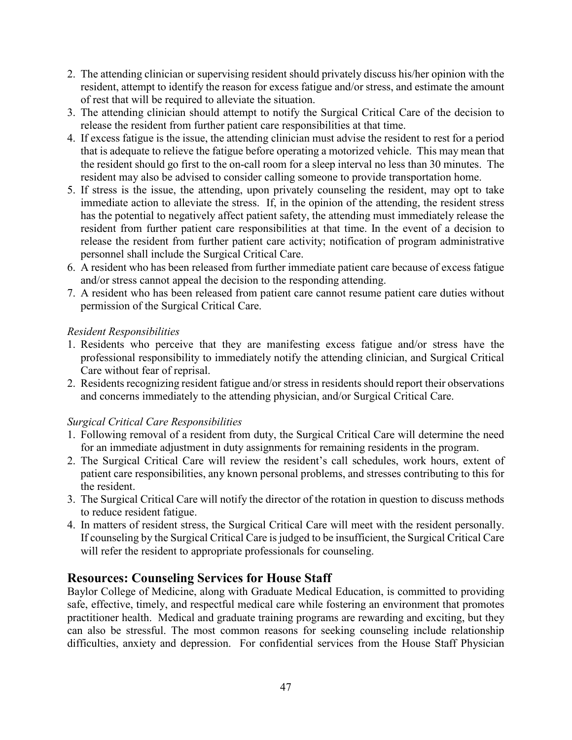2. The attending clinician or supervising resident should privately discuss his/her opinion with the resident, attempt to identify the reason for excess fatigue and/or stress, and estimate the amount of rest that will be required to alleviate the situation.
3. The attending clinician should attempt to notify the Surgical Critical Care of the decision to release the resident from further patient care responsibilities at that time.
4. If excess fatigue is the issue, the attending clinician must advise the resident to rest for a period that is adequate to relieve the fatigue before operating a motorized vehicle. This may mean that the resident should go first to the on-call room for a sleep interval no less than 30 minutes. The resident may also be advised to consider calling someone to provide transportation home.
5. If stress is the issue, the attending, upon privately counseling the resident, may opt to take immediate action to alleviate the stress. If, in the opinion of the attending, the resident stress has the potential to negatively affect patient safety, the attending must immediately release the resident from further patient care responsibilities at that time. In the event of a decision to release the resident from further patient care activity; notification of program administrative personnel shall include the Surgical Critical Care.
6. A resident who has been released from further immediate patient care because of excess fatigue and/or stress cannot appeal the decision to the responding attending.
7. A resident who has been released from patient care cannot resume patient care duties without permission of the Surgical Critical Care.

*Resident Responsibilities*

1. Residents who perceive that they are manifesting excess fatigue and/or stress have the professional responsibility to immediately notify the attending clinician, and Surgical Critical Care without fear of reprisal.
2. Residents recognizing resident fatigue and/or stress in residents should report their observations and concerns immediately to the attending physician, and/or Surgical Critical Care.

*Surgical Critical Care Responsibilities*

1. Following removal of a resident from duty, the Surgical Critical Care will determine the need for an immediate adjustment in duty assignments for remaining residents in the program.
2. The Surgical Critical Care will review the resident's call schedules, work hours, extent of patient care responsibilities, any known personal problems, and stresses contributing to this for the resident.
3. The Surgical Critical Care will notify the director of the rotation in question to discuss methods to reduce resident fatigue.
4. In matters of resident stress, the Surgical Critical Care will meet with the resident personally. If counseling by the Surgical Critical Care is judged to be insufficient, the Surgical Critical Care will refer the resident to appropriate professionals for counseling.

## Resources: Counseling Services for House Staff

Baylor College of Medicine, along with Graduate Medical Education, is committed to providing safe, effective, timely, and respectful medical care while fostering an environment that promotes practitioner health. Medical and graduate training programs are rewarding and exciting, but they can also be stressful. The most common reasons for seeking counseling include relationship difficulties, anxiety and depression. For confidential services from the House Staff Physician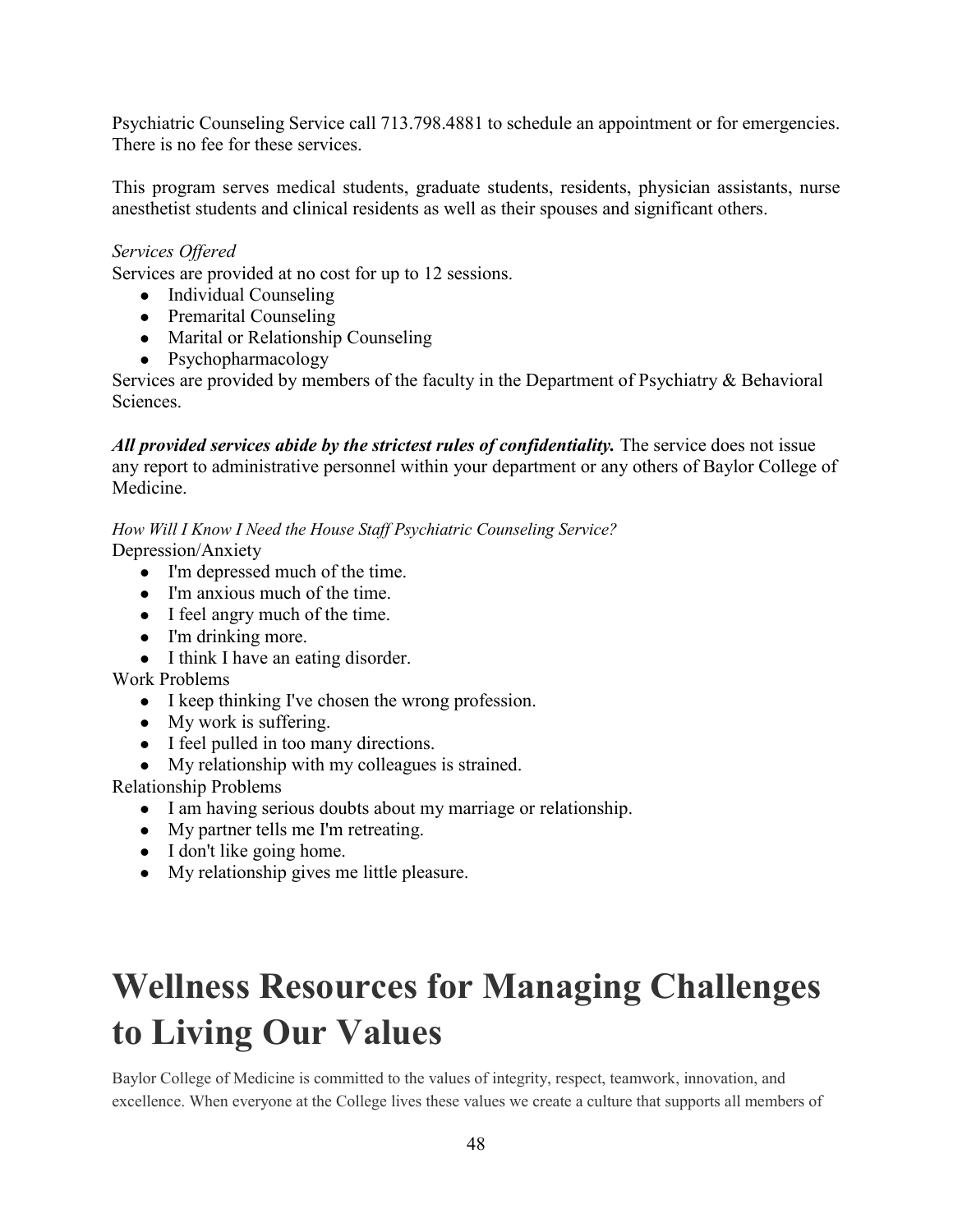Psychiatric Counseling Service call 713.798.4881 to schedule an appointment or for emergencies. There is no fee for these services.

This program serves medical students, graduate students, residents, physician assistants, nurse anesthetist students and clinical residents as well as their spouses and significant others.

*Services Offered*

Services are provided at no cost for up to 12 sessions.

- Individual Counseling
- Premarital Counseling
- Marital or Relationship Counseling
- Psychopharmacology

Services are provided by members of the faculty in the Department of Psychiatry & Behavioral Sciences.

***All provided services abide by the strictest rules of confidentiality.*** The service does not issue any report to administrative personnel within your department or any others of Baylor College of Medicine.

*How Will I Know I Need the House Staff Psychiatric Counseling Service?*

Depression/Anxiety

- I'm depressed much of the time.
- I'm anxious much of the time.
- I feel angry much of the time.
- I'm drinking more.
- I think I have an eating disorder.

Work Problems

- I keep thinking I've chosen the wrong profession.
- My work is suffering.
- I feel pulled in too many directions.
- My relationship with my colleagues is strained.

Relationship Problems

- I am having serious doubts about my marriage or relationship.
- My partner tells me I'm retreating.
- I don't like going home.
- My relationship gives me little pleasure.

# Wellness Resources for Managing Challenges to Living Our Values

Baylor College of Medicine is committed to the values of integrity, respect, teamwork, innovation, and excellence. When everyone at the College lives these values we create a culture that supports all members of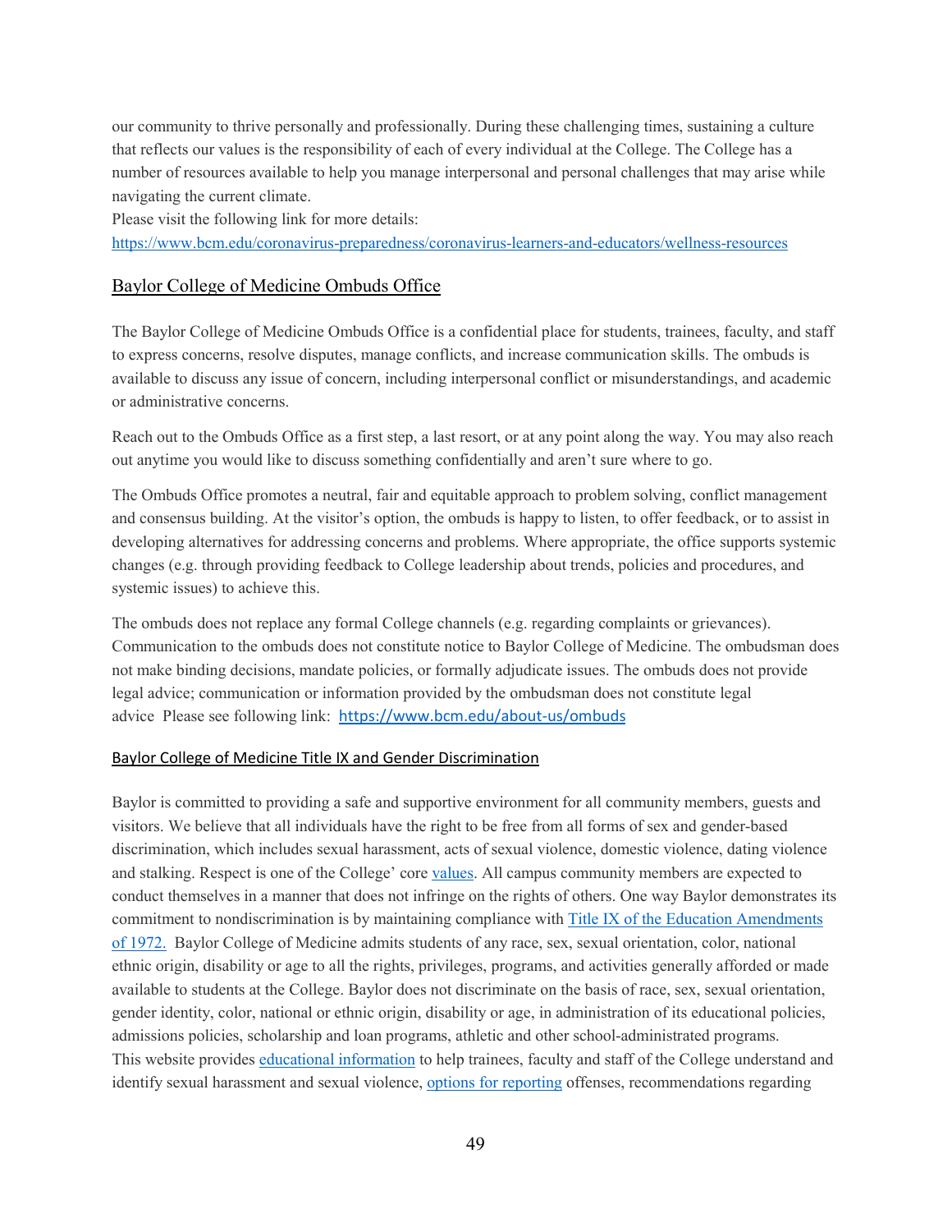our community to thrive personally and professionally. During these challenging times, sustaining a culture that reflects our values is the responsibility of each of every individual at the College. The College has a number of resources available to help you manage interpersonal and personal challenges that may arise while navigating the current climate.

Please visit the following link for more details:
https://www.bcm.edu/coronavirus-preparedness/coronavirus-learners-and-educators/wellness-resources

## Baylor College of Medicine Ombuds Office

The Baylor College of Medicine Ombuds Office is a confidential place for students, trainees, faculty, and staff to express concerns, resolve disputes, manage conflicts, and increase communication skills. The ombuds is available to discuss any issue of concern, including interpersonal conflict or misunderstandings, and academic or administrative concerns.

Reach out to the Ombuds Office as a first step, a last resort, or at any point along the way. You may also reach out anytime you would like to discuss something confidentially and aren't sure where to go.

The Ombuds Office promotes a neutral, fair and equitable approach to problem solving, conflict management and consensus building. At the visitor's option, the ombuds is happy to listen, to offer feedback, or to assist in developing alternatives for addressing concerns and problems. Where appropriate, the office supports systemic changes (e.g. through providing feedback to College leadership about trends, policies and procedures, and systemic issues) to achieve this.

The ombuds does not replace any formal College channels (e.g. regarding complaints or grievances). Communication to the ombuds does not constitute notice to Baylor College of Medicine. The ombudsman does not make binding decisions, mandate policies, or formally adjudicate issues. The ombuds does not provide legal advice; communication or information provided by the ombudsman does not constitute legal advice Please see following link: https://www.bcm.edu/about-us/ombuds

## Baylor College of Medicine Title IX and Gender Discrimination

Baylor is committed to providing a safe and supportive environment for all community members, guests and visitors. We believe that all individuals have the right to be free from all forms of sex and gender-based discrimination, which includes sexual harassment, acts of sexual violence, domestic violence, dating violence and stalking. Respect is one of the College' core values. All campus community members are expected to conduct themselves in a manner that does not infringe on the rights of others. One way Baylor demonstrates its commitment to nondiscrimination is by maintaining compliance with Title IX of the Education Amendments of 1972. Baylor College of Medicine admits students of any race, sex, sexual orientation, color, national ethnic origin, disability or age to all the rights, privileges, programs, and activities generally afforded or made available to students at the College. Baylor does not discriminate on the basis of race, sex, sexual orientation, gender identity, color, national or ethnic origin, disability or age, in administration of its educational policies, admissions policies, scholarship and loan programs, athletic and other school-administrated programs. This website provides educational information to help trainees, faculty and staff of the College understand and identify sexual harassment and sexual violence, options for reporting offenses, recommendations regarding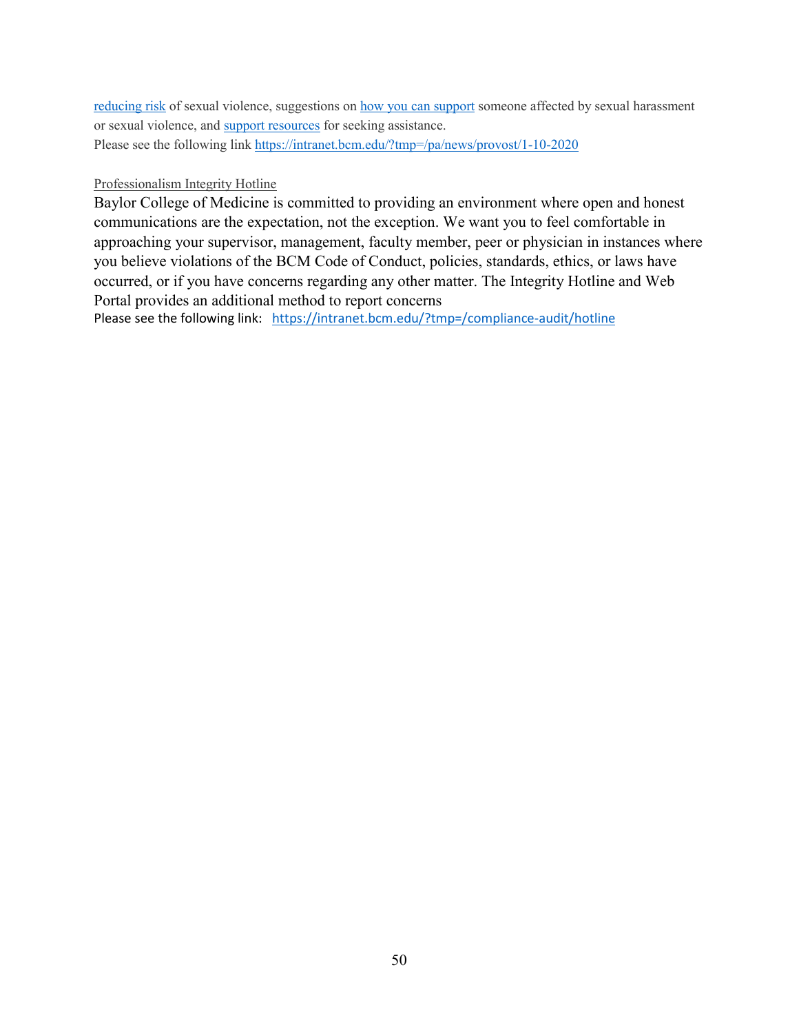reducing risk of sexual violence, suggestions on how you can support someone affected by sexual harassment or sexual violence, and support resources for seeking assistance.
Please see the following link https://intranet.bcm.edu/?tmp=/pa/news/provost/1-10-2020

Professionalism Integrity Hotline

Baylor College of Medicine is committed to providing an environment where open and honest communications are the expectation, not the exception. We want you to feel comfortable in approaching your supervisor, management, faculty member, peer or physician in instances where you believe violations of the BCM Code of Conduct, policies, standards, ethics, or laws have occurred, or if you have concerns regarding any other matter. The Integrity Hotline and Web Portal provides an additional method to report concerns
Please see the following link: https://intranet.bcm.edu/?tmp=/compliance-audit/hotline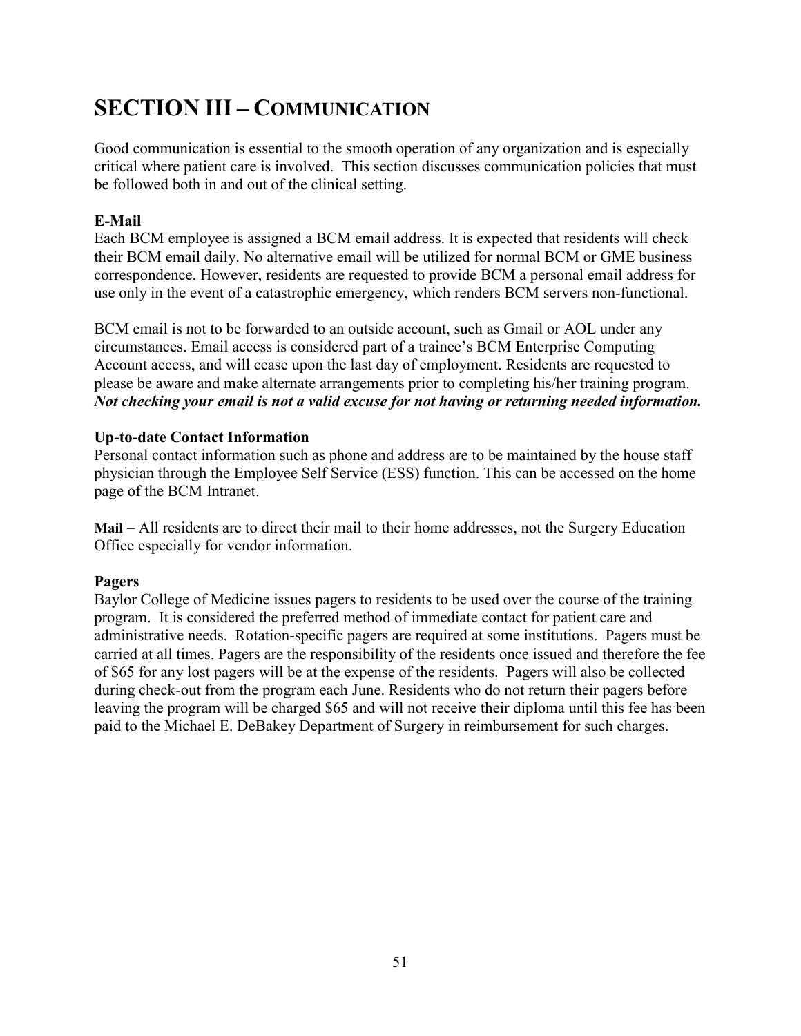# SECTION III – COMMUNICATION

Good communication is essential to the smooth operation of any organization and is especially critical where patient care is involved. This section discusses communication policies that must be followed both in and out of the clinical setting.

**E-Mail**

Each BCM employee is assigned a BCM email address. It is expected that residents will check their BCM email daily. No alternative email will be utilized for normal BCM or GME business correspondence. However, residents are requested to provide BCM a personal email address for use only in the event of a catastrophic emergency, which renders BCM servers non-functional.

BCM email is not to be forwarded to an outside account, such as Gmail or AOL under any circumstances. Email access is considered part of a trainee's BCM Enterprise Computing Account access, and will cease upon the last day of employment. Residents are requested to please be aware and make alternate arrangements prior to completing his/her training program. ***Not checking your email is not a valid excuse for not having or returning needed information.***

**Up-to-date Contact Information**

Personal contact information such as phone and address are to be maintained by the house staff physician through the Employee Self Service (ESS) function. This can be accessed on the home page of the BCM Intranet.

**Mail** – All residents are to direct their mail to their home addresses, not the Surgery Education Office especially for vendor information.

**Pagers**

Baylor College of Medicine issues pagers to residents to be used over the course of the training program. It is considered the preferred method of immediate contact for patient care and administrative needs. Rotation-specific pagers are required at some institutions. Pagers must be carried at all times. Pagers are the responsibility of the residents once issued and therefore the fee of $65 for any lost pagers will be at the expense of the residents. Pagers will also be collected during check-out from the program each June. Residents who do not return their pagers before leaving the program will be charged $65 and will not receive their diploma until this fee has been paid to the Michael E. DeBakey Department of Surgery in reimbursement for such charges.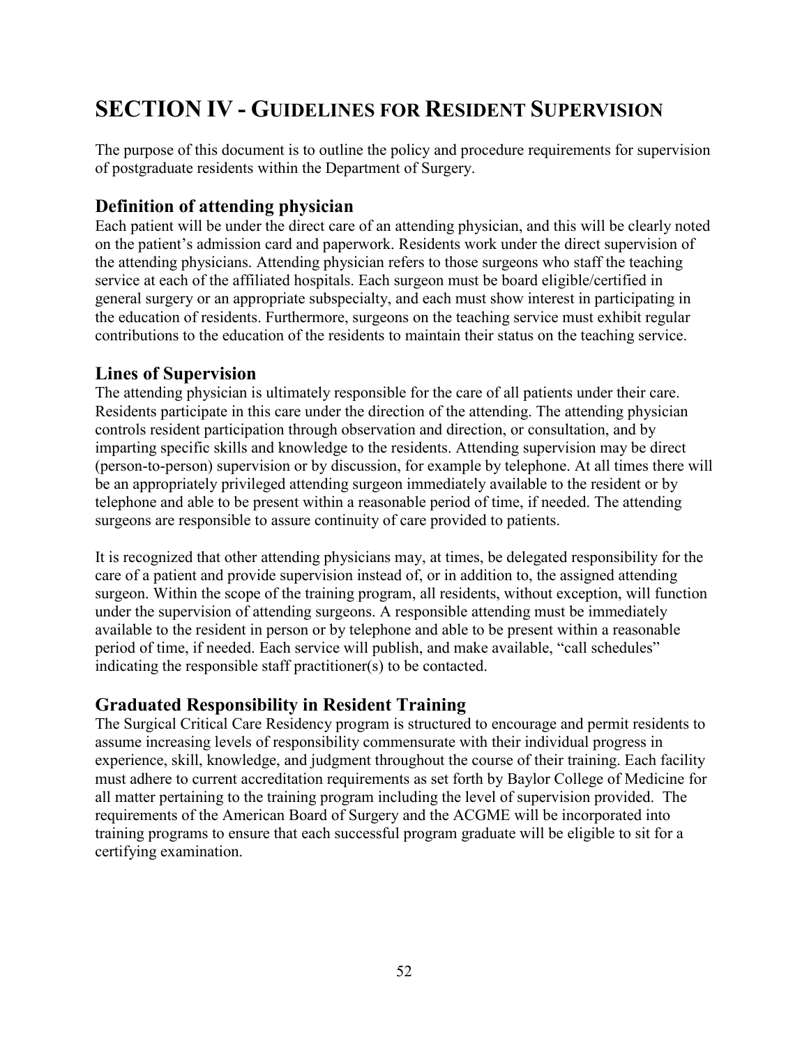# SECTION IV - GUIDELINES FOR RESIDENT SUPERVISION

The purpose of this document is to outline the policy and procedure requirements for supervision of postgraduate residents within the Department of Surgery.

## Definition of attending physician

Each patient will be under the direct care of an attending physician, and this will be clearly noted on the patient's admission card and paperwork. Residents work under the direct supervision of the attending physicians. Attending physician refers to those surgeons who staff the teaching service at each of the affiliated hospitals. Each surgeon must be board eligible/certified in general surgery or an appropriate subspecialty, and each must show interest in participating in the education of residents. Furthermore, surgeons on the teaching service must exhibit regular contributions to the education of the residents to maintain their status on the teaching service.

## Lines of Supervision

The attending physician is ultimately responsible for the care of all patients under their care. Residents participate in this care under the direction of the attending. The attending physician controls resident participation through observation and direction, or consultation, and by imparting specific skills and knowledge to the residents. Attending supervision may be direct (person-to-person) supervision or by discussion, for example by telephone. At all times there will be an appropriately privileged attending surgeon immediately available to the resident or by telephone and able to be present within a reasonable period of time, if needed. The attending surgeons are responsible to assure continuity of care provided to patients.

It is recognized that other attending physicians may, at times, be delegated responsibility for the care of a patient and provide supervision instead of, or in addition to, the assigned attending surgeon. Within the scope of the training program, all residents, without exception, will function under the supervision of attending surgeons. A responsible attending must be immediately available to the resident in person or by telephone and able to be present within a reasonable period of time, if needed. Each service will publish, and make available, "call schedules" indicating the responsible staff practitioner(s) to be contacted.

## Graduated Responsibility in Resident Training

The Surgical Critical Care Residency program is structured to encourage and permit residents to assume increasing levels of responsibility commensurate with their individual progress in experience, skill, knowledge, and judgment throughout the course of their training. Each facility must adhere to current accreditation requirements as set forth by Baylor College of Medicine for all matter pertaining to the training program including the level of supervision provided. The requirements of the American Board of Surgery and the ACGME will be incorporated into training programs to ensure that each successful program graduate will be eligible to sit for a certifying examination.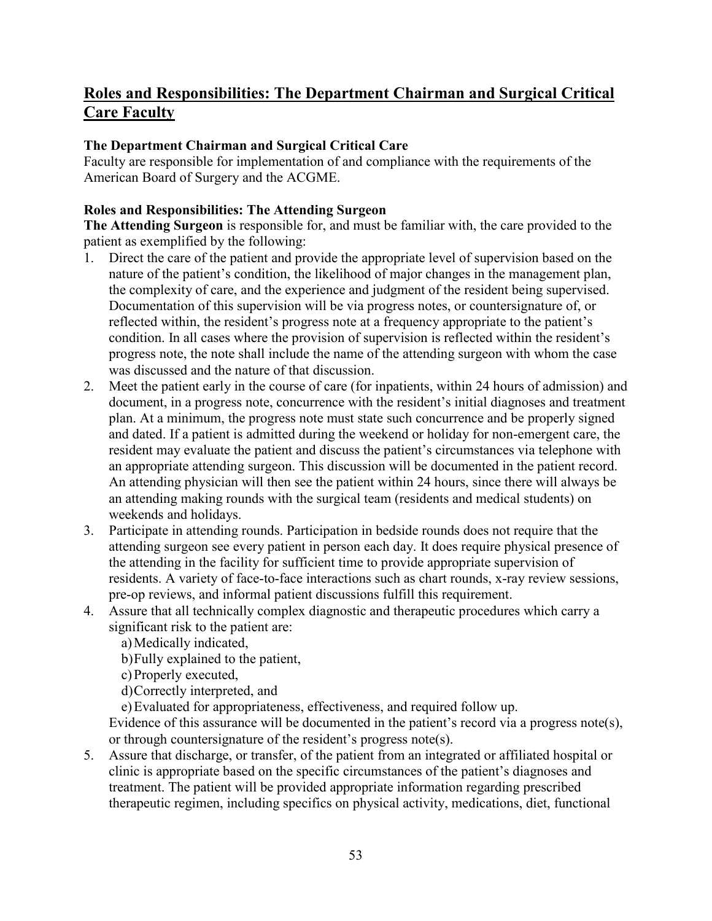## Roles and Responsibilities: The Department Chairman and Surgical Critical Care Faculty

**The Department Chairman and Surgical Critical Care**
Faculty are responsible for implementation of and compliance with the requirements of the American Board of Surgery and the ACGME.

**Roles and Responsibilities: The Attending Surgeon**
**The Attending Surgeon** is responsible for, and must be familiar with, the care provided to the patient as exemplified by the following:

1. Direct the care of the patient and provide the appropriate level of supervision based on the nature of the patient's condition, the likelihood of major changes in the management plan, the complexity of care, and the experience and judgment of the resident being supervised. Documentation of this supervision will be via progress notes, or countersignature of, or reflected within, the resident's progress note at a frequency appropriate to the patient's condition. In all cases where the provision of supervision is reflected within the resident's progress note, the note shall include the name of the attending surgeon with whom the case was discussed and the nature of that discussion.
2. Meet the patient early in the course of care (for inpatients, within 24 hours of admission) and document, in a progress note, concurrence with the resident's initial diagnoses and treatment plan. At a minimum, the progress note must state such concurrence and be properly signed and dated. If a patient is admitted during the weekend or holiday for non-emergent care, the resident may evaluate the patient and discuss the patient's circumstances via telephone with an appropriate attending surgeon. This discussion will be documented in the patient record. An attending physician will then see the patient within 24 hours, since there will always be an attending making rounds with the surgical team (residents and medical students) on weekends and holidays.
3. Participate in attending rounds. Participation in bedside rounds does not require that the attending surgeon see every patient in person each day. It does require physical presence of the attending in the facility for sufficient time to provide appropriate supervision of residents. A variety of face-to-face interactions such as chart rounds, x-ray review sessions, pre-op reviews, and informal patient discussions fulfill this requirement.
4. Assure that all technically complex diagnostic and therapeutic procedures which carry a significant risk to the patient are:
   a) Medically indicated,
   b) Fully explained to the patient,
   c) Properly executed,
   d) Correctly interpreted, and
   e) Evaluated for appropriateness, effectiveness, and required follow up.

   Evidence of this assurance will be documented in the patient's record via a progress note(s), or through countersignature of the resident's progress note(s).
5. Assure that discharge, or transfer, of the patient from an integrated or affiliated hospital or clinic is appropriate based on the specific circumstances of the patient's diagnoses and treatment. The patient will be provided appropriate information regarding prescribed therapeutic regimen, including specifics on physical activity, medications, diet, functional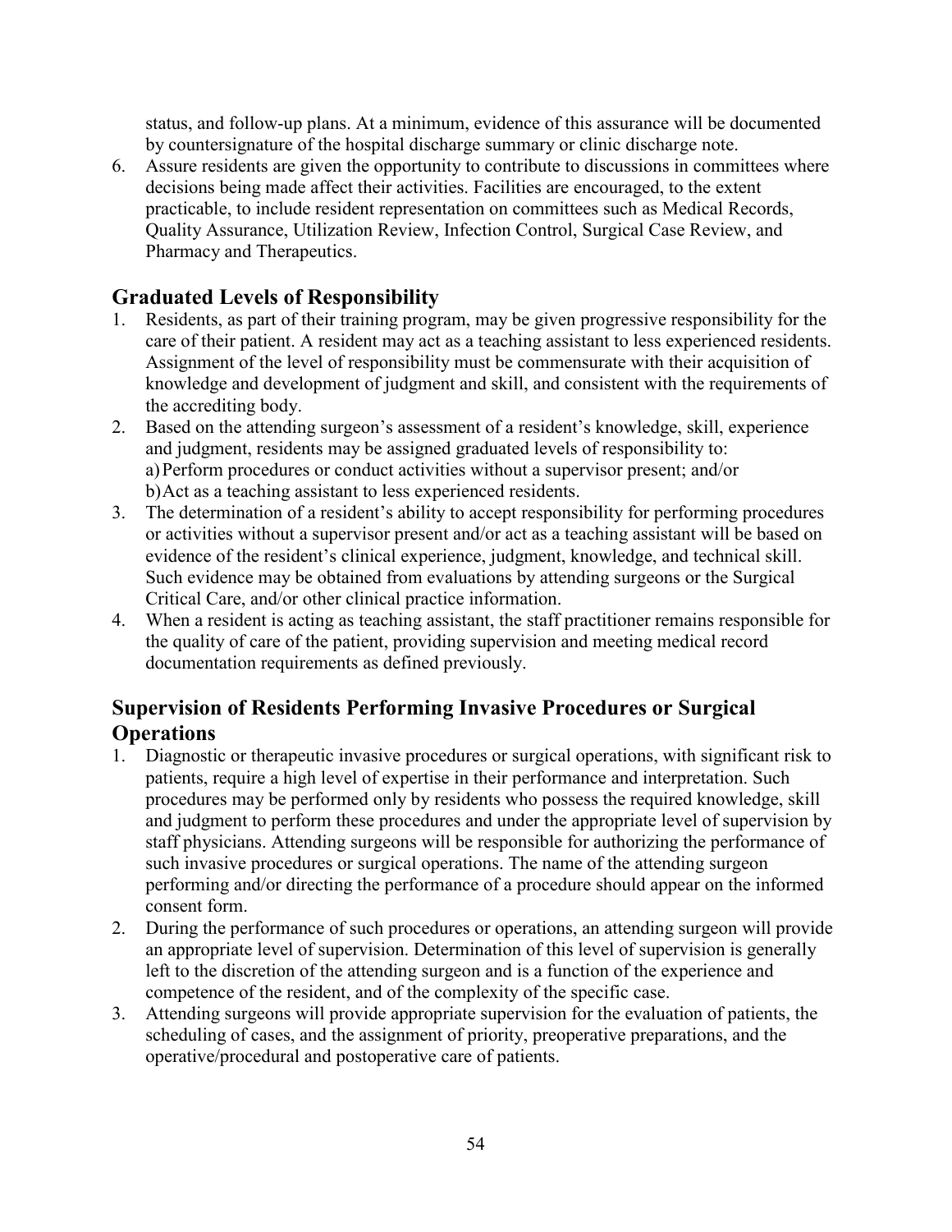status, and follow-up plans. At a minimum, evidence of this assurance will be documented by countersignature of the hospital discharge summary or clinic discharge note.

6. Assure residents are given the opportunity to contribute to discussions in committees where decisions being made affect their activities. Facilities are encouraged, to the extent practicable, to include resident representation on committees such as Medical Records, Quality Assurance, Utilization Review, Infection Control, Surgical Case Review, and Pharmacy and Therapeutics.

## Graduated Levels of Responsibility

1. Residents, as part of their training program, may be given progressive responsibility for the care of their patient. A resident may act as a teaching assistant to less experienced residents. Assignment of the level of responsibility must be commensurate with their acquisition of knowledge and development of judgment and skill, and consistent with the requirements of the accrediting body.
2. Based on the attending surgeon's assessment of a resident's knowledge, skill, experience and judgment, residents may be assigned graduated levels of responsibility to:
   a) Perform procedures or conduct activities without a supervisor present; and/or
   b) Act as a teaching assistant to less experienced residents.
3. The determination of a resident's ability to accept responsibility for performing procedures or activities without a supervisor present and/or act as a teaching assistant will be based on evidence of the resident's clinical experience, judgment, knowledge, and technical skill. Such evidence may be obtained from evaluations by attending surgeons or the Surgical Critical Care, and/or other clinical practice information.
4. When a resident is acting as teaching assistant, the staff practitioner remains responsible for the quality of care of the patient, providing supervision and meeting medical record documentation requirements as defined previously.

## Supervision of Residents Performing Invasive Procedures or Surgical Operations

1. Diagnostic or therapeutic invasive procedures or surgical operations, with significant risk to patients, require a high level of expertise in their performance and interpretation. Such procedures may be performed only by residents who possess the required knowledge, skill and judgment to perform these procedures and under the appropriate level of supervision by staff physicians. Attending surgeons will be responsible for authorizing the performance of such invasive procedures or surgical operations. The name of the attending surgeon performing and/or directing the performance of a procedure should appear on the informed consent form.
2. During the performance of such procedures or operations, an attending surgeon will provide an appropriate level of supervision. Determination of this level of supervision is generally left to the discretion of the attending surgeon and is a function of the experience and competence of the resident, and of the complexity of the specific case.
3. Attending surgeons will provide appropriate supervision for the evaluation of patients, the scheduling of cases, and the assignment of priority, preoperative preparations, and the operative/procedural and postoperative care of patients.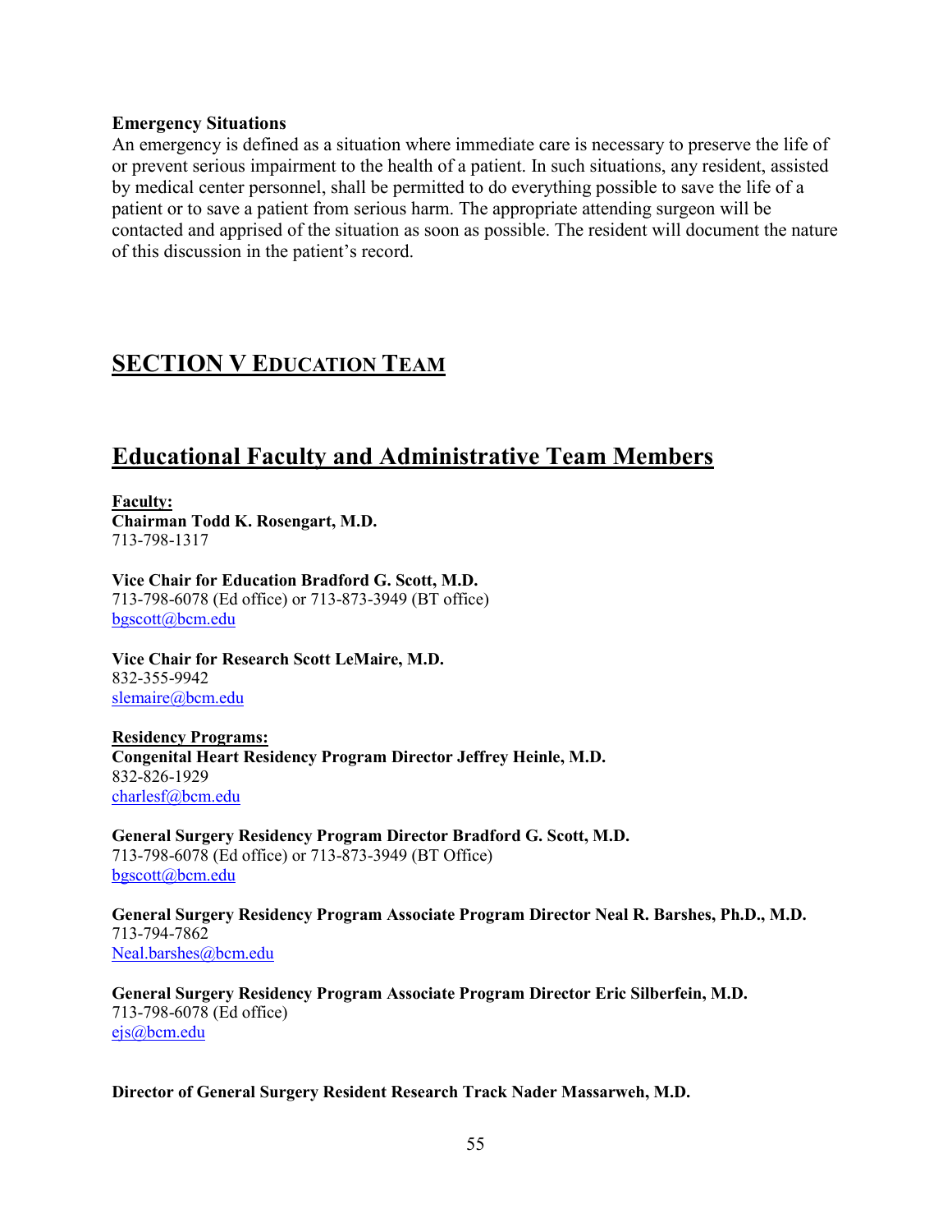**Emergency Situations**

An emergency is defined as a situation where immediate care is necessary to preserve the life of or prevent serious impairment to the health of a patient. In such situations, any resident, assisted by medical center personnel, shall be permitted to do everything possible to save the life of a patient or to save a patient from serious harm. The appropriate attending surgeon will be contacted and apprised of the situation as soon as possible. The resident will document the nature of this discussion in the patient's record.

# SECTION V EDUCATION TEAM

## Educational Faculty and Administrative Team Members

**Faculty:**

**Chairman Todd K. Rosengart, M.D.**
713-798-1317

**Vice Chair for Education Bradford G. Scott, M.D.**
713-798-6078 (Ed office) or 713-873-3949 (BT office)
bgscott@bcm.edu

**Vice Chair for Research Scott LeMaire, M.D.**
832-355-9942
slemaire@bcm.edu

**Residency Programs:**

**Congenital Heart Residency Program Director Jeffrey Heinle, M.D.**
832-826-1929
charlesf@bcm.edu

**General Surgery Residency Program Director Bradford G. Scott, M.D.**
713-798-6078 (Ed office) or 713-873-3949 (BT Office)
bgscott@bcm.edu

**General Surgery Residency Program Associate Program Director Neal R. Barshes, Ph.D., M.D.**
713-794-7862
Neal.barshes@bcm.edu

**General Surgery Residency Program Associate Program Director Eric Silberfein, M.D.**
713-798-6078 (Ed office)
ejs@bcm.edu

**Director of General Surgery Resident Research Track Nader Massarweh, M.D.**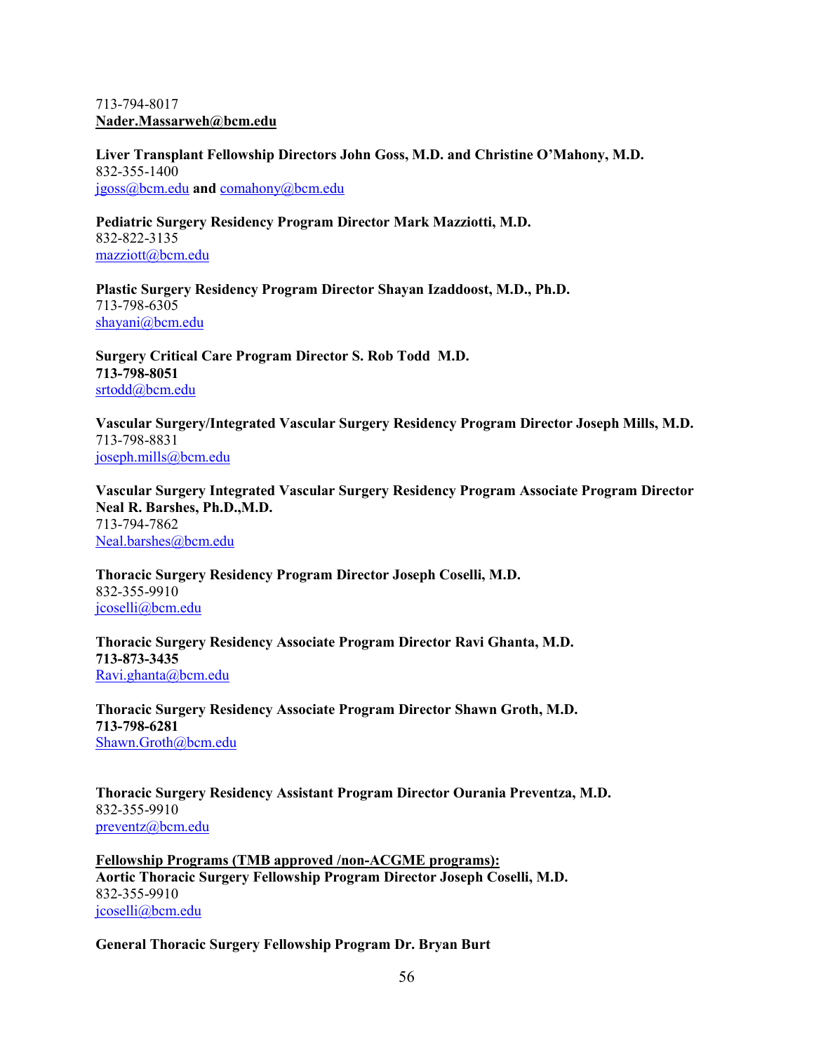713-794-8017
**Nader.Massarweh@bcm.edu**

**Liver Transplant Fellowship Directors John Goss, M.D. and Christine O'Mahony, M.D.**
832-355-1400
jgoss@bcm.edu **and** comahony@bcm.edu

**Pediatric Surgery Residency Program Director Mark Mazziotti, M.D.**
832-822-3135
mazziott@bcm.edu

**Plastic Surgery Residency Program Director Shayan Izaddoost, M.D., Ph.D.**
713-798-6305
shayani@bcm.edu

**Surgery Critical Care Program Director S. Rob Todd M.D.**
**713-798-8051**
srtodd@bcm.edu

**Vascular Surgery/Integrated Vascular Surgery Residency Program Director Joseph Mills, M.D.**
713-798-8831
joseph.mills@bcm.edu

**Vascular Surgery Integrated Vascular Surgery Residency Program Associate Program Director Neal R. Barshes, Ph.D.,M.D.**
713-794-7862
Neal.barshes@bcm.edu

**Thoracic Surgery Residency Program Director Joseph Coselli, M.D.**
832-355-9910
jcoselli@bcm.edu

**Thoracic Surgery Residency Associate Program Director Ravi Ghanta, M.D.**
**713-873-3435**
Ravi.ghanta@bcm.edu

**Thoracic Surgery Residency Associate Program Director Shawn Groth, M.D.**
**713-798-6281**
Shawn.Groth@bcm.edu

**Thoracic Surgery Residency Assistant Program Director Ourania Preventza, M.D.**
832-355-9910
preventz@bcm.edu

**Fellowship Programs (TMB approved /non-ACGME programs):**
**Aortic Thoracic Surgery Fellowship Program Director Joseph Coselli, M.D.**
832-355-9910
jcoselli@bcm.edu

**General Thoracic Surgery Fellowship Program Dr. Bryan Burt**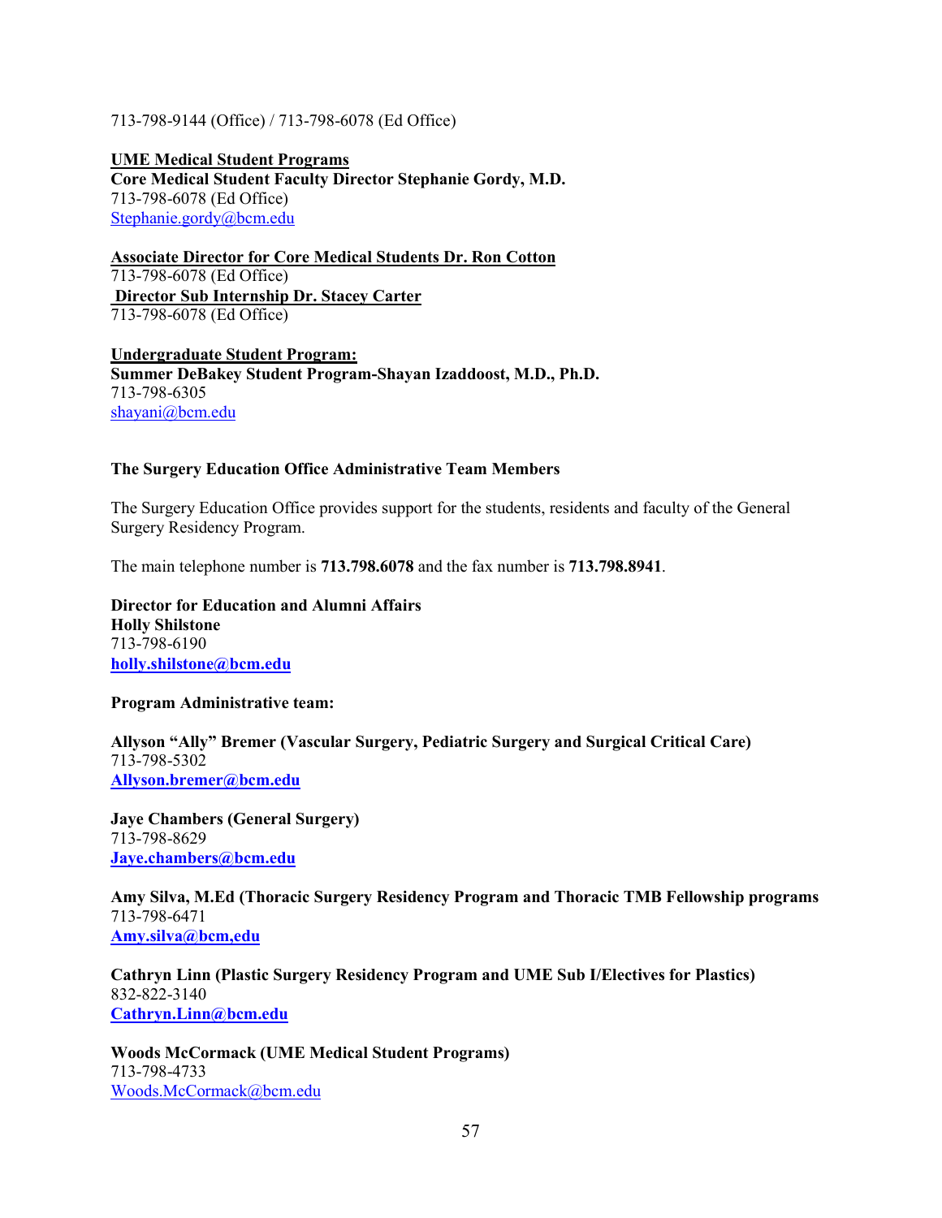713-798-9144 (Office) / 713-798-6078 (Ed Office)

**UME Medical Student Programs**
**Core Medical Student Faculty Director Stephanie Gordy, M.D.**
713-798-6078 (Ed Office)
Stephanie.gordy@bcm.edu

**Associate Director for Core Medical Students Dr. Ron Cotton**
713-798-6078 (Ed Office)
**Director Sub Internship Dr. Stacey Carter**
713-798-6078 (Ed Office)

**Undergraduate Student Program:**
**Summer DeBakey Student Program-Shayan Izaddoost, M.D., Ph.D.**
713-798-6305
shayani@bcm.edu

**The Surgery Education Office Administrative Team Members**

The Surgery Education Office provides support for the students, residents and faculty of the General Surgery Residency Program.

The main telephone number is **713.798.6078** and the fax number is **713.798.8941**.

**Director for Education and Alumni Affairs**
**Holly Shilstone**
713-798-6190
**holly.shilstone@bcm.edu**

**Program Administrative team:**

**Allyson "Ally" Bremer (Vascular Surgery, Pediatric Surgery and Surgical Critical Care)**
713-798-5302
**Allyson.bremer@bcm.edu**

**Jaye Chambers (General Surgery)**
713-798-8629
**Jaye.chambers@bcm.edu**

**Amy Silva, M.Ed (Thoracic Surgery Residency Program and Thoracic TMB Fellowship programs**
713-798-6471
**Amy.silva@bcm,edu**

**Cathryn Linn (Plastic Surgery Residency Program and UME Sub I/Electives for Plastics)**
832-822-3140
**Cathryn.Linn@bcm.edu**

**Woods McCormack (UME Medical Student Programs)**
713-798-4733
Woods.McCormack@bcm.edu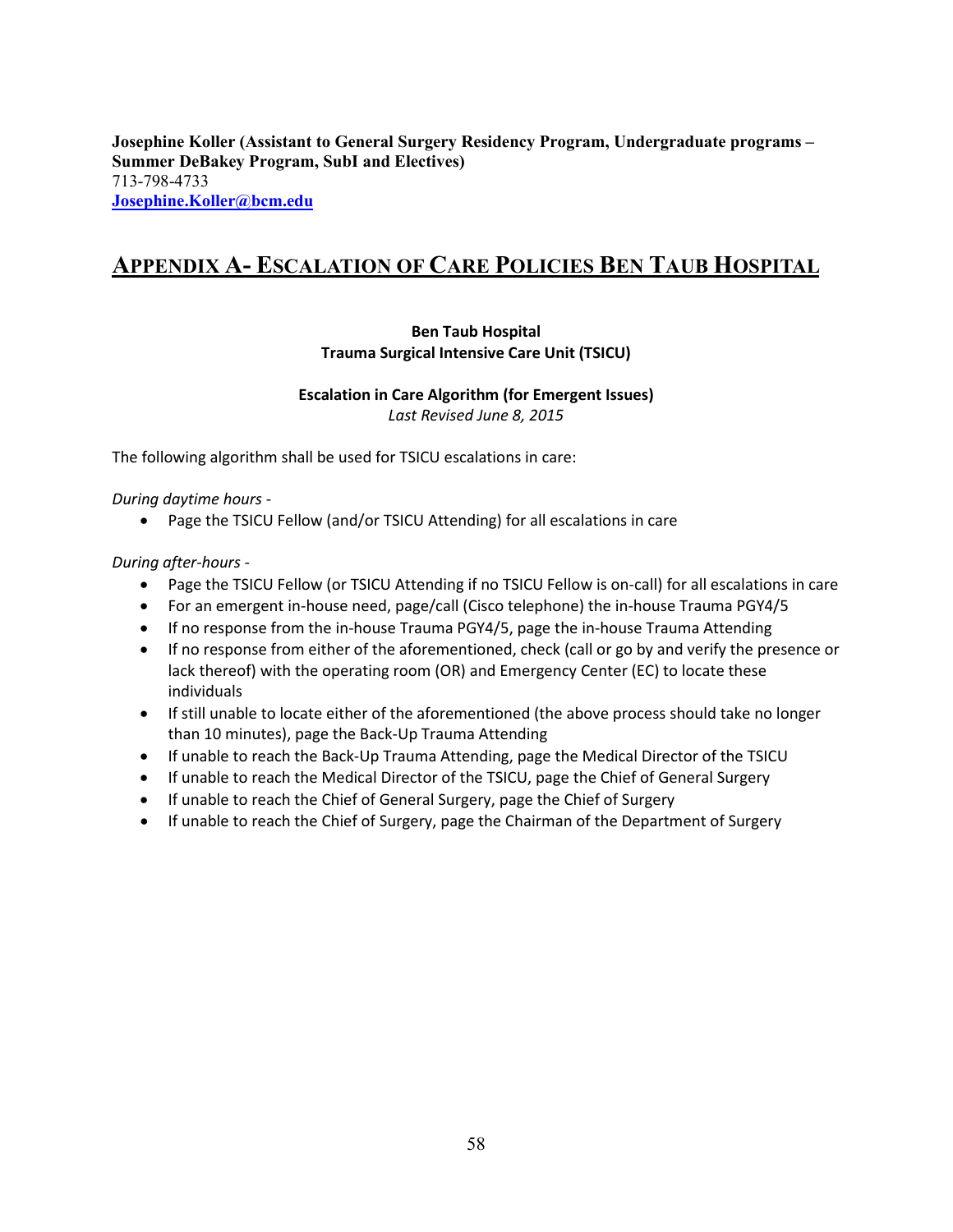**Josephine Koller (Assistant to General Surgery Residency Program, Undergraduate programs – Summer DeBakey Program, SubI and Electives)**
713-798-4733
[Josephine.Koller@bcm.edu](mailto:Josephine.Koller@bcm.edu)

## APPENDIX A- ESCALATION OF CARE POLICIES BEN TAUB HOSPITAL

**Ben Taub Hospital**
**Trauma Surgical Intensive Care Unit (TSICU)**

**Escalation in Care Algorithm (for Emergent Issues)**
*Last Revised June 8, 2015*

The following algorithm shall be used for TSICU escalations in care:

*During daytime hours -*

- Page the TSICU Fellow (and/or TSICU Attending) for all escalations in care

*During after-hours -*

- Page the TSICU Fellow (or TSICU Attending if no TSICU Fellow is on-call) for all escalations in care
- For an emergent in-house need, page/call (Cisco telephone) the in-house Trauma PGY4/5
- If no response from the in-house Trauma PGY4/5, page the in-house Trauma Attending
- If no response from either of the aforementioned, check (call or go by and verify the presence or lack thereof) with the operating room (OR) and Emergency Center (EC) to locate these individuals
- If still unable to locate either of the aforementioned (the above process should take no longer than 10 minutes), page the Back-Up Trauma Attending
- If unable to reach the Back-Up Trauma Attending, page the Medical Director of the TSICU
- If unable to reach the Medical Director of the TSICU, page the Chief of General Surgery
- If unable to reach the Chief of General Surgery, page the Chief of Surgery
- If unable to reach the Chief of Surgery, page the Chairman of the Department of Surgery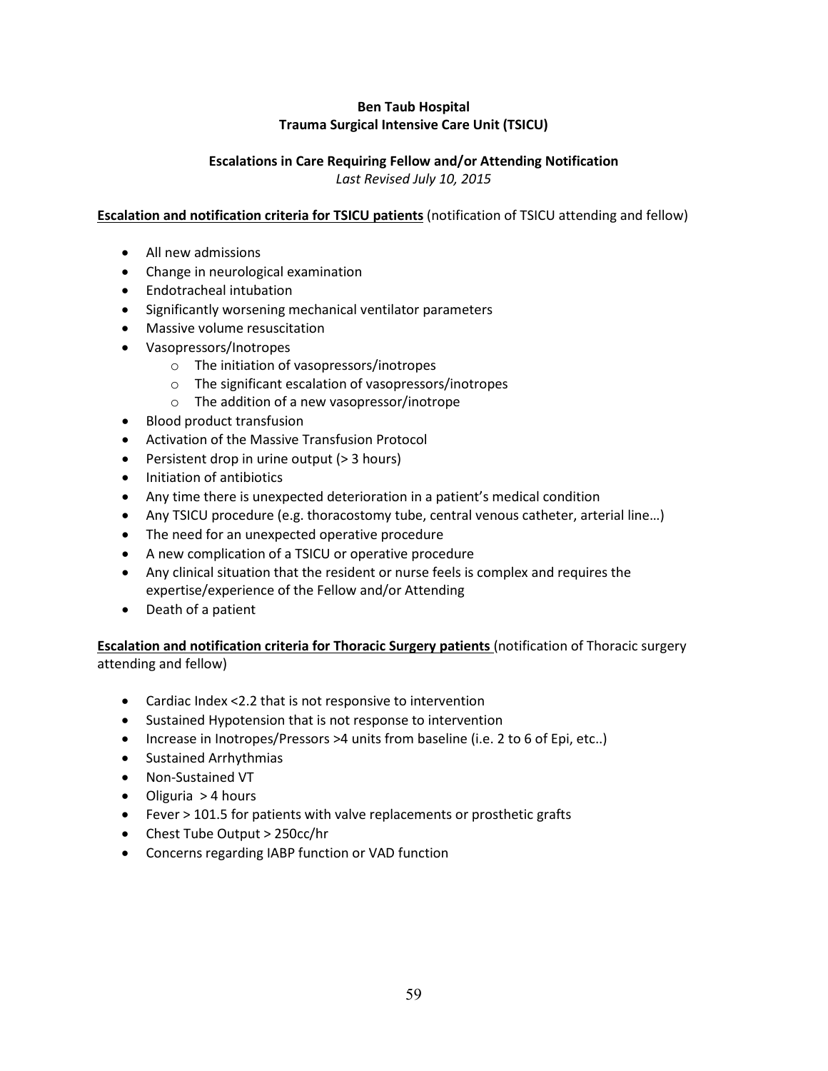**Ben Taub Hospital**
**Trauma Surgical Intensive Care Unit (TSICU)**

**Escalations in Care Requiring Fellow and/or Attending Notification**
*Last Revised July 10, 2015*

**Escalation and notification criteria for TSICU patients** (notification of TSICU attending and fellow)

- All new admissions
- Change in neurological examination
- Endotracheal intubation
- Significantly worsening mechanical ventilator parameters
- Massive volume resuscitation
- Vasopressors/Inotropes
  - The initiation of vasopressors/inotropes
  - The significant escalation of vasopressors/inotropes
  - The addition of a new vasopressor/inotrope
- Blood product transfusion
- Activation of the Massive Transfusion Protocol
- Persistent drop in urine output (> 3 hours)
- Initiation of antibiotics
- Any time there is unexpected deterioration in a patient's medical condition
- Any TSICU procedure (e.g. thoracostomy tube, central venous catheter, arterial line…)
- The need for an unexpected operative procedure
- A new complication of a TSICU or operative procedure
- Any clinical situation that the resident or nurse feels is complex and requires the expertise/experience of the Fellow and/or Attending
- Death of a patient

**Escalation and notification criteria for Thoracic Surgery patients** (notification of Thoracic surgery attending and fellow)

- Cardiac Index <2.2 that is not responsive to intervention
- Sustained Hypotension that is not response to intervention
- Increase in Inotropes/Pressors >4 units from baseline (i.e. 2 to 6 of Epi, etc..)
- Sustained Arrhythmias
- Non-Sustained VT
- Oliguria > 4 hours
- Fever > 101.5 for patients with valve replacements or prosthetic grafts
- Chest Tube Output > 250cc/hr
- Concerns regarding IABP function or VAD function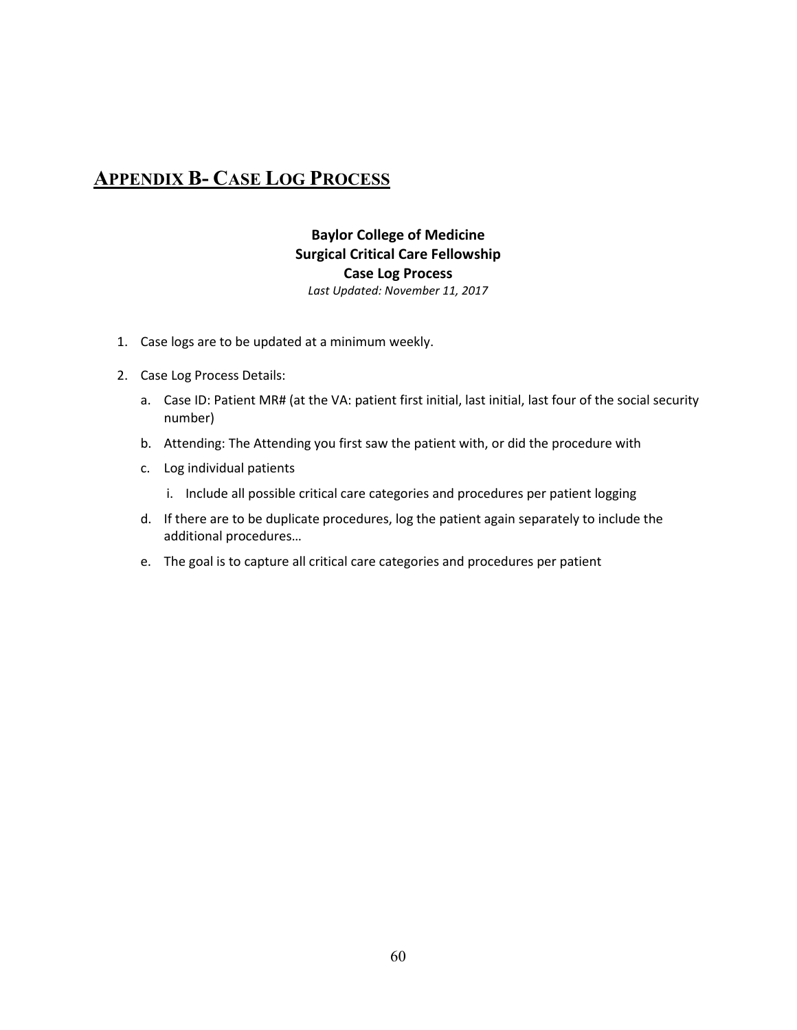## Appendix B- Case Log Process

**Baylor College of Medicine**
**Surgical Critical Care Fellowship**
**Case Log Process**
*Last Updated: November 11, 2017*

1. Case logs are to be updated at a minimum weekly.
2. Case Log Process Details:
   a. Case ID: Patient MR# (at the VA: patient first initial, last initial, last four of the social security number)
   b. Attending: The Attending you first saw the patient with, or did the procedure with
   c. Log individual patients
      i. Include all possible critical care categories and procedures per patient logging
   d. If there are to be duplicate procedures, log the patient again separately to include the additional procedures…
   e. The goal is to capture all critical care categories and procedures per patient